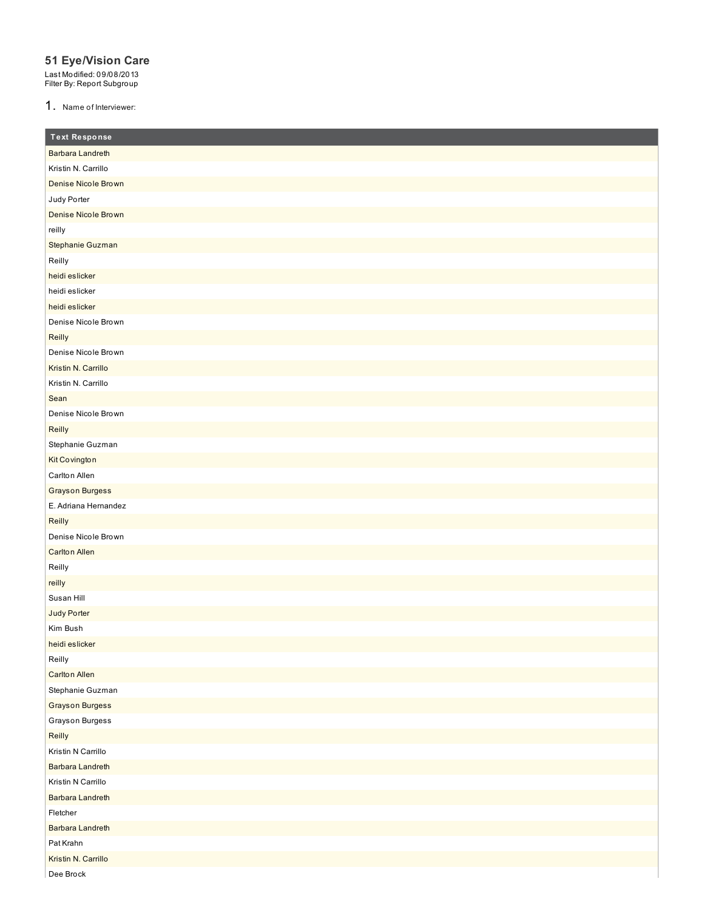# 51 Eye/Vision Care

Last Modified: 09/08/2013
Filter By: Report Subgroup

1. Name of Interviewer:

| Text Response |
|---|
| Barbara Landreth |
| Kristin N. Carrillo |
| Denise Nicole Brown |
| Judy Porter |
| Denise Nicole Brown |
| reilly |
| Stephanie Guzman |
| Reilly |
| heidi eslicker |
| heidi eslicker |
| heidi eslicker |
| Denise Nicole Brown |
| Reilly |
| Denise Nicole Brown |
| Kristin N. Carrillo |
| Kristin N. Carrillo |
| Sean |
| Denise Nicole Brown |
| Reilly |
| Stephanie Guzman |
| Kit Covington |
| Carlton Allen |
| Grayson Burgess |
| E. Adriana Hernandez |
| Reilly |
| Denise Nicole Brown |
| Carlton Allen |
| Reilly |
| reilly |
| Susan Hill |
| Judy Porter |
| Kim Bush |
| heidi eslicker |
| Reilly |
| Carlton Allen |
| Stephanie Guzman |
| Grayson Burgess |
| Grayson Burgess |
| Reilly |
| Kristin N Carrillo |
| Barbara Landreth |
| Kristin N Carrillo |
| Barbara Landreth |
| Fletcher |
| Barbara Landreth |
| Pat Krahn |
| Kristin N. Carrillo |
| Dee Brock |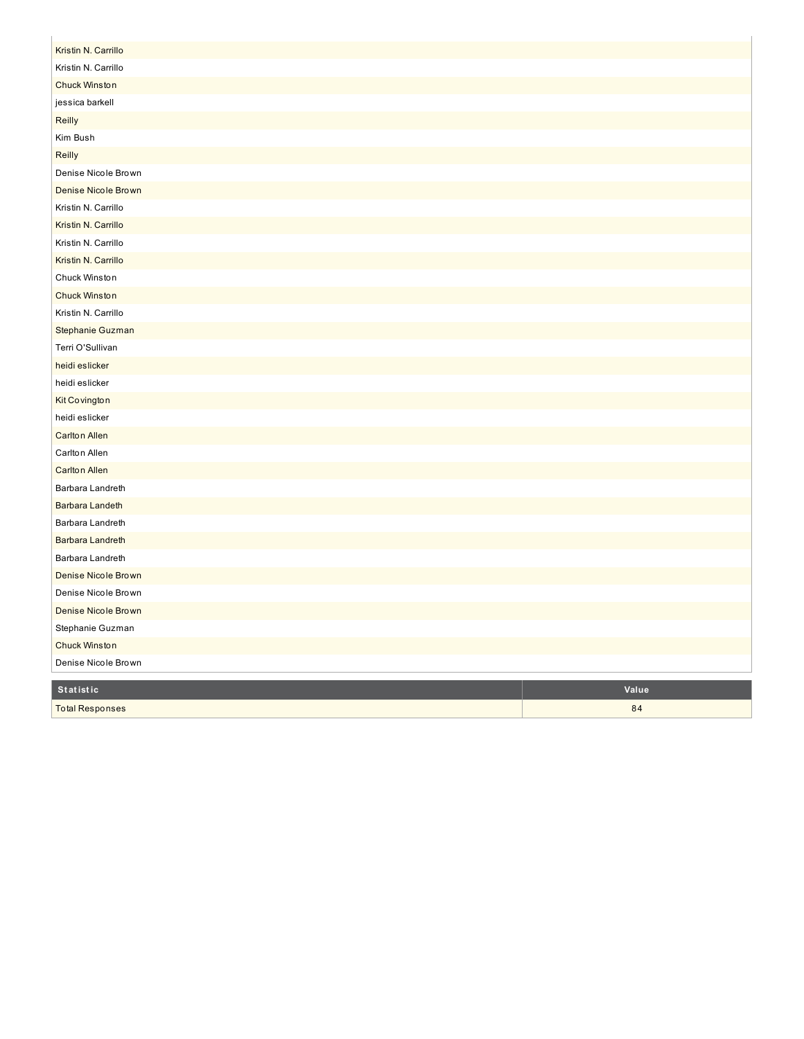| |
|---|
| Kristin N. Carrillo |
| Kristin N. Carrillo |
| Chuck Winston |
| jessica barkell |
| Reilly |
| Kim Bush |
| Reilly |
| Denise Nicole Brown |
| Denise Nicole Brown |
| Kristin N. Carrillo |
| Kristin N. Carrillo |
| Kristin N. Carrillo |
| Kristin N. Carrillo |
| Chuck Winston |
| Chuck Winston |
| Kristin N. Carrillo |
| Stephanie Guzman |
| Terri O'Sullivan |
| heidi eslicker |
| heidi eslicker |
| Kit Covington |
| heidi eslicker |
| Carlton Allen |
| Carlton Allen |
| Carlton Allen |
| Barbara Landreth |
| Barbara Landeth |
| Barbara Landreth |
| Barbara Landreth |
| Barbara Landreth |
| Denise Nicole Brown |
| Denise Nicole Brown |
| Denise Nicole Brown |
| Stephanie Guzman |
| Chuck Winston |
| Denise Nicole Brown |

| Statistic | Value |
|---|---|
| Total Responses | 84 |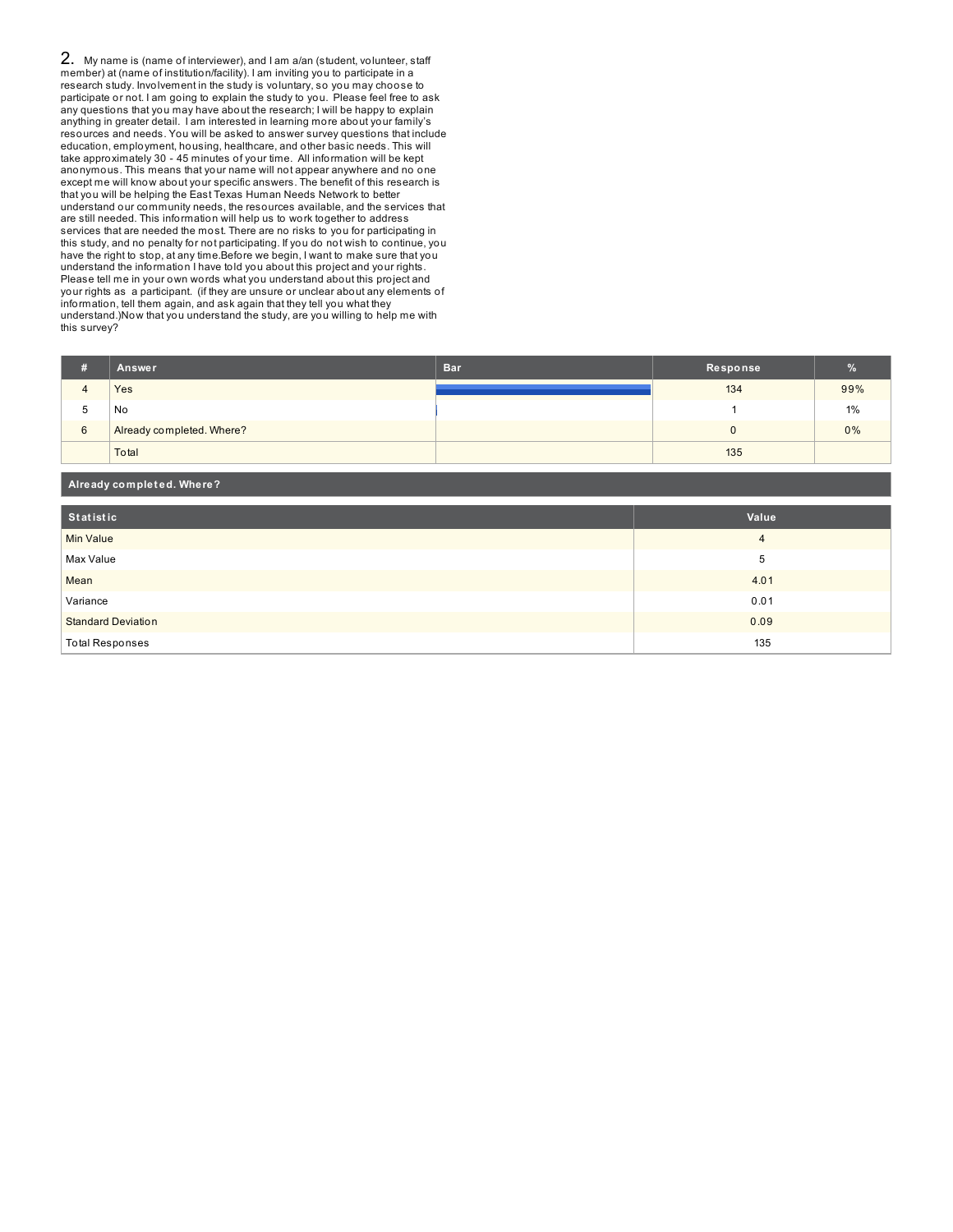## 2. My name is (name of interviewer), and I am a/an (student, volunteer, staff member) at (name of institution/facility). I am inviting you to participate in a research study. Involvement in the study is voluntary, so you may choose to participate or not. I am going to explain the study to you. Please feel free to ask any questions that you may have about the research; I will be happy to explain anything in greater detail. I am interested in learning more about your family's resources and needs. You will be asked to answer survey questions that include education, employment, housing, healthcare, and other basic needs. This will take approximately 30 - 45 minutes of your time. All information will be kept anonymous. This means that your name will not appear anywhere and no one except me will know about your specific answers. The benefit of this research is that you will be helping the East Texas Human Needs Network to better understand our community needs, the resources available, and the services that are still needed. This information will help us to work together to address services that are needed the most. There are no risks to you for participating in this study, and no penalty for not participating. If you do not wish to continue, you have the right to stop, at any time.Before we begin, I want to make sure that you understand the information I have told you about this project and your rights. Please tell me in your own words what you understand about this project and your rights as a participant. (if they are unsure or unclear about any elements of information, tell them again, and ask again that they tell you what they understand.)Now that you understand the study, are you willing to help me with this survey?

| # | Answer | Bar | Response | % |
|---|---|---|---|---|
| 4 | Yes | | 134 | 99% |
| 5 | No | | 1 | 1% |
| 6 | Already completed. Where? | | 0 | 0% |
| | Total | | 135 | |

| Already completed. Where? |
|---|

| Statistic | Value |
|---|---|
| Min Value | 4 |
| Max Value | 5 |
| Mean | 4.01 |
| Variance | 0.01 |
| Standard Deviation | 0.09 |
| Total Responses | 135 |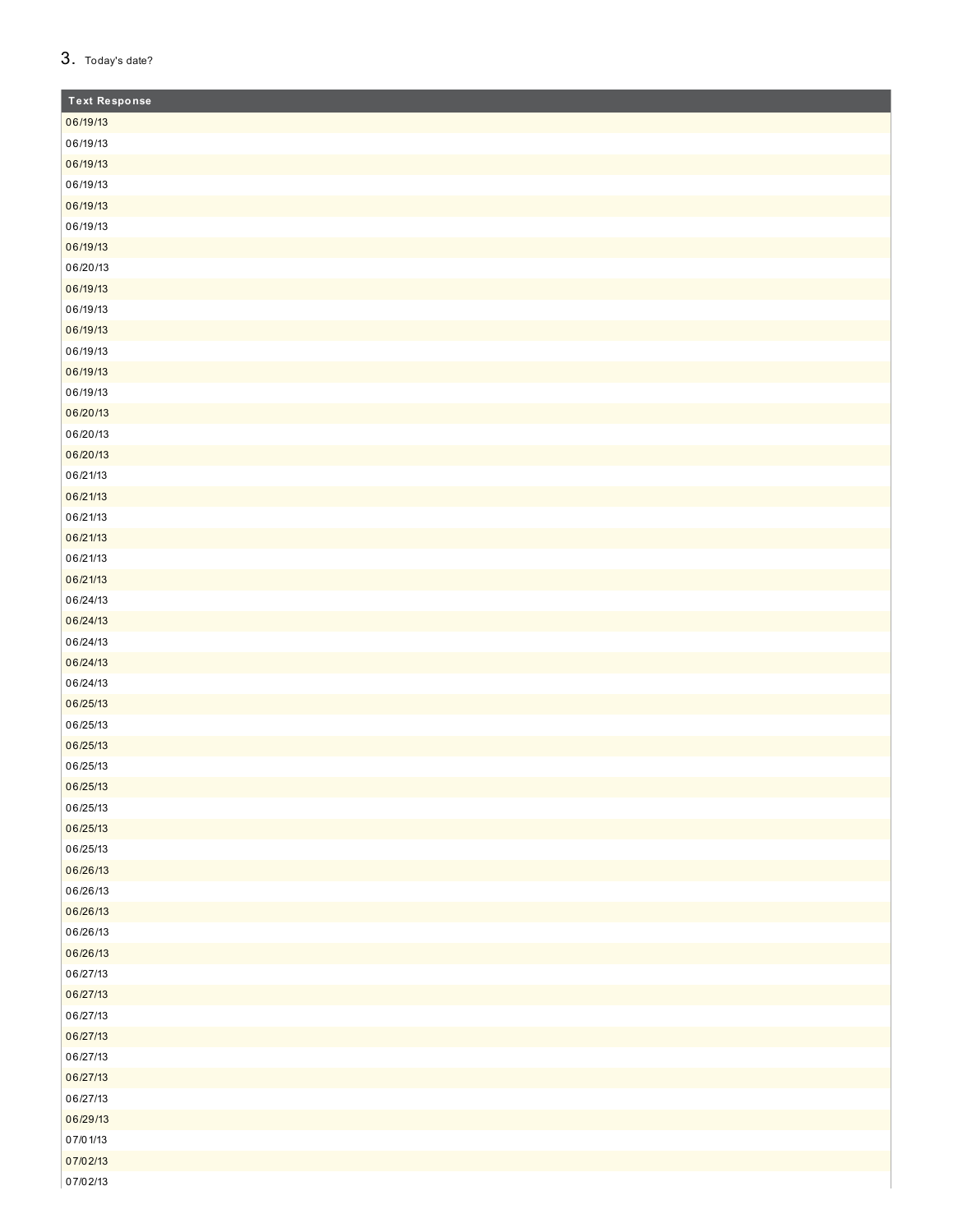3. Today's date?

| Text Response |
|---|
| 06/19/13 |
| 06/19/13 |
| 06/19/13 |
| 06/19/13 |
| 06/19/13 |
| 06/19/13 |
| 06/19/13 |
| 06/20/13 |
| 06/19/13 |
| 06/19/13 |
| 06/19/13 |
| 06/19/13 |
| 06/19/13 |
| 06/19/13 |
| 06/20/13 |
| 06/20/13 |
| 06/20/13 |
| 06/21/13 |
| 06/21/13 |
| 06/21/13 |
| 06/21/13 |
| 06/21/13 |
| 06/21/13 |
| 06/24/13 |
| 06/24/13 |
| 06/24/13 |
| 06/24/13 |
| 06/24/13 |
| 06/25/13 |
| 06/25/13 |
| 06/25/13 |
| 06/25/13 |
| 06/25/13 |
| 06/25/13 |
| 06/25/13 |
| 06/25/13 |
| 06/26/13 |
| 06/26/13 |
| 06/26/13 |
| 06/26/13 |
| 06/26/13 |
| 06/27/13 |
| 06/27/13 |
| 06/27/13 |
| 06/27/13 |
| 06/27/13 |
| 06/27/13 |
| 06/27/13 |
| 06/29/13 |
| 07/01/13 |
| 07/02/13 |
| 07/02/13 |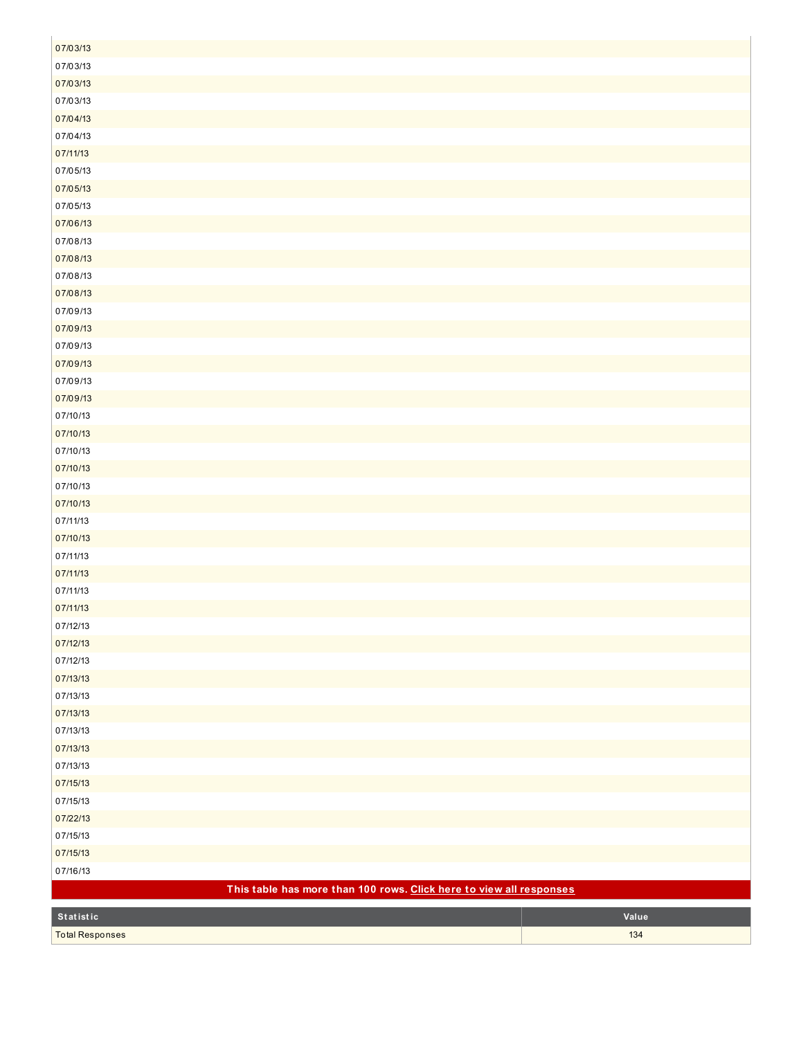| |
|---|
| 07/03/13 |
| 07/03/13 |
| 07/03/13 |
| 07/03/13 |
| 07/04/13 |
| 07/04/13 |
| 07/11/13 |
| 07/05/13 |
| 07/05/13 |
| 07/05/13 |
| 07/06/13 |
| 07/08/13 |
| 07/08/13 |
| 07/08/13 |
| 07/08/13 |
| 07/09/13 |
| 07/09/13 |
| 07/09/13 |
| 07/09/13 |
| 07/09/13 |
| 07/09/13 |
| 07/10/13 |
| 07/10/13 |
| 07/10/13 |
| 07/10/13 |
| 07/10/13 |
| 07/10/13 |
| 07/11/13 |
| 07/10/13 |
| 07/11/13 |
| 07/11/13 |
| 07/11/13 |
| 07/11/13 |
| 07/12/13 |
| 07/12/13 |
| 07/12/13 |
| 07/13/13 |
| 07/13/13 |
| 07/13/13 |
| 07/13/13 |
| 07/13/13 |
| 07/13/13 |
| 07/15/13 |
| 07/15/13 |
| 07/22/13 |
| 07/15/13 |
| 07/15/13 |
| 07/16/13 |

**This table has more than 100 rows. Click here to view all responses**

| Statistic | Value |
|---|---|
| Total Responses | 134 |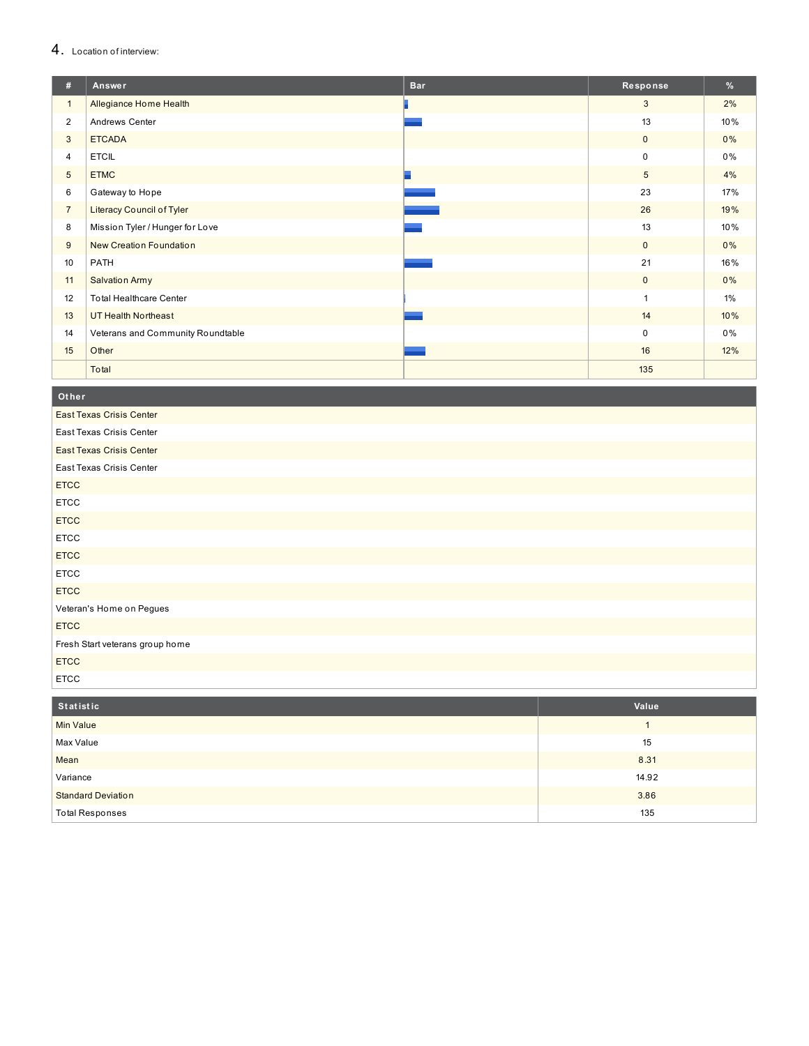4. Location of interview:

| # | Answer | Bar | Response | % |
|---|---|---|---|---|
| 1 | Allegiance Home Health | | 3 | 2% |
| 2 | Andrews Center | | 13 | 10% |
| 3 | ETCADA | | 0 | 0% |
| 4 | ETCIL | | 0 | 0% |
| 5 | ETMC | | 5 | 4% |
| 6 | Gateway to Hope | | 23 | 17% |
| 7 | Literacy Council of Tyler | | 26 | 19% |
| 8 | Mission Tyler / Hunger for Love | | 13 | 10% |
| 9 | New Creation Foundation | | 0 | 0% |
| 10 | PATH | | 21 | 16% |
| 11 | Salvation Army | | 0 | 0% |
| 12 | Total Healthcare Center | | 1 | 1% |
| 13 | UT Health Northeast | | 14 | 10% |
| 14 | Veterans and Community Roundtable | | 0 | 0% |
| 15 | Other | | 16 | 12% |
| | Total | | 135 | |

| Other |
|---|
| East Texas Crisis Center |
| East Texas Crisis Center |
| East Texas Crisis Center |
| East Texas Crisis Center |
| ETCC |
| ETCC |
| ETCC |
| ETCC |
| ETCC |
| ETCC |
| ETCC |
| Veteran's Home on Pegues |
| ETCC |
| Fresh Start veterans group home |
| ETCC |
| ETCC |

| Statistic | Value |
|---|---|
| Min Value | 1 |
| Max Value | 15 |
| Mean | 8.31 |
| Variance | 14.92 |
| Standard Deviation | 3.86 |
| Total Responses | 135 |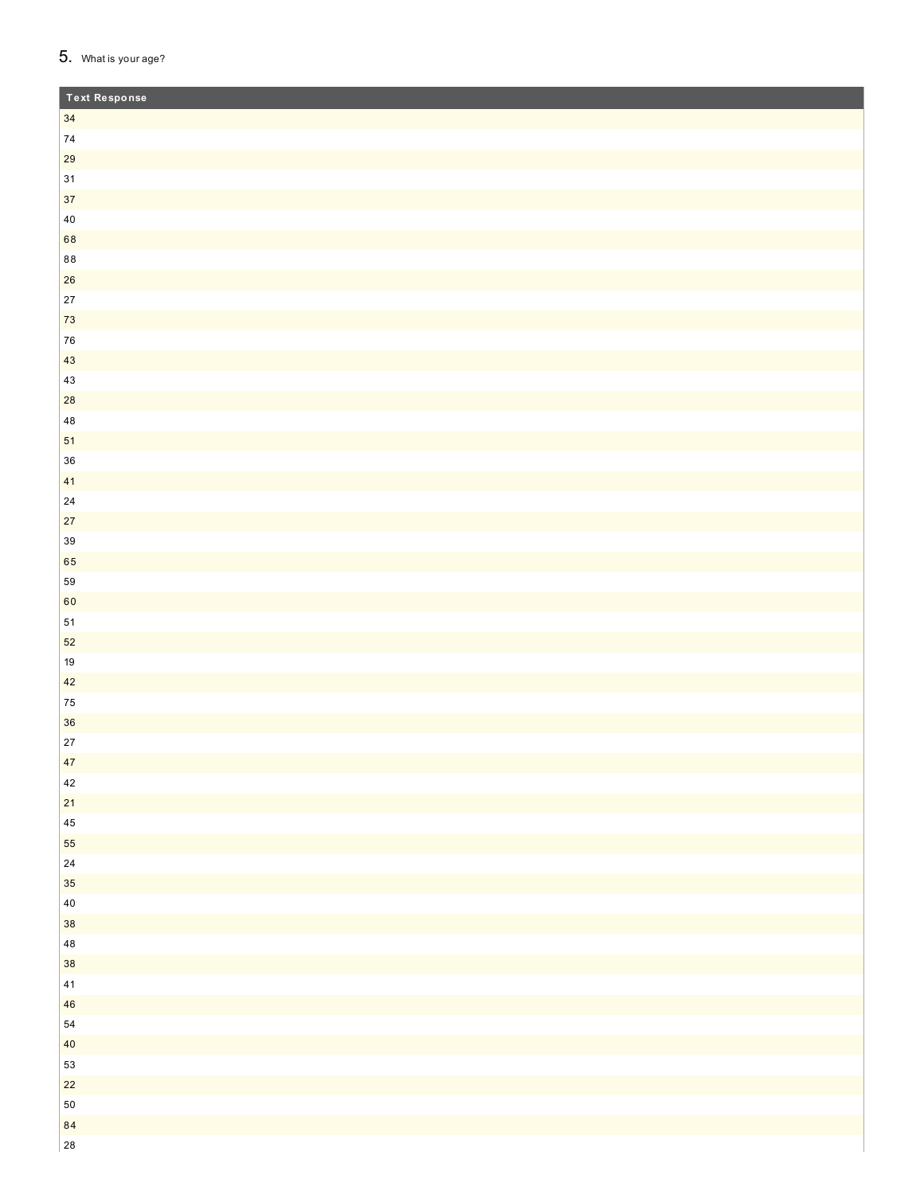5. What is your age?

| Text Response |
|---|
| 34 |
| 74 |
| 29 |
| 31 |
| 37 |
| 40 |
| 68 |
| 88 |
| 26 |
| 27 |
| 73 |
| 76 |
| 43 |
| 43 |
| 28 |
| 48 |
| 51 |
| 36 |
| 41 |
| 24 |
| 27 |
| 39 |
| 65 |
| 59 |
| 60 |
| 51 |
| 52 |
| 19 |
| 42 |
| 75 |
| 36 |
| 27 |
| 47 |
| 42 |
| 21 |
| 45 |
| 55 |
| 24 |
| 35 |
| 40 |
| 38 |
| 48 |
| 38 |
| 41 |
| 46 |
| 54 |
| 40 |
| 53 |
| 22 |
| 50 |
| 84 |
| 28 |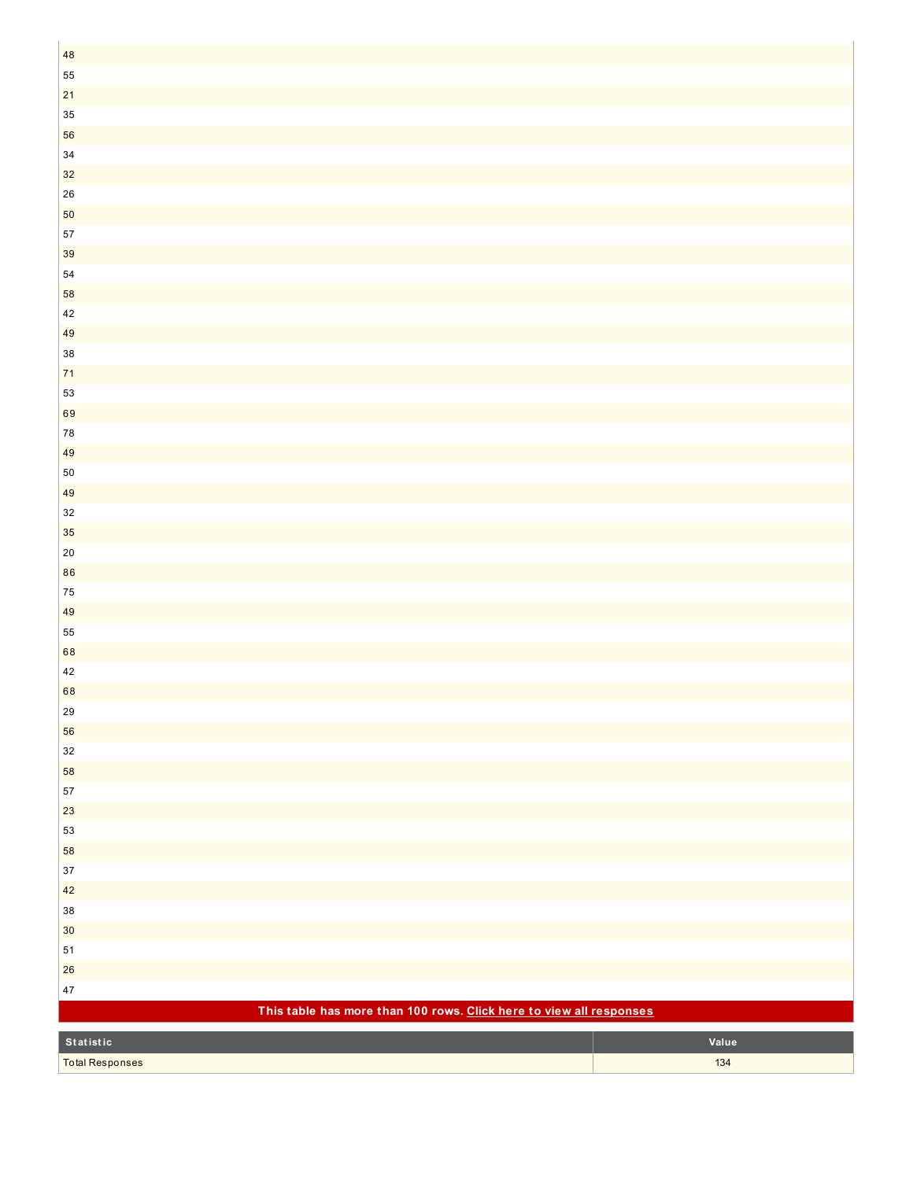| |
|---|
| 48 |
| 55 |
| 21 |
| 35 |
| 56 |
| 34 |
| 32 |
| 26 |
| 50 |
| 57 |
| 39 |
| 54 |
| 58 |
| 42 |
| 49 |
| 38 |
| 71 |
| 53 |
| 69 |
| 78 |
| 49 |
| 50 |
| 49 |
| 32 |
| 35 |
| 20 |
| 86 |
| 75 |
| 49 |
| 55 |
| 68 |
| 42 |
| 68 |
| 29 |
| 56 |
| 32 |
| 58 |
| 57 |
| 23 |
| 53 |
| 58 |
| 37 |
| 42 |
| 38 |
| 30 |
| 51 |
| 26 |
| 47 |

**This table has more than 100 rows. Click here to view all responses**

| Statistic | Value |
|---|---|
| Total Responses | 134 |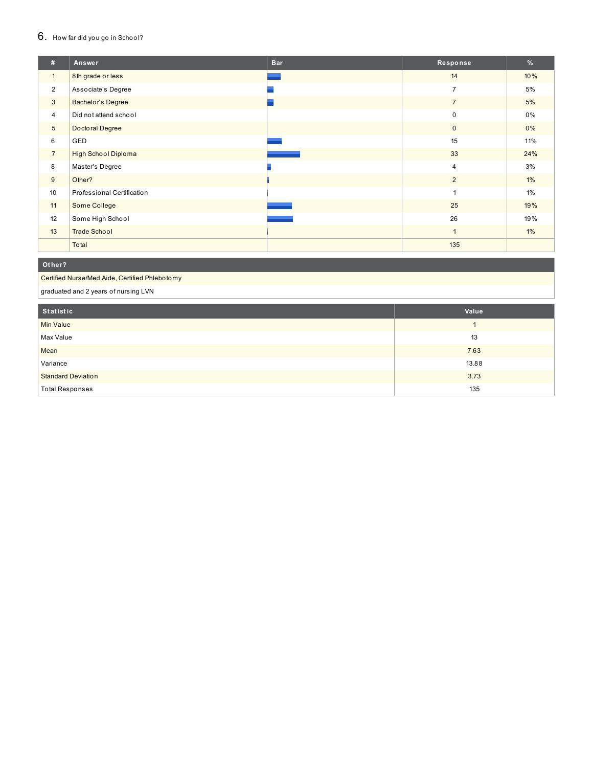## 6. How far did you go in School?

| # | Answer | Bar | Response | % |
|---|---|---|---|---|
| 1 | 8th grade or less | | 14 | 10% |
| 2 | Associate's Degree | | 7 | 5% |
| 3 | Bachelor's Degree | | 7 | 5% |
| 4 | Did not attend school | | 0 | 0% |
| 5 | Doctoral Degree | | 0 | 0% |
| 6 | GED | | 15 | 11% |
| 7 | High School Diploma | | 33 | 24% |
| 8 | Master's Degree | | 4 | 3% |
| 9 | Other? | | 2 | 1% |
| 10 | Professional Certification | | 1 | 1% |
| 11 | Some College | | 25 | 19% |
| 12 | Some High School | | 26 | 19% |
| 13 | Trade School | | 1 | 1% |
| | Total | | 135 | |

| Other? |
|---|
| Certified Nurse/Med Aide, Certified Phlebotomy |
| graduated and 2 years of nursing LVN |

| Statistic | Value |
|---|---|
| Min Value | 1 |
| Max Value | 13 |
| Mean | 7.63 |
| Variance | 13.88 |
| Standard Deviation | 3.73 |
| Total Responses | 135 |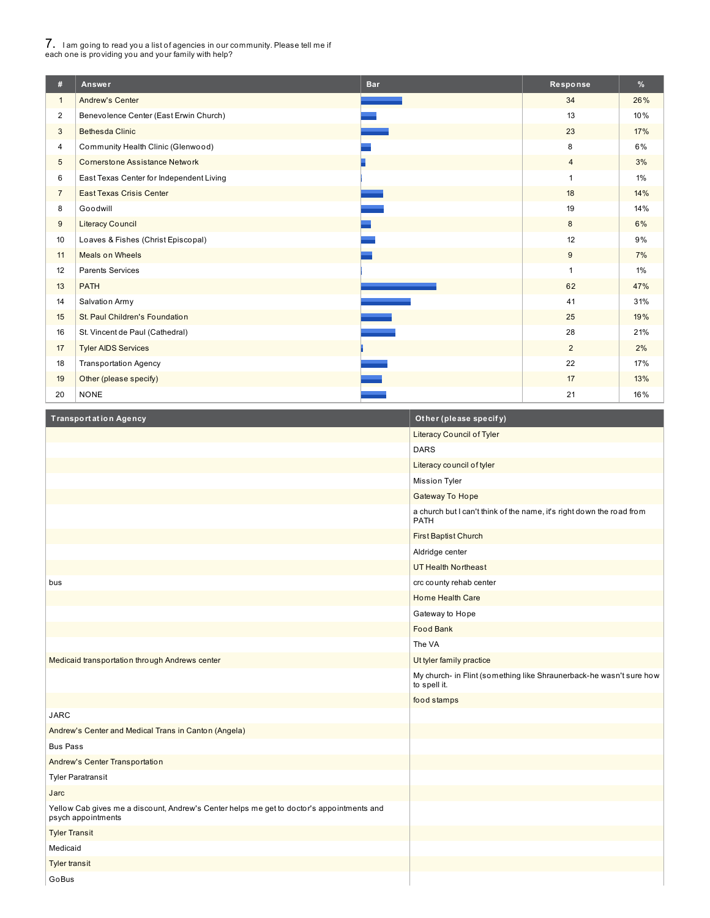## 7. I am going to read you a list of agencies in our community. Please tell me if each one is providing you and your family with help?

| # | Answer | Bar | Response | % |
|---|---|---|---|---|
| 1 | Andrew's Center | | 34 | 26% |
| 2 | Benevolence Center (East Erwin Church) | | 13 | 10% |
| 3 | Bethesda Clinic | | 23 | 17% |
| 4 | Community Health Clinic (Glenwood) | | 8 | 6% |
| 5 | Cornerstone Assistance Network | | 4 | 3% |
| 6 | East Texas Center for Independent Living | | 1 | 1% |
| 7 | East Texas Crisis Center | | 18 | 14% |
| 8 | Goodwill | | 19 | 14% |
| 9 | Literacy Council | | 8 | 6% |
| 10 | Loaves & Fishes (Christ Episcopal) | | 12 | 9% |
| 11 | Meals on Wheels | | 9 | 7% |
| 12 | Parents Services | | 1 | 1% |
| 13 | PATH | | 62 | 47% |
| 14 | Salvation Army | | 41 | 31% |
| 15 | St. Paul Children's Foundation | | 25 | 19% |
| 16 | St. Vincent de Paul (Cathedral) | | 28 | 21% |
| 17 | Tyler AIDS Services | | 2 | 2% |
| 18 | Transportation Agency | | 22 | 17% |
| 19 | Other (please specify) | | 17 | 13% |
| 20 | NONE | | 21 | 16% |

| Transportation Agency | Other (please specify) |
|---|---|
| | Literacy Council of Tyler |
| | DARS |
| | Literacy council of tyler |
| | Mission Tyler |
| | Gateway To Hope |
| | a church but I can't think of the name, it's right down the road from PATH |
| | First Baptist Church |
| | Aldridge center |
| | UT Health Northeast |
| bus | crc county rehab center |
| | Home Health Care |
| | Gateway to Hope |
| | Food Bank |
| | The VA |
| Medicaid transportation through Andrews center | Ut tyler family practice |
| | My church- in Flint (something like Shraunerback-he wasn't sure how to spell it. |
| | food stamps |
| JARC | |
| Andrew's Center and Medical Trans in Canton (Angela) | |
| Bus Pass | |
| Andrew's Center Transportation | |
| Tyler Paratransit | |
| Jarc | |
| Yellow Cab gives me a discount, Andrew's Center helps me get to doctor's appointments and psych appointments | |
| Tyler Transit | |
| Medicaid | |
| Tyler transit | |
| GoBus | |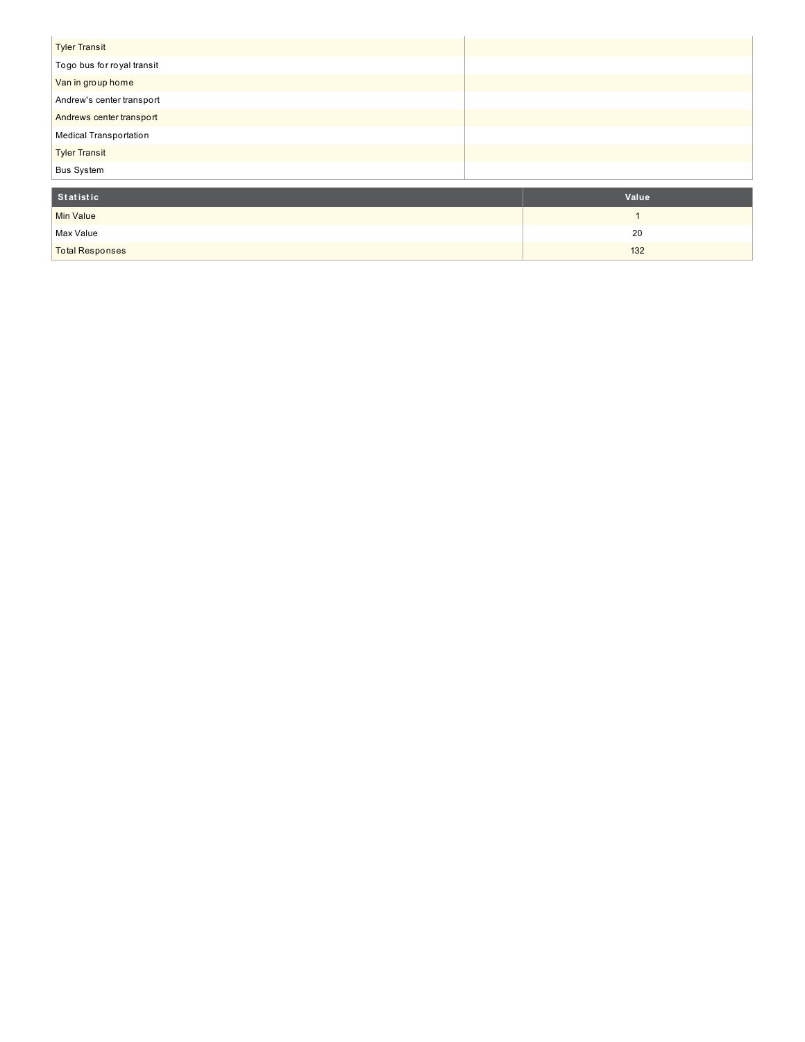| | |
|---|---|
| Tyler Transit | |
| Togo bus for royal transit | |
| Van in group home | |
| Andrew's center transport | |
| Andrews center transport | |
| Medical Transportation | |
| Tyler Transit | |
| Bus System | |

| Statistic | Value |
|---|---|
| Min Value | 1 |
| Max Value | 20 |
| Total Responses | 132 |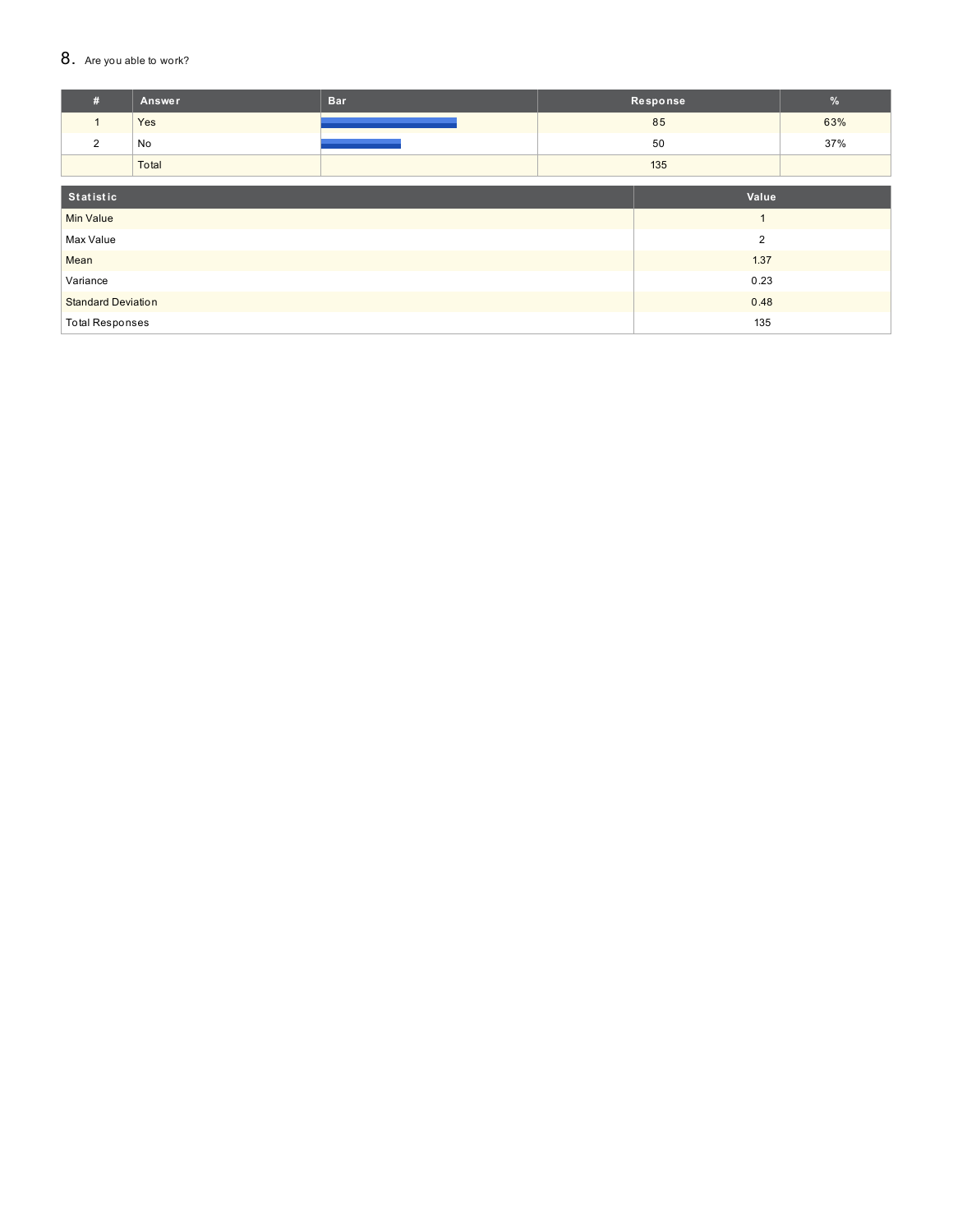## 8. Are you able to work?

| # | Answer | Bar | Response | % |
|---|---|---|---|---|
| 1 | Yes | | 85 | 63% |
| 2 | No | | 50 | 37% |
| | Total | | 135 | |

| Statistic | Value |
|---|---|
| Min Value | 1 |
| Max Value | 2 |
| Mean | 1.37 |
| Variance | 0.23 |
| Standard Deviation | 0.48 |
| Total Responses | 135 |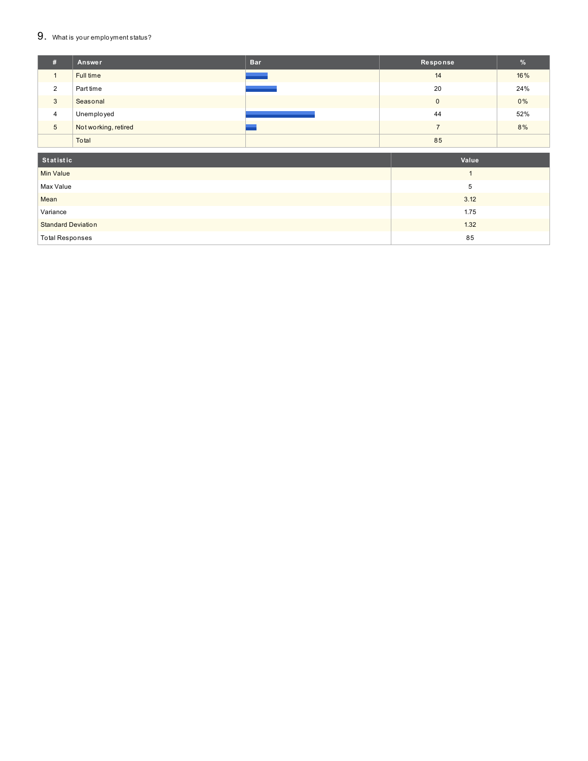9. What is your employment status?

| # | Answer | Bar | Response | % |
|---|---|---|---|---|
| 1 | Full time | | 14 | 16% |
| 2 | Part time | | 20 | 24% |
| 3 | Seasonal | | 0 | 0% |
| 4 | Unemployed | | 44 | 52% |
| 5 | Not working, retired | | 7 | 8% |
| | Total | | 85 | |

| Statistic | Value |
|---|---|
| Min Value | 1 |
| Max Value | 5 |
| Mean | 3.12 |
| Variance | 1.75 |
| Standard Deviation | 1.32 |
| Total Responses | 85 |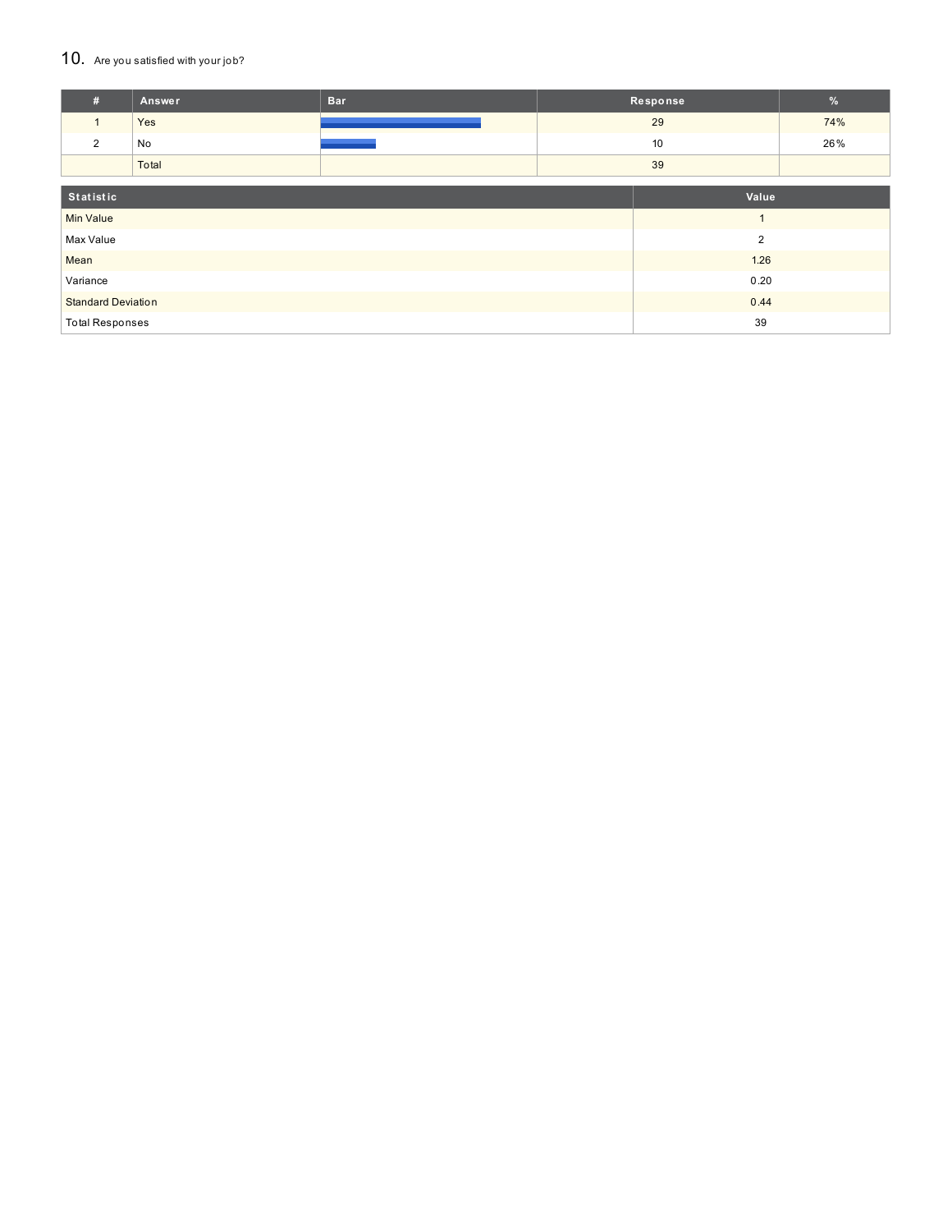## 10. Are you satisfied with your job?

| # | Answer | Bar | Response | % |
|---|---|---|---|---|
| 1 | Yes | | 29 | 74% |
| 2 | No | | 10 | 26% |
| | Total | | 39 | |

| Statistic | Value |
|---|---|
| Min Value | 1 |
| Max Value | 2 |
| Mean | 1.26 |
| Variance | 0.20 |
| Standard Deviation | 0.44 |
| Total Responses | 39 |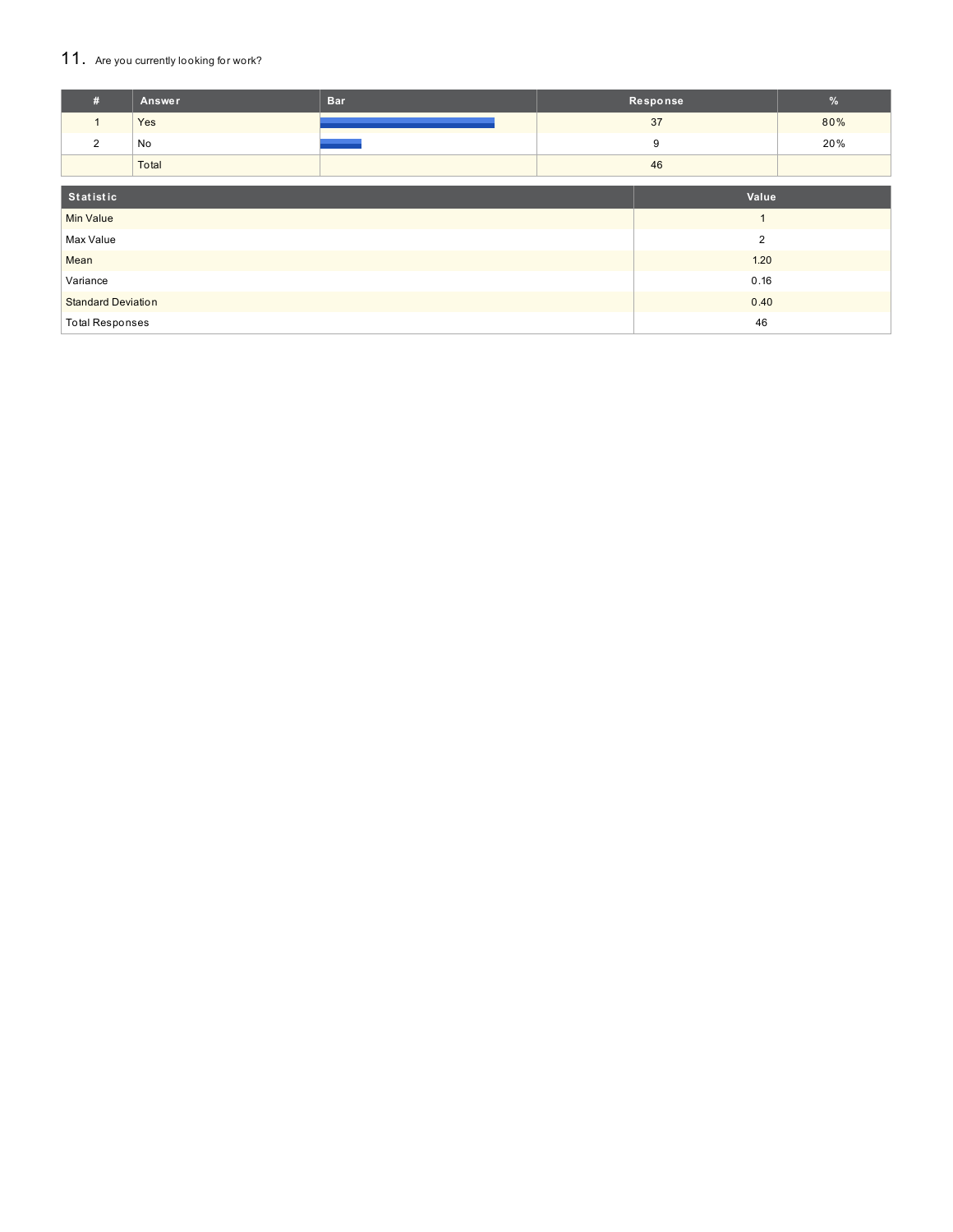## 11. Are you currently looking for work?

| # | Answer | Bar | Response | % |
|---|---|---|---|---|
| 1 | Yes | | 37 | 80% |
| 2 | No | | 9 | 20% |
| | Total | | 46 | |

| Statistic | Value |
|---|---|
| Min Value | 1 |
| Max Value | 2 |
| Mean | 1.20 |
| Variance | 0.16 |
| Standard Deviation | 0.40 |
| Total Responses | 46 |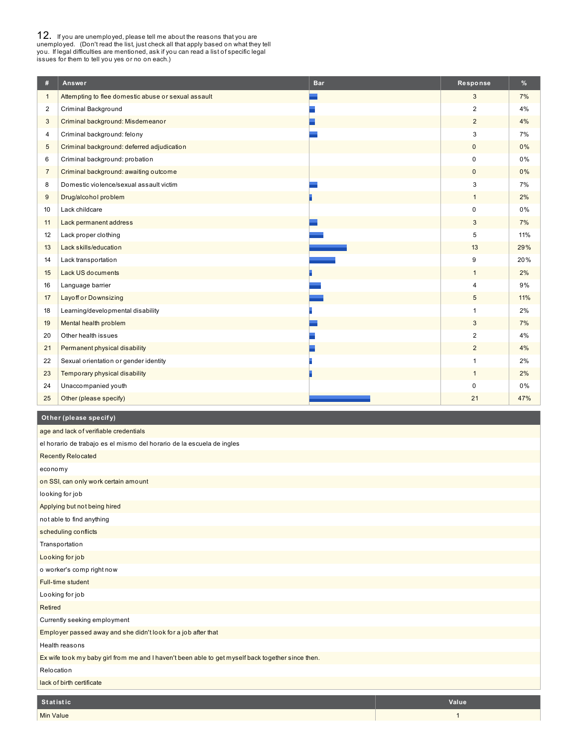## 12. If you are unemployed, please tell me about the reasons that you are unemployed. (Don't read the list, just check all that apply based on what they tell you. If legal difficulties are mentioned, ask if you can read a list of specific legal issues for them to tell you yes or no on each.)

| # | Answer | Bar | Response | % |
|---|---|---|---|---|
| 1 | Attempting to flee domestic abuse or sexual assault | | 3 | 7% |
| 2 | Criminal Background | | 2 | 4% |
| 3 | Criminal background: Misdemeanor | | 2 | 4% |
| 4 | Criminal background: felony | | 3 | 7% |
| 5 | Criminal background: deferred adjudication | | 0 | 0% |
| 6 | Criminal background: probation | | 0 | 0% |
| 7 | Criminal background: awaiting outcome | | 0 | 0% |
| 8 | Domestic violence/sexual assault victim | | 3 | 7% |
| 9 | Drug/alcohol problem | | 1 | 2% |
| 10 | Lack childcare | | 0 | 0% |
| 11 | Lack permanent address | | 3 | 7% |
| 12 | Lack proper clothing | | 5 | 11% |
| 13 | Lack skills/education | | 13 | 29% |
| 14 | Lack transportation | | 9 | 20% |
| 15 | Lack US documents | | 1 | 2% |
| 16 | Language barrier | | 4 | 9% |
| 17 | Layoff or Downsizing | | 5 | 11% |
| 18 | Learning/developmental disability | | 1 | 2% |
| 19 | Mental health problem | | 3 | 7% |
| 20 | Other health issues | | 2 | 4% |
| 21 | Permanent physical disability | | 2 | 4% |
| 22 | Sexual orientation or gender identity | | 1 | 2% |
| 23 | Temporary physical disability | | 1 | 2% |
| 24 | Unaccompanied youth | | 0 | 0% |
| 25 | Other (please specify) | | 21 | 47% |

| Other (please specify) |
|---|
| age and lack of verifiable credentials |
| el horario de trabajo es el mismo del horario de la escuela de ingles |
| Recently Relocated |
| economy |
| on SSI, can only work certain amount |
| looking for job |
| Applying but not being hired |
| not able to find anything |
| scheduling conflicts |
| Transportation |
| Looking for job |
| o worker's comp right now |
| Full-time student |
| Looking for job |
| Retired |
| Currently seeking employment |
| Employer passed away and she didn't look for a job after that |
| Health reasons |
| Ex wife took my baby girl from me and I haven't been able to get myself back together since then. |
| Relocation |
| lack of birth certificate |

| Statistic | Value |
|---|---|
| Min Value | 1 |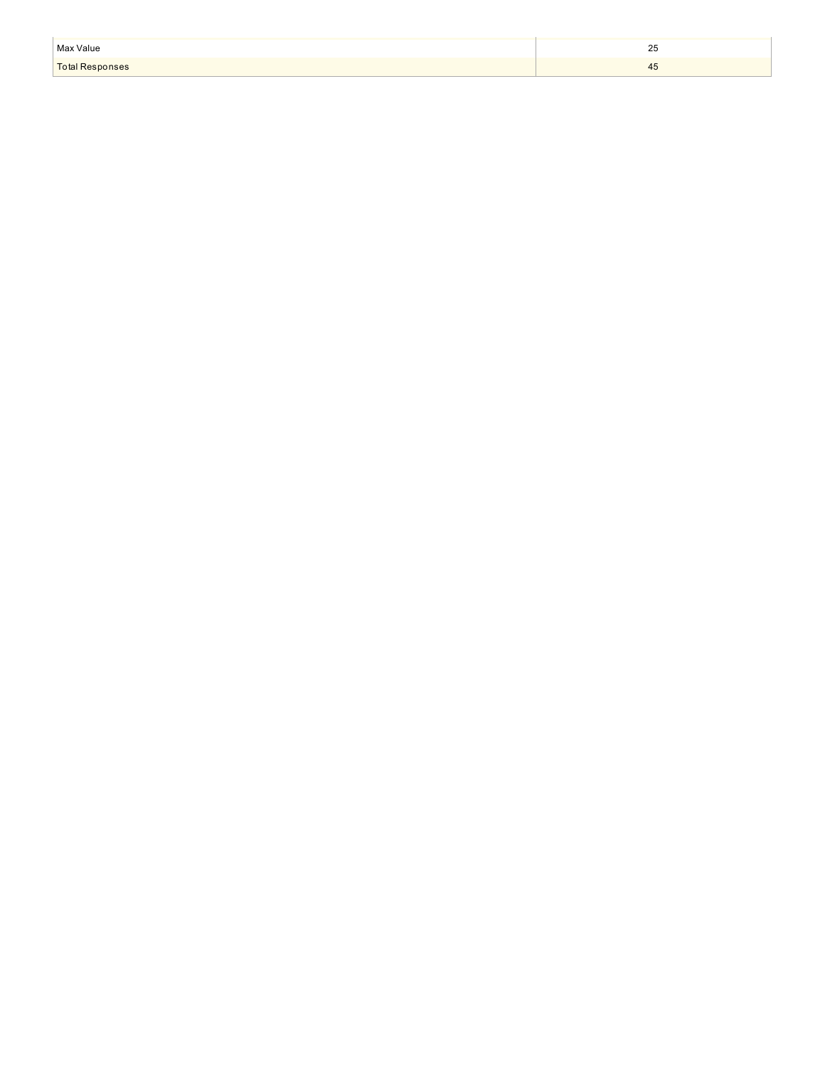| | |
|---|---|
| Max Value | 25 |
| Total Responses | 45 |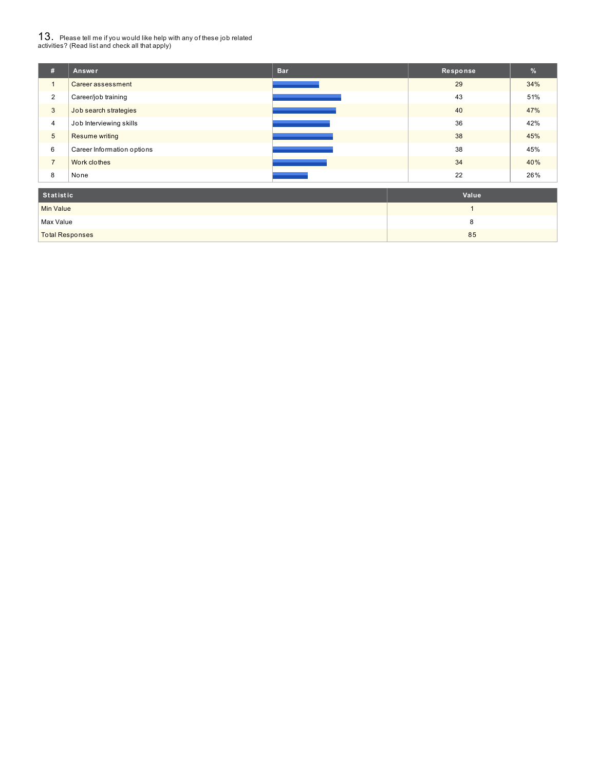## 13. Please tell me if you would like help with any of these job related activities? (Read list and check all that apply)

| # | Answer | Bar | Response | % |
|---|---|---|---|---|
| 1 | Career assessment | | 29 | 34% |
| 2 | Career/job training | | 43 | 51% |
| 3 | Job search strategies | | 40 | 47% |
| 4 | Job Interviewing skills | | 36 | 42% |
| 5 | Resume writing | | 38 | 45% |
| 6 | Career Information options | | 38 | 45% |
| 7 | Work clothes | | 34 | 40% |
| 8 | None | | 22 | 26% |

| Statistic | Value |
|---|---|
| Min Value | 1 |
| Max Value | 8 |
| Total Responses | 85 |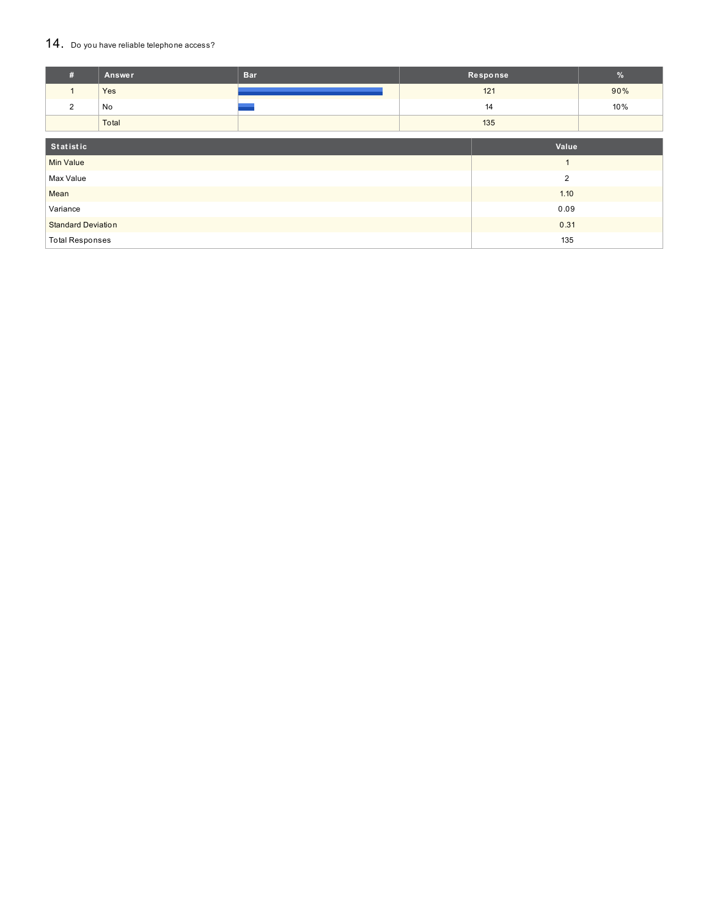## 14. Do you have reliable telephone access?

| # | Answer | Bar | Response | % |
|---|---|---|---|---|
| 1 | Yes | | 121 | 90% |
| 2 | No | | 14 | 10% |
| | Total | | 135 | |

| Statistic | Value |
|---|---|
| Min Value | 1 |
| Max Value | 2 |
| Mean | 1.10 |
| Variance | 0.09 |
| Standard Deviation | 0.31 |
| Total Responses | 135 |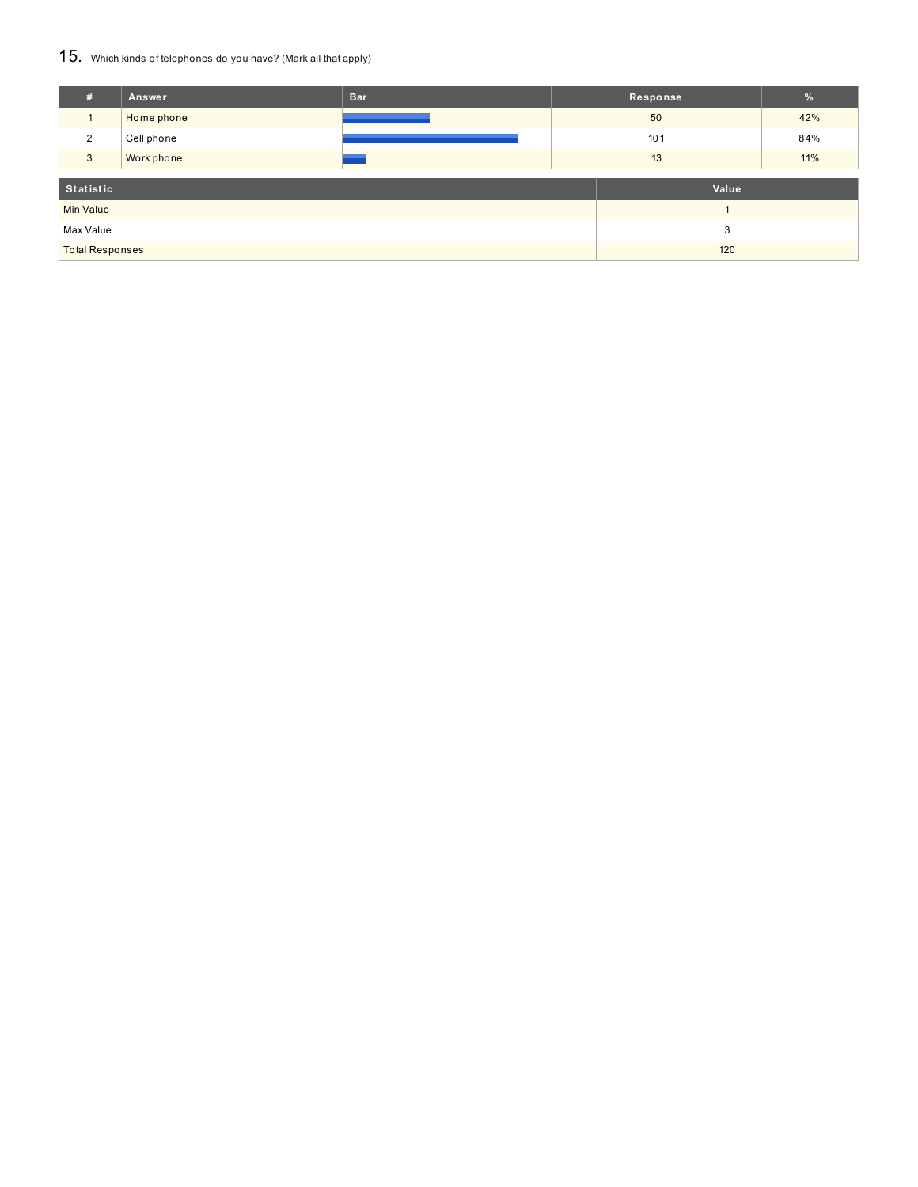## 15. Which kinds of telephones do you have? (Mark all that apply)

| # | Answer | Bar | Response | % |
|---|---|---|---|---|
| 1 | Home phone | | 50 | 42% |
| 2 | Cell phone | | 101 | 84% |
| 3 | Work phone | | 13 | 11% |

| Statistic | Value |
|---|---|
| Min Value | 1 |
| Max Value | 3 |
| Total Responses | 120 |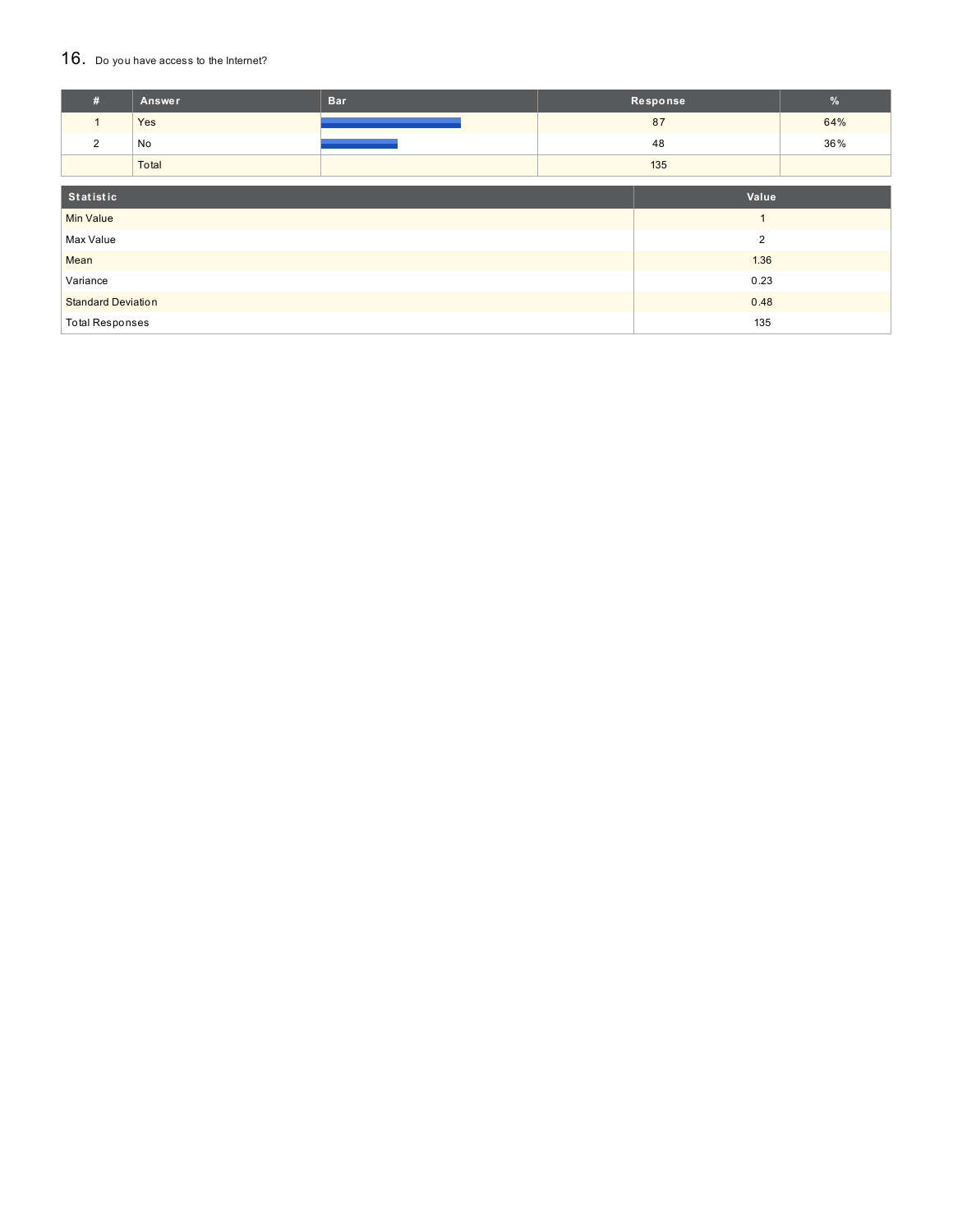## 16. Do you have access to the Internet?

| # | Answer | Bar | Response | % |
|---|---|---|---|---|
| 1 | Yes | | 87 | 64% |
| 2 | No | | 48 | 36% |
| | Total | | 135 | |

| Statistic | Value |
|---|---|
| Min Value | 1 |
| Max Value | 2 |
| Mean | 1.36 |
| Variance | 0.23 |
| Standard Deviation | 0.48 |
| Total Responses | 135 |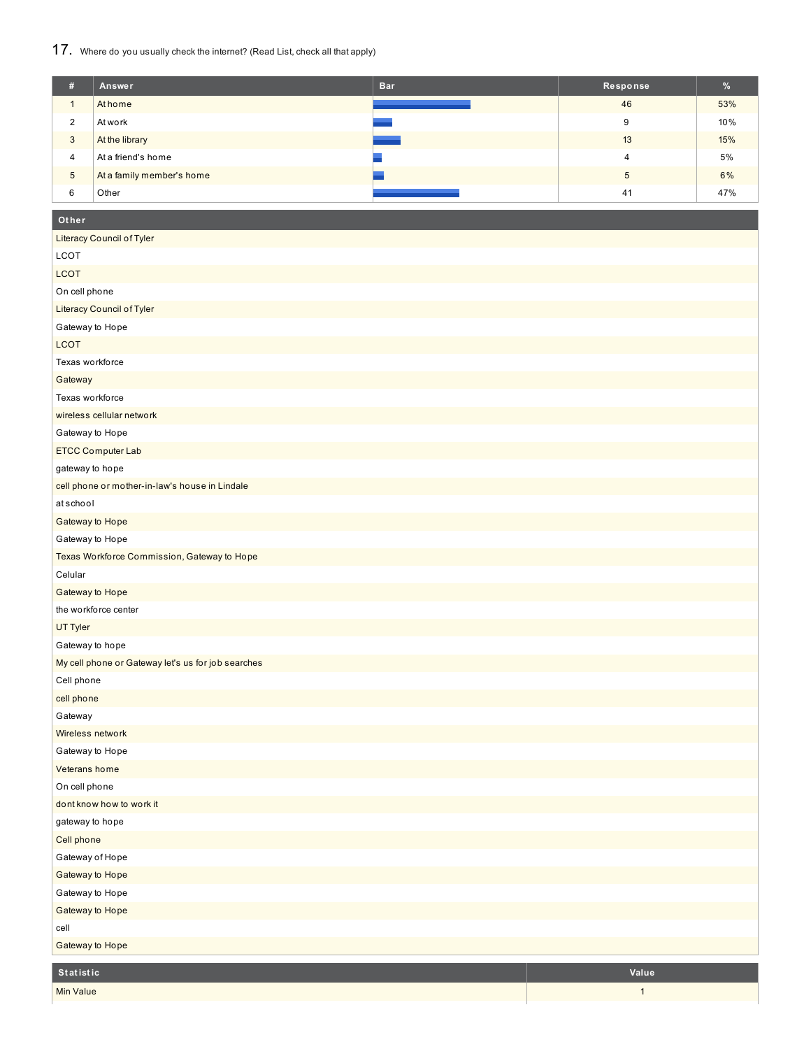## 17. Where do you usually check the internet? (Read List, check all that apply)

| # | Answer | Bar | Response | % |
|---|---|---|---|---|
| 1 | At home | | 46 | 53% |
| 2 | At work | | 9 | 10% |
| 3 | At the library | | 13 | 15% |
| 4 | At a friend's home | | 4 | 5% |
| 5 | At a family member's home | | 5 | 6% |
| 6 | Other | | 41 | 47% |

| Other |
|---|
| Literacy Council of Tyler |
| LCOT |
| LCOT |
| On cell phone |
| Literacy Council of Tyler |
| Gateway to Hope |
| LCOT |
| Texas workforce |
| Gateway |
| Texas workforce |
| wireless cellular network |
| Gateway to Hope |
| ETCC Computer Lab |
| gateway to hope |
| cell phone or mother-in-law's house in Lindale |
| at school |
| Gateway to Hope |
| Gateway to Hope |
| Texas Workforce Commission, Gateway to Hope |
| Celular |
| Gateway to Hope |
| the workforce center |
| UT Tyler |
| Gateway to hope |
| My cell phone or Gateway let's us for job searches |
| Cell phone |
| cell phone |
| Gateway |
| Wireless network |
| Gateway to Hope |
| Veterans home |
| On cell phone |
| dont know how to work it |
| gateway to hope |
| Cell phone |
| Gateway of Hope |
| Gateway to Hope |
| Gateway to Hope |
| Gateway to Hope |
| cell |
| Gateway to Hope |

| Statistic | Value |
|---|---|
| Min Value | 1 |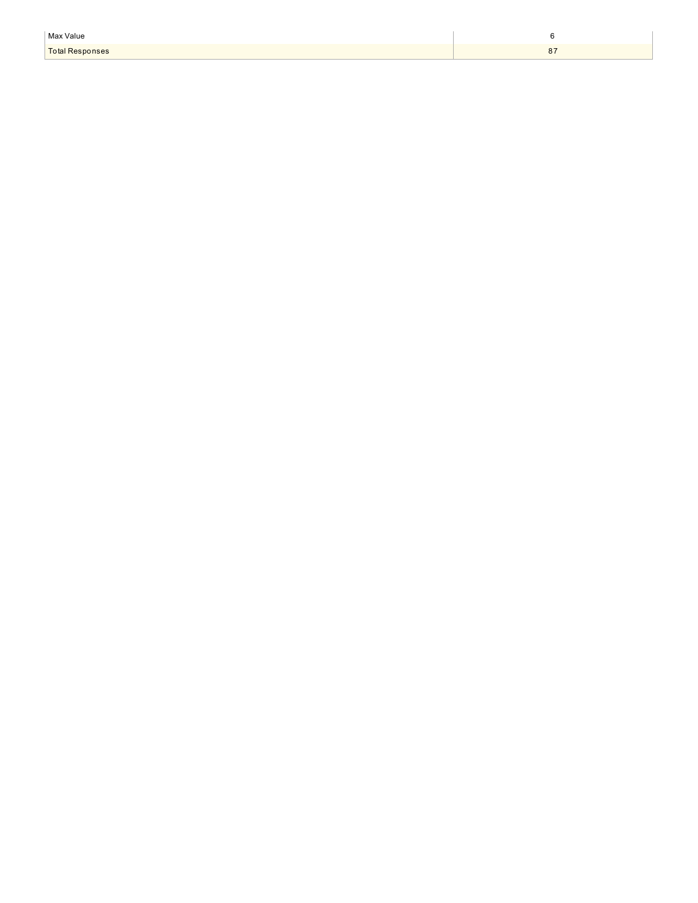| | |
|---|---|
| Max Value | 6 |
| Total Responses | 87 |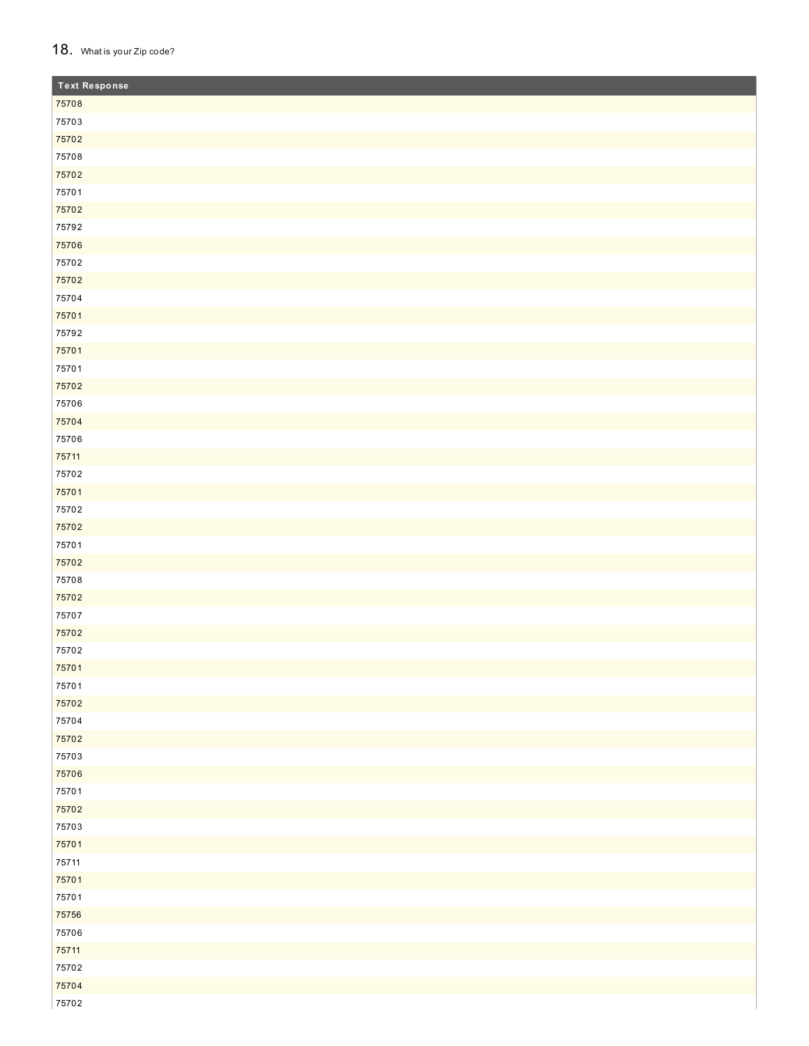## 18. What is your Zip code?

| Text Response |
| --- |
| 75708 |
| 75703 |
| 75702 |
| 75708 |
| 75702 |
| 75701 |
| 75702 |
| 75792 |
| 75706 |
| 75702 |
| 75702 |
| 75704 |
| 75701 |
| 75792 |
| 75701 |
| 75701 |
| 75702 |
| 75706 |
| 75704 |
| 75706 |
| 75711 |
| 75702 |
| 75701 |
| 75702 |
| 75702 |
| 75701 |
| 75702 |
| 75708 |
| 75702 |
| 75707 |
| 75702 |
| 75702 |
| 75701 |
| 75701 |
| 75702 |
| 75704 |
| 75702 |
| 75703 |
| 75706 |
| 75701 |
| 75702 |
| 75703 |
| 75701 |
| 75711 |
| 75701 |
| 75701 |
| 75756 |
| 75706 |
| 75711 |
| 75702 |
| 75704 |
| 75702 |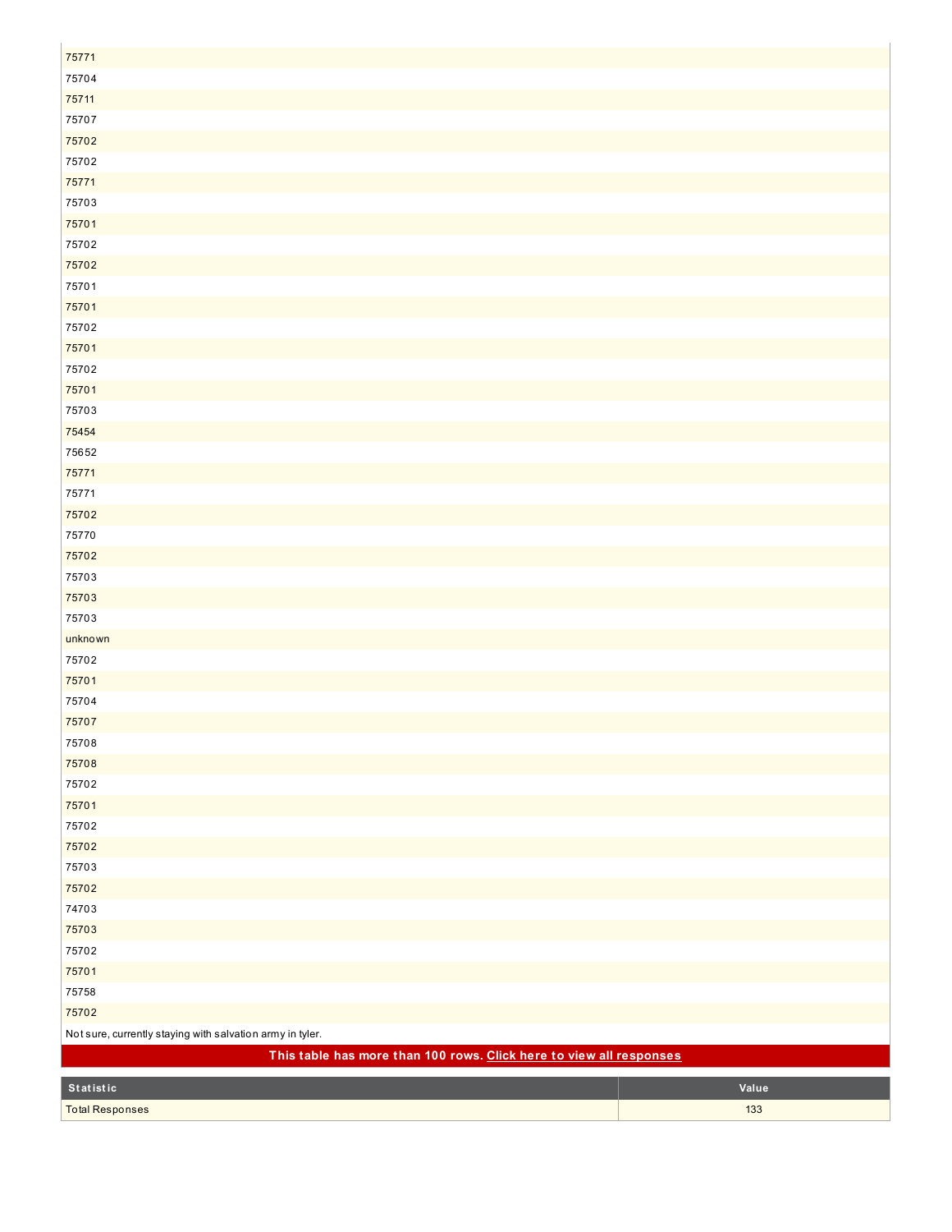| |
|---|
| 75771 |
| 75704 |
| 75711 |
| 75707 |
| 75702 |
| 75702 |
| 75771 |
| 75703 |
| 75701 |
| 75702 |
| 75702 |
| 75701 |
| 75701 |
| 75702 |
| 75701 |
| 75702 |
| 75701 |
| 75703 |
| 75454 |
| 75652 |
| 75771 |
| 75771 |
| 75702 |
| 75770 |
| 75702 |
| 75703 |
| 75703 |
| 75703 |
| unknown |
| 75702 |
| 75701 |
| 75704 |
| 75707 |
| 75708 |
| 75708 |
| 75702 |
| 75701 |
| 75702 |
| 75702 |
| 75703 |
| 75702 |
| 74703 |
| 75703 |
| 75702 |
| 75701 |
| 75758 |
| 75702 |
| Not sure, currently staying with salvation army in tyler. |

**This table has more than 100 rows. Click here to view all responses**

| Statistic | Value |
|---|---|
| Total Responses | 133 |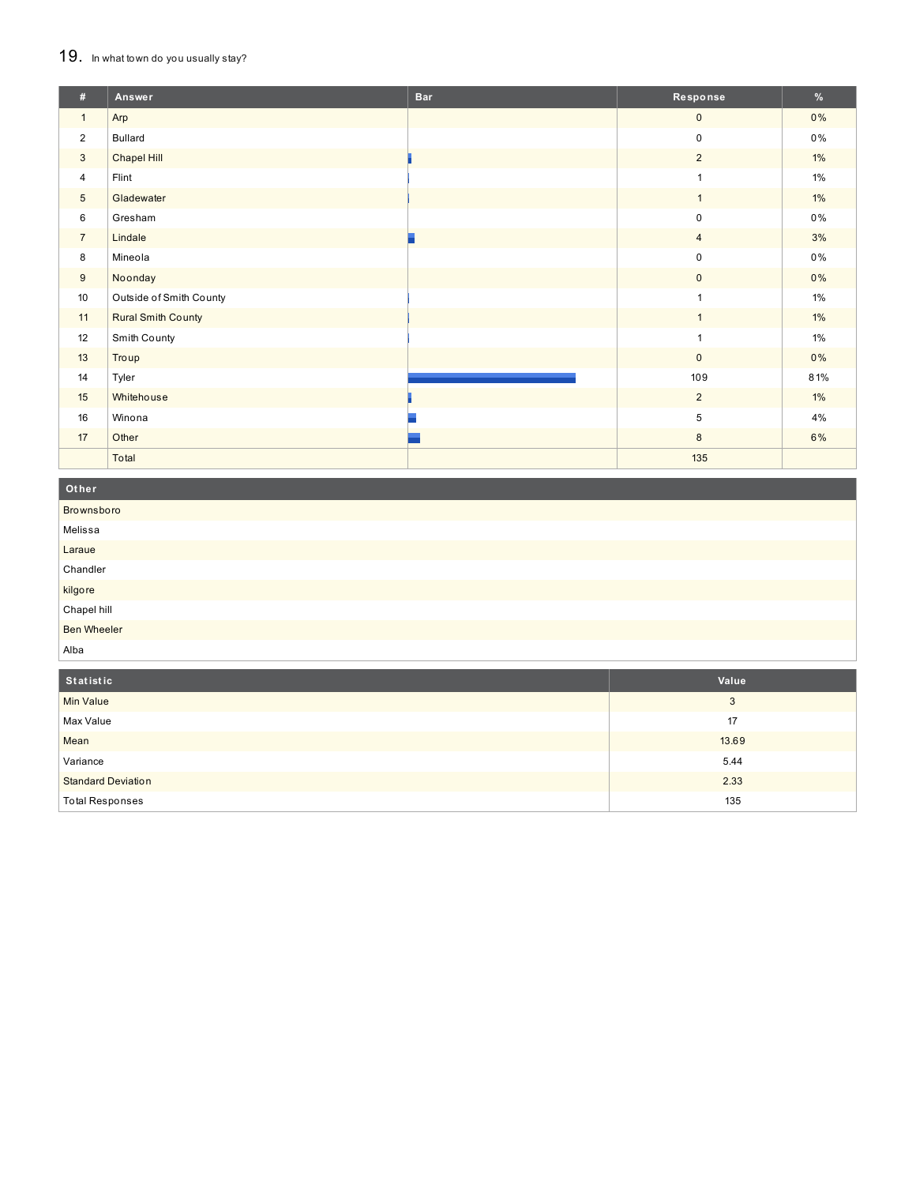## 19. In what town do you usually stay?

| # | Answer | Bar | Response | % |
|---|---|---|---|---|
| 1 | Arp | | 0 | 0% |
| 2 | Bullard | | 0 | 0% |
| 3 | Chapel Hill | | 2 | 1% |
| 4 | Flint | | 1 | 1% |
| 5 | Gladewater | | 1 | 1% |
| 6 | Gresham | | 0 | 0% |
| 7 | Lindale | | 4 | 3% |
| 8 | Mineola | | 0 | 0% |
| 9 | Noonday | | 0 | 0% |
| 10 | Outside of Smith County | | 1 | 1% |
| 11 | Rural Smith County | | 1 | 1% |
| 12 | Smith County | | 1 | 1% |
| 13 | Troup | | 0 | 0% |
| 14 | Tyler | | 109 | 81% |
| 15 | Whitehouse | | 2 | 1% |
| 16 | Winona | | 5 | 4% |
| 17 | Other | | 8 | 6% |
| | Total | | 135 | |

| Other |
|---|
| Brownsboro |
| Melissa |
| Laraue |
| Chandler |
| kilgore |
| Chapel hill |
| Ben Wheeler |
| Alba |

| Statistic | Value |
|---|---|
| Min Value | 3 |
| Max Value | 17 |
| Mean | 13.69 |
| Variance | 5.44 |
| Standard Deviation | 2.33 |
| Total Responses | 135 |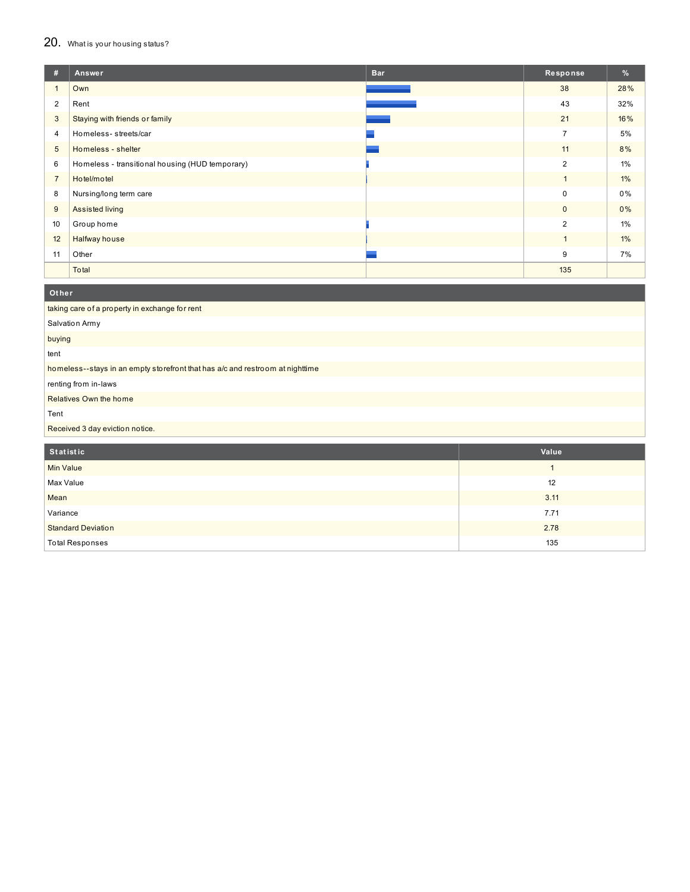## 20. What is your housing status?

| # | Answer | Bar | Response | % |
|---|---|---|---|---|
| 1 | Own | | 38 | 28% |
| 2 | Rent | | 43 | 32% |
| 3 | Staying with friends or family | | 21 | 16% |
| 4 | Homeless- streets/car | | 7 | 5% |
| 5 | Homeless - shelter | | 11 | 8% |
| 6 | Homeless - transitional housing (HUD temporary) | | 2 | 1% |
| 7 | Hotel/motel | | 1 | 1% |
| 8 | Nursing/long term care | | 0 | 0% |
| 9 | Assisted living | | 0 | 0% |
| 10 | Group home | | 2 | 1% |
| 12 | Halfway house | | 1 | 1% |
| 11 | Other | | 9 | 7% |
| | Total | | 135 | |

| Other |
|---|
| taking care of a property in exchange for rent |
| Salvation Army |
| buying |
| tent |
| homeless--stays in an empty storefront that has a/c and restroom at nighttime |
| renting from in-laws |
| Relatives Own the home |
| Tent |
| Received 3 day eviction notice. |

| Statistic | Value |
|---|---|
| Min Value | 1 |
| Max Value | 12 |
| Mean | 3.11 |
| Variance | 7.71 |
| Standard Deviation | 2.78 |
| Total Responses | 135 |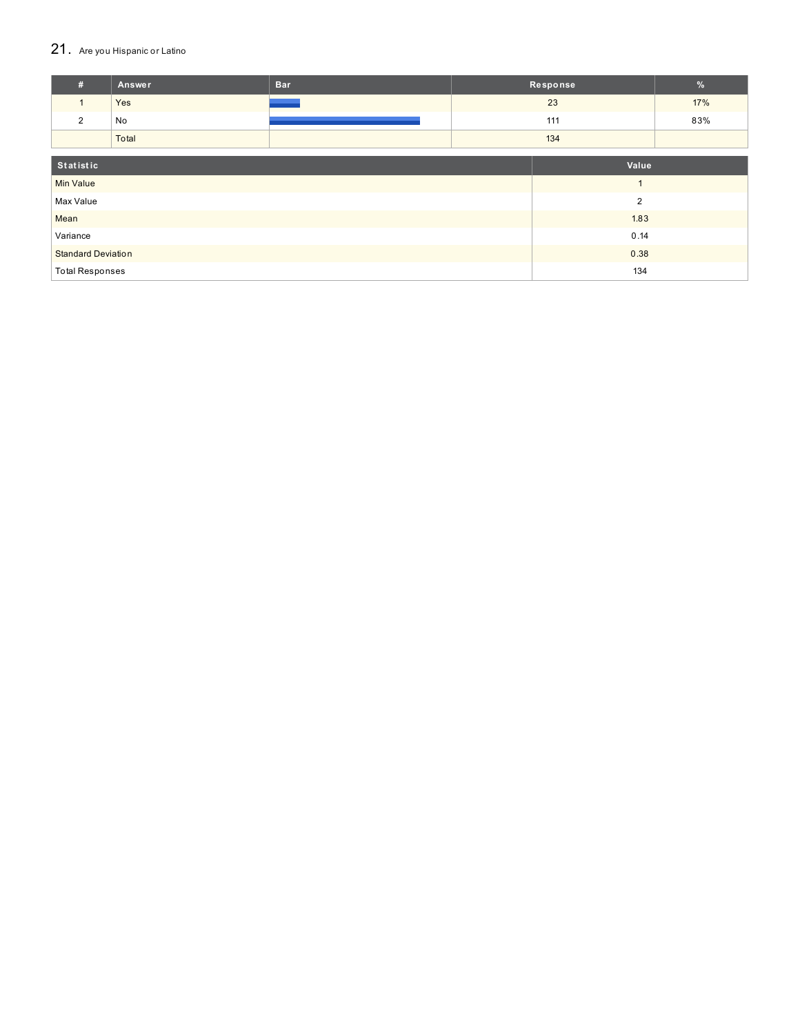## 21. Are you Hispanic or Latino

| # | Answer | Bar | Response | % |
|---|---|---|---|---|
| 1 | Yes | | 23 | 17% |
| 2 | No | | 111 | 83% |
| | Total | | 134 | |

| Statistic | Value |
|---|---|
| Min Value | 1 |
| Max Value | 2 |
| Mean | 1.83 |
| Variance | 0.14 |
| Standard Deviation | 0.38 |
| Total Responses | 134 |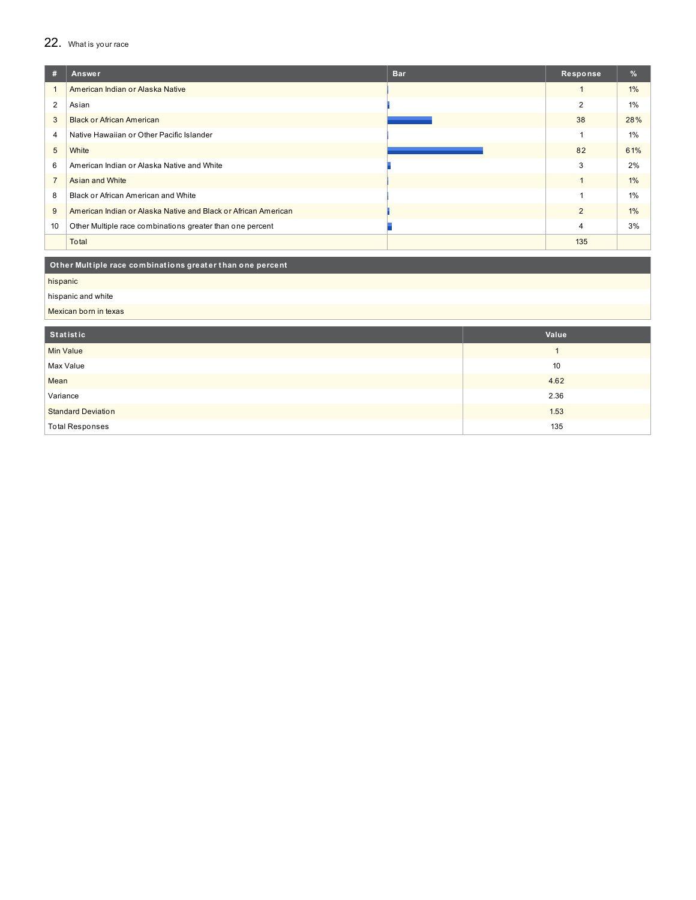## 22. What is your race

| # | Answer | Bar | Response | % |
|---|---|---|---|---|
| 1 | American Indian or Alaska Native | | 1 | 1% |
| 2 | Asian | | 2 | 1% |
| 3 | Black or African American | | 38 | 28% |
| 4 | Native Hawaiian or Other Pacific Islander | | 1 | 1% |
| 5 | White | | 82 | 61% |
| 6 | American Indian or Alaska Native and White | | 3 | 2% |
| 7 | Asian and White | | 1 | 1% |
| 8 | Black or African American and White | | 1 | 1% |
| 9 | American Indian or Alaska Native and Black or African American | | 2 | 1% |
| 10 | Other Multiple race combinations greater than one percent | | 4 | 3% |
| | Total | | 135 | |

| Other Multiple race combinations greater than one percent |
|---|
| hispanic |
| hispanic and white |
| Mexican born in texas |

| Statistic | Value |
|---|---|
| Min Value | 1 |
| Max Value | 10 |
| Mean | 4.62 |
| Variance | 2.36 |
| Standard Deviation | 1.53 |
| Total Responses | 135 |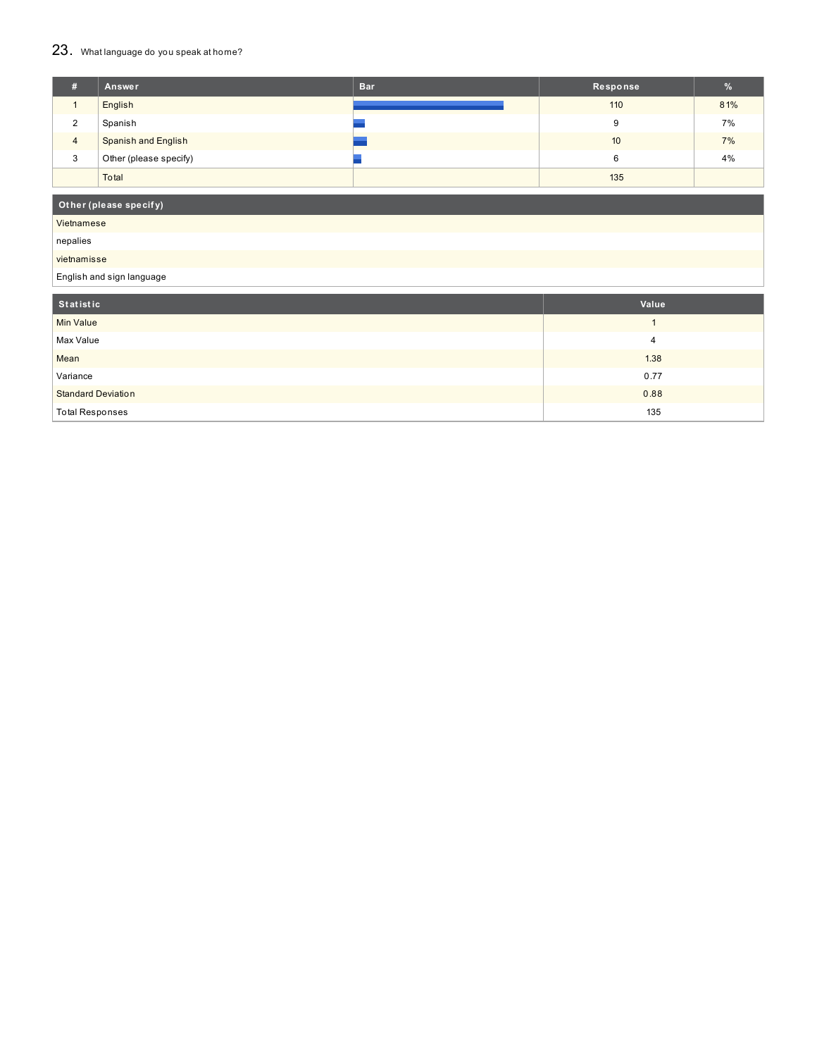## 23. What language do you speak at home?

| # | Answer | Bar | Response | % |
|---|---|---|---|---|
| 1 | English | | 110 | 81% |
| 2 | Spanish | | 9 | 7% |
| 4 | Spanish and English | | 10 | 7% |
| 3 | Other (please specify) | | 6 | 4% |
| | Total | | 135 | |

| Other (please specify) |
|---|
| Vietnamese |
| nepalies |
| vietnamisse |
| English and sign language |

| Statistic | Value |
|---|---|
| Min Value | 1 |
| Max Value | 4 |
| Mean | 1.38 |
| Variance | 0.77 |
| Standard Deviation | 0.88 |
| Total Responses | 135 |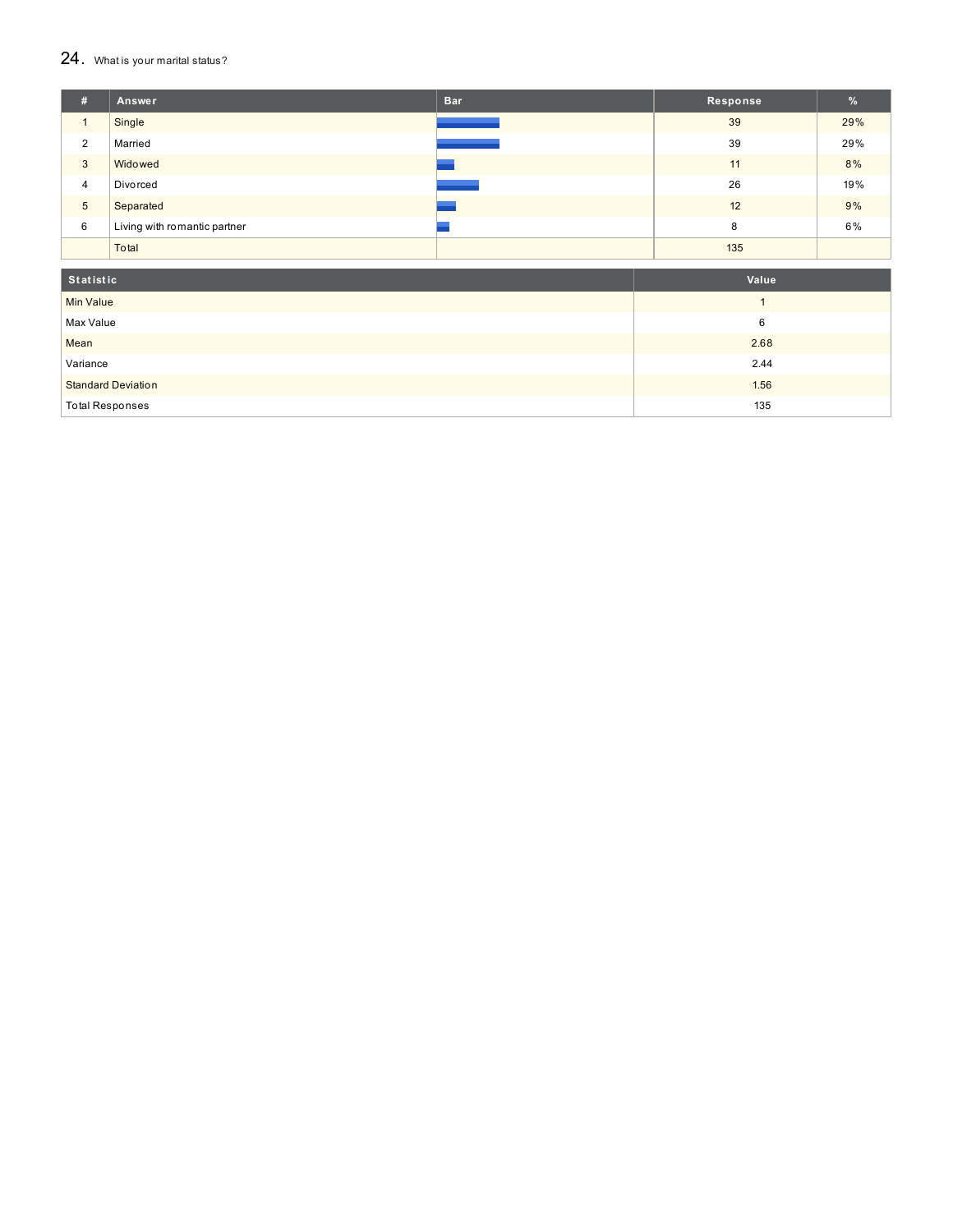## 24. What is your marital status?

| # | Answer | Bar | Response | % |
|---|---|---|---|---|
| 1 | Single | | 39 | 29% |
| 2 | Married | | 39 | 29% |
| 3 | Widowed | | 11 | 8% |
| 4 | Divorced | | 26 | 19% |
| 5 | Separated | | 12 | 9% |
| 6 | Living with romantic partner | | 8 | 6% |
| | Total | | 135 | |

| Statistic | Value |
|---|---|
| Min Value | 1 |
| Max Value | 6 |
| Mean | 2.68 |
| Variance | 2.44 |
| Standard Deviation | 1.56 |
| Total Responses | 135 |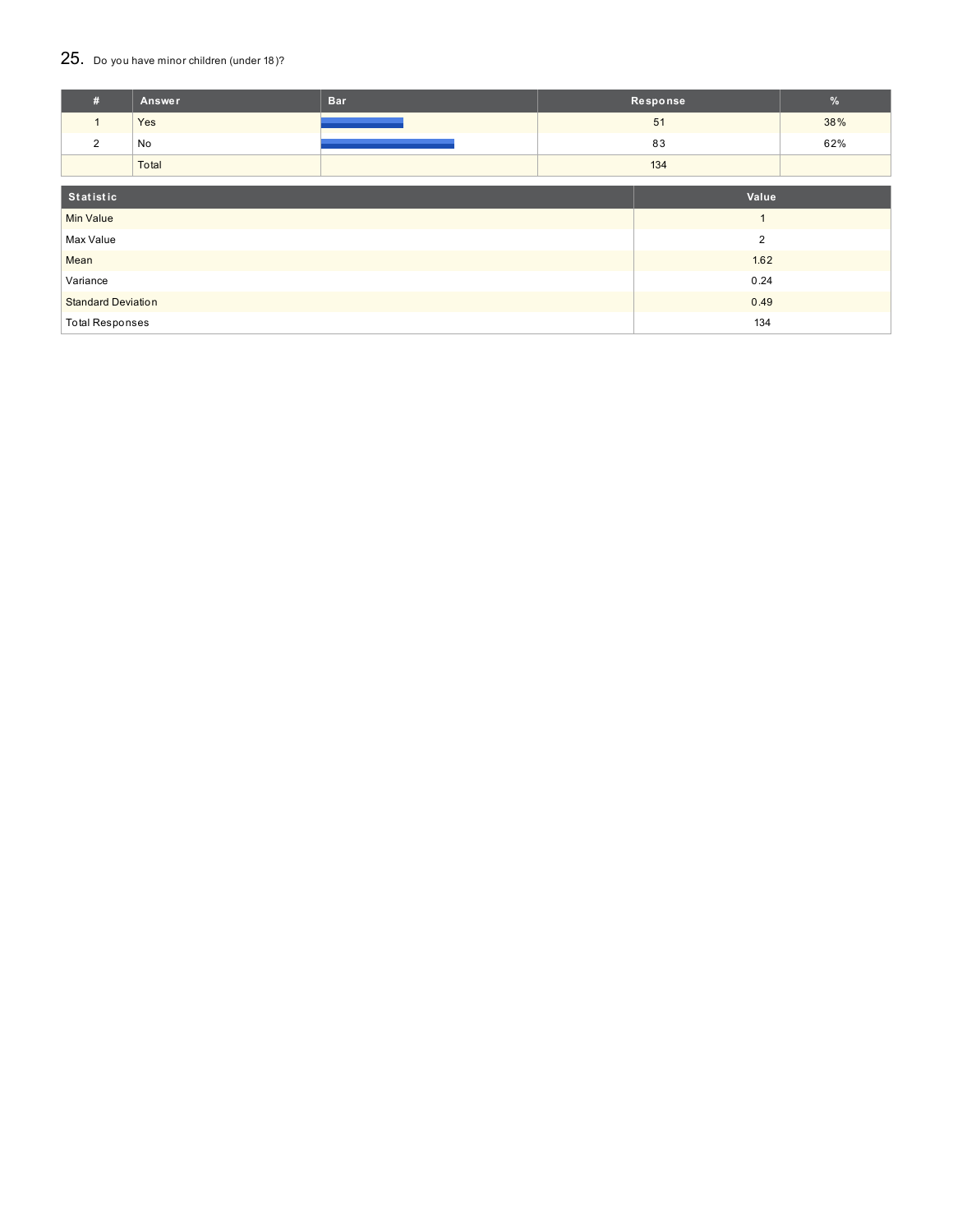## 25. Do you have minor children (under 18)?

| # | Answer | Bar | Response | % |
|---|---|---|---|---|
| 1 | Yes | | 51 | 38% |
| 2 | No | | 83 | 62% |
| | Total | | 134 | |

| Statistic | Value |
|---|---|
| Min Value | 1 |
| Max Value | 2 |
| Mean | 1.62 |
| Variance | 0.24 |
| Standard Deviation | 0.49 |
| Total Responses | 134 |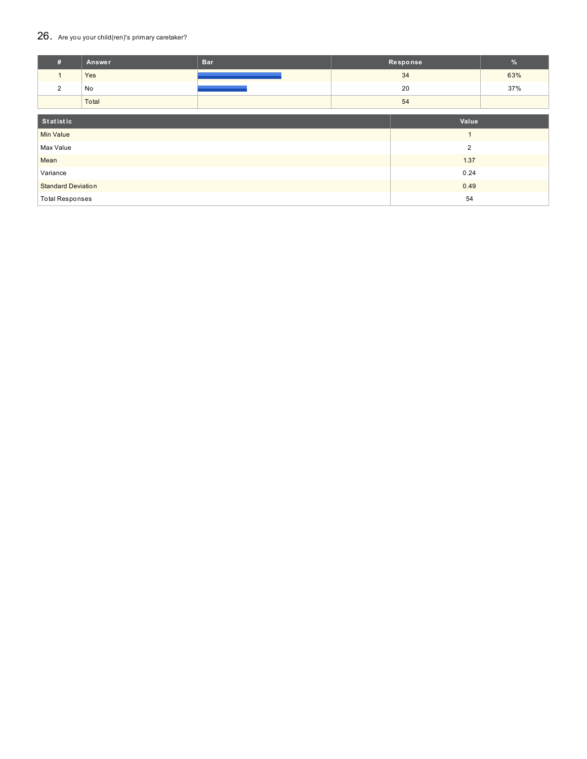## 26. Are you your child(ren)'s primary caretaker?

| # | Answer | Bar | Response | % |
|---|---|---|---|---|
| 1 | Yes | | 34 | 63% |
| 2 | No | | 20 | 37% |
| | Total | | 54 | |

| Statistic | Value |
|---|---|
| Min Value | 1 |
| Max Value | 2 |
| Mean | 1.37 |
| Variance | 0.24 |
| Standard Deviation | 0.49 |
| Total Responses | 54 |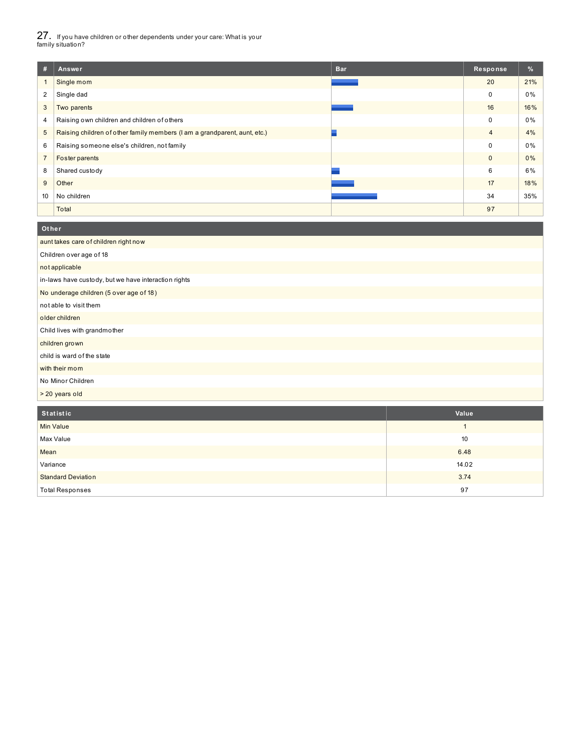## 27. If you have children or other dependents under your care: What is your family situation?

| # | Answer | Bar | Response | % |
|---|---|---|---|---|
| 1 | Single mom | | 20 | 21% |
| 2 | Single dad | | 0 | 0% |
| 3 | Two parents | | 16 | 16% |
| 4 | Raising own children and children of others | | 0 | 0% |
| 5 | Raising children of other family members (I am a grandparent, aunt, etc.) | | 4 | 4% |
| 6 | Raising someone else's children, not family | | 0 | 0% |
| 7 | Foster parents | | 0 | 0% |
| 8 | Shared custody | | 6 | 6% |
| 9 | Other | | 17 | 18% |
| 10 | No children | | 34 | 35% |
| | Total | | 97 | |

| Other |
|---|
| aunt takes care of children right now |
| Children over age of 18 |
| not applicable |
| in-laws have custody, but we have interaction rights |
| No underage children (5 over age of 18) |
| not able to visit them |
| older children |
| Child lives with grandmother |
| children grown |
| child is ward of the state |
| with their mom |
| No Minor Children |
| > 20 years old |

| Statistic | Value |
|---|---|
| Min Value | 1 |
| Max Value | 10 |
| Mean | 6.48 |
| Variance | 14.02 |
| Standard Deviation | 3.74 |
| Total Responses | 97 |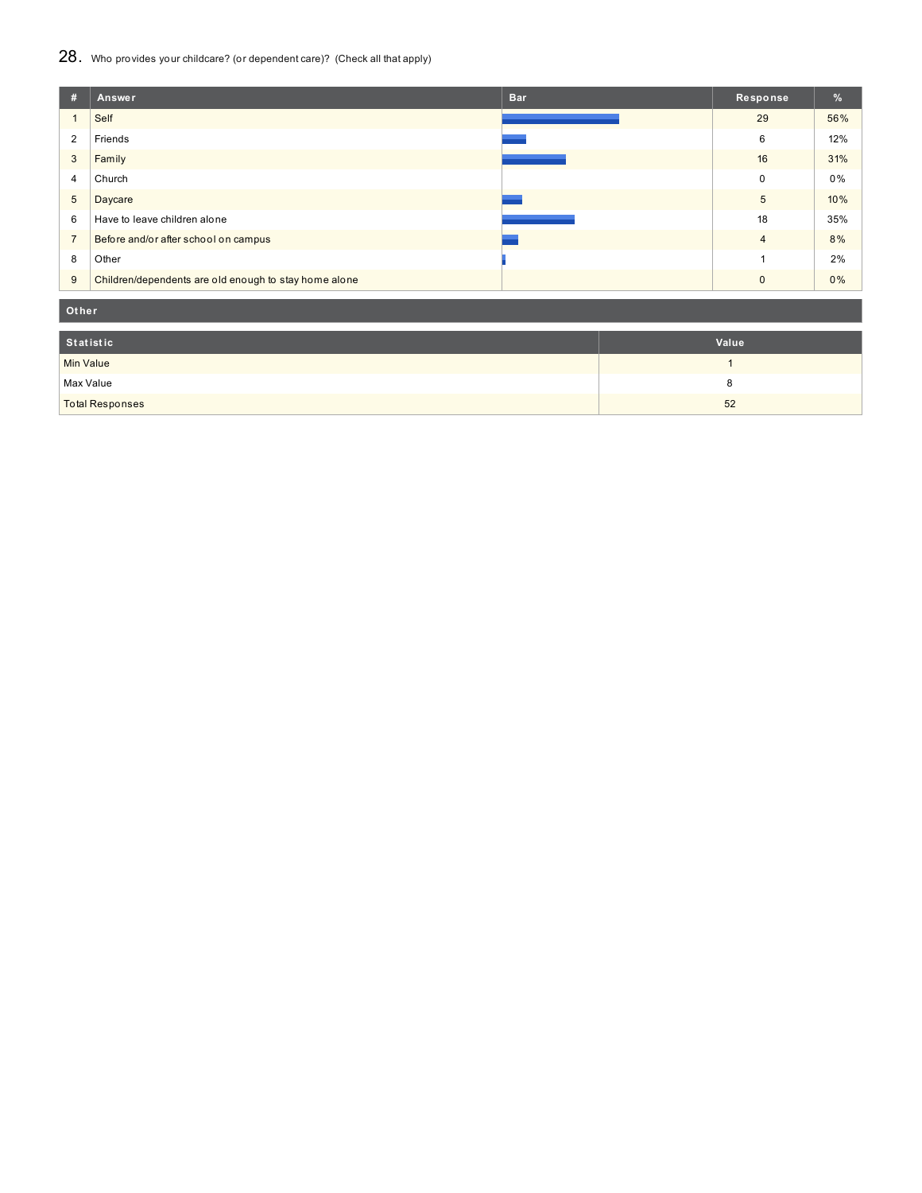## 28. Who provides your childcare? (or dependent care)? (Check all that apply)

| # | Answer | Bar | Response | % |
|---|---|---|---|---|
| 1 | Self | | 29 | 56% |
| 2 | Friends | | 6 | 12% |
| 3 | Family | | 16 | 31% |
| 4 | Church | | 0 | 0% |
| 5 | Daycare | | 5 | 10% |
| 6 | Have to leave children alone | | 18 | 35% |
| 7 | Before and/or after school on campus | | 4 | 8% |
| 8 | Other | | 1 | 2% |
| 9 | Children/dependents are old enough to stay home alone | | 0 | 0% |

| Other |
|---|

| Statistic | Value |
|---|---|
| Min Value | 1 |
| Max Value | 8 |
| Total Responses | 52 |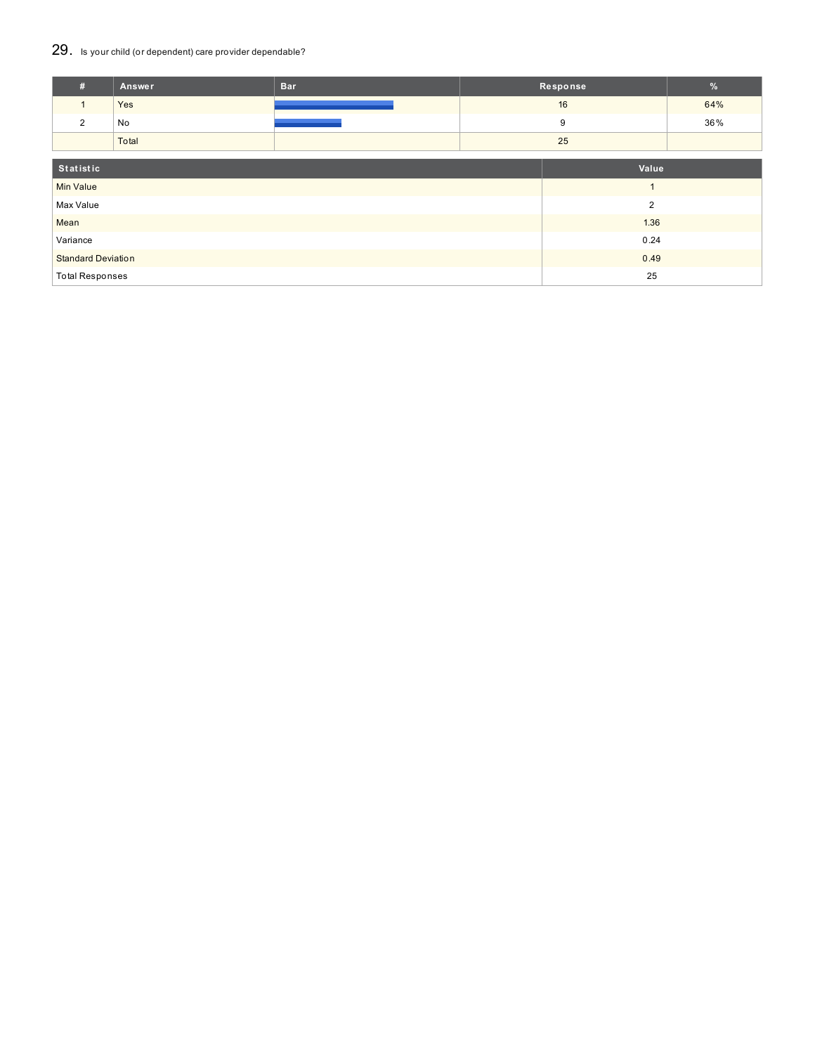## 29. Is your child (or dependent) care provider dependable?

| # | Answer | Bar | Response | % |
|---|---|---|---|---|
| 1 | Yes | | 16 | 64% |
| 2 | No | | 9 | 36% |
| | Total | | 25 | |

| Statistic | Value |
|---|---|
| Min Value | 1 |
| Max Value | 2 |
| Mean | 1.36 |
| Variance | 0.24 |
| Standard Deviation | 0.49 |
| Total Responses | 25 |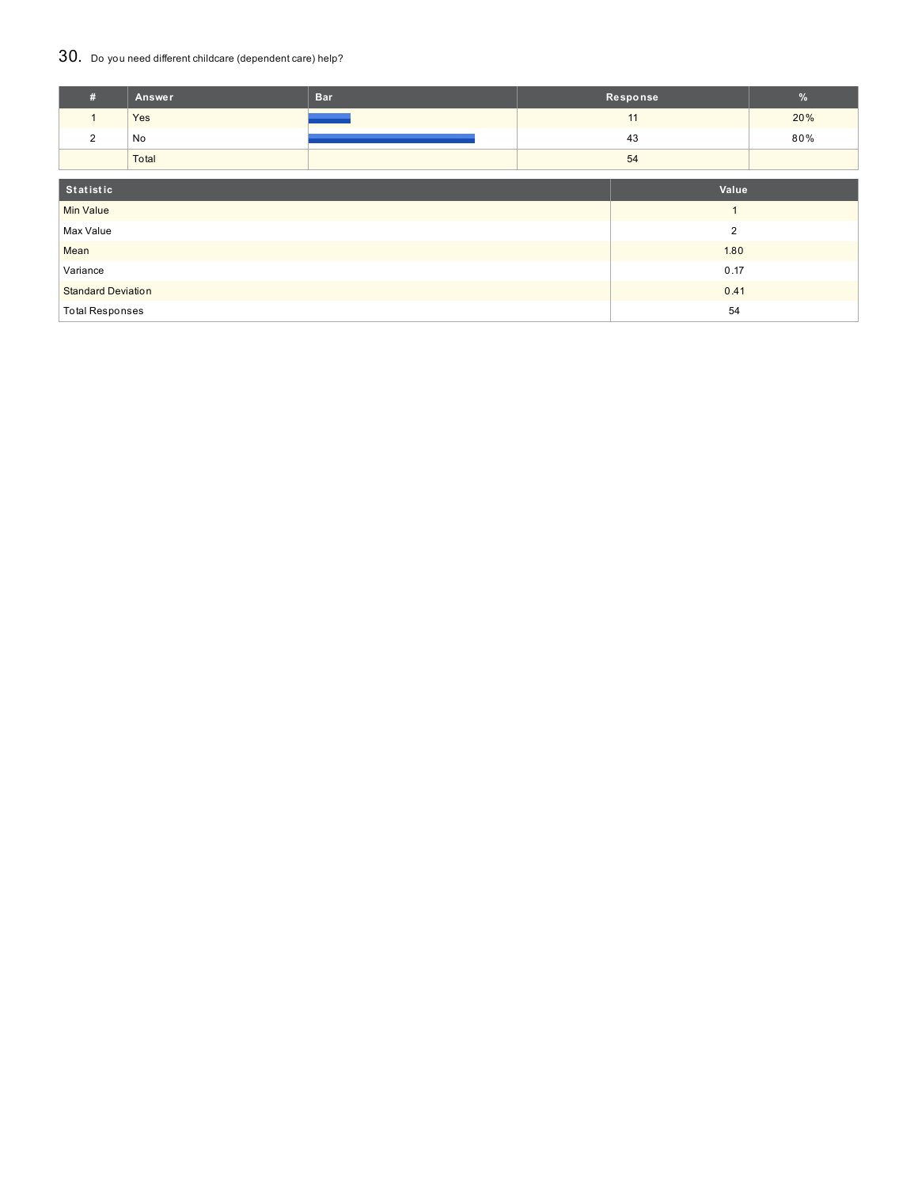## 30. Do you need different childcare (dependent care) help?

| # | Answer | Bar | Response | % |
|---|---|---|---|---|
| 1 | Yes | | 11 | 20% |
| 2 | No | | 43 | 80% |
| | Total | | 54 | |

| Statistic | Value |
|---|---|
| Min Value | 1 |
| Max Value | 2 |
| Mean | 1.80 |
| Variance | 0.17 |
| Standard Deviation | 0.41 |
| Total Responses | 54 |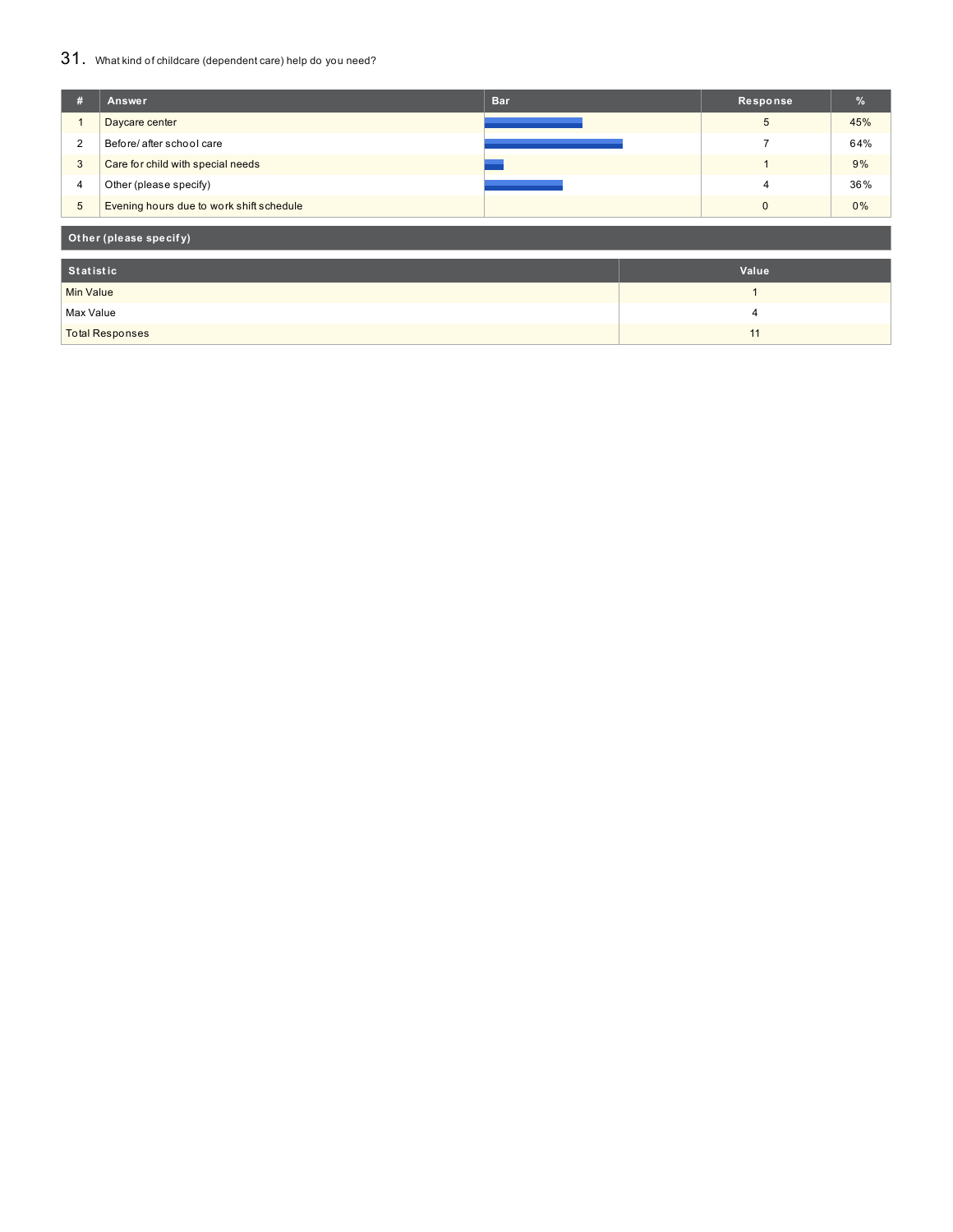## 31. What kind of childcare (dependent care) help do you need?

| # | Answer | Bar | Response | % |
|---|---|---|---|---|
| 1 | Daycare center | | 5 | 45% |
| 2 | Before/ after school care | | 7 | 64% |
| 3 | Care for child with special needs | | 1 | 9% |
| 4 | Other (please specify) | | 4 | 36% |
| 5 | Evening hours due to work shift schedule | | 0 | 0% |

| Other (please specify) |
|---|

| Statistic | Value |
|---|---|
| Min Value | 1 |
| Max Value | 4 |
| Total Responses | 11 |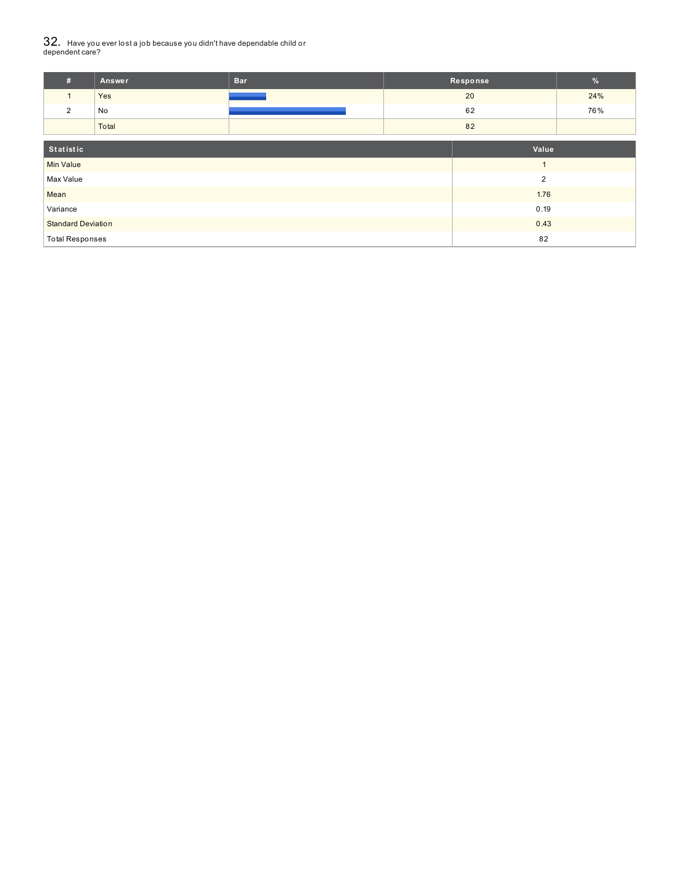## 32. Have you ever lost a job because you didn't have dependable child or dependent care?

| # | Answer | Bar | Response | % |
|---|---|---|---|---|
| 1 | Yes | | 20 | 24% |
| 2 | No | | 62 | 76% |
| | Total | | 82 | |

| Statistic | Value |
|---|---|
| Min Value | 1 |
| Max Value | 2 |
| Mean | 1.76 |
| Variance | 0.19 |
| Standard Deviation | 0.43 |
| Total Responses | 82 |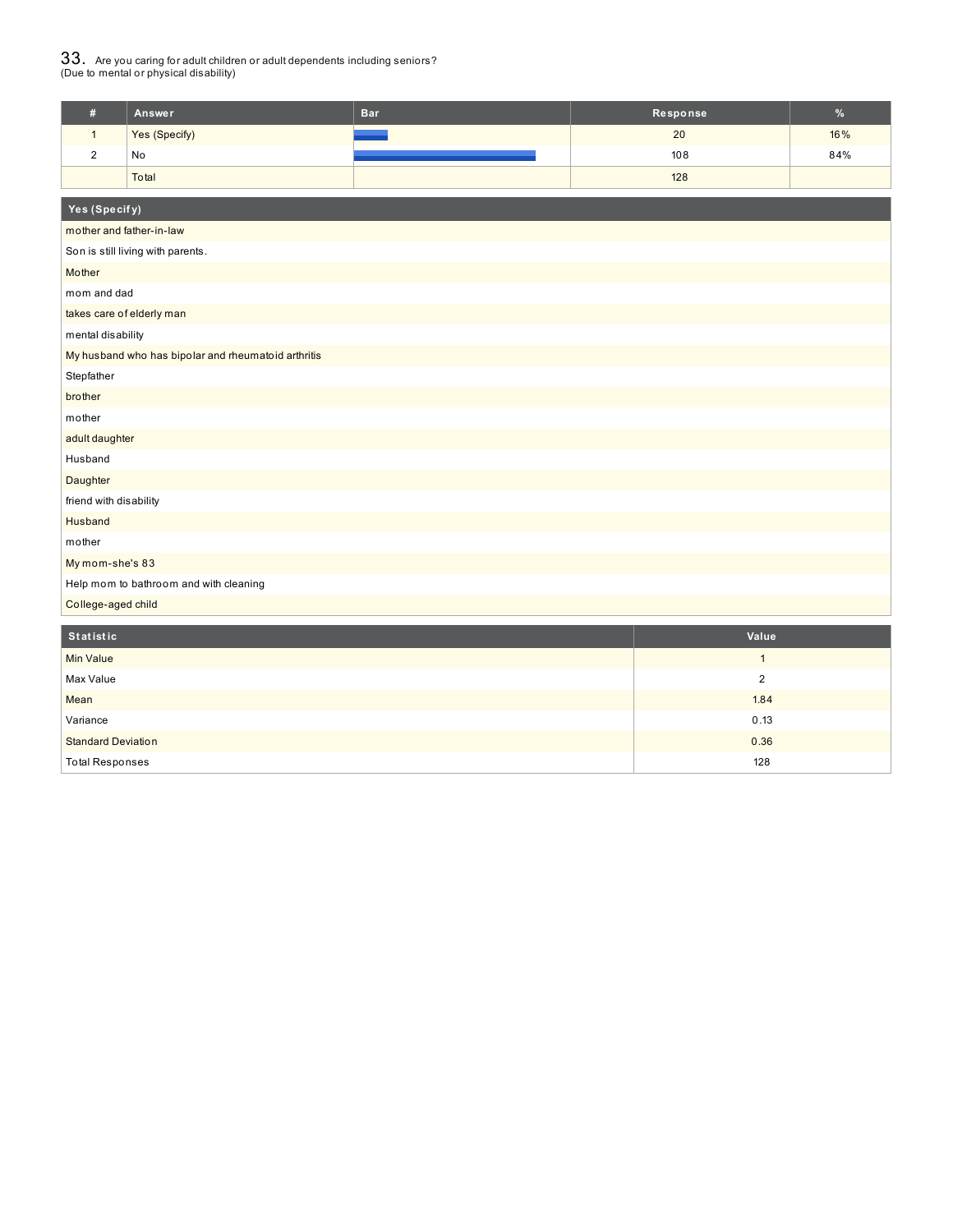## 33. Are you caring for adult children or adult dependents including seniors? (Due to mental or physical disability)

| # | Answer | Bar | Response | % |
|---|---|---|---|---|
| 1 | Yes (Specify) | | 20 | 16% |
| 2 | No | | 108 | 84% |
| | Total | | 128 | |

| Yes (Specify) |
|---|
| mother and father-in-law |
| Son is still living with parents. |
| Mother |
| mom and dad |
| takes care of elderly man |
| mental disability |
| My husband who has bipolar and rheumatoid arthritis |
| Stepfather |
| brother |
| mother |
| adult daughter |
| Husband |
| Daughter |
| friend with disability |
| Husband |
| mother |
| My mom-she's 83 |
| Help mom to bathroom and with cleaning |
| College-aged child |

| Statistic | Value |
|---|---|
| Min Value | 1 |
| Max Value | 2 |
| Mean | 1.84 |
| Variance | 0.13 |
| Standard Deviation | 0.36 |
| Total Responses | 128 |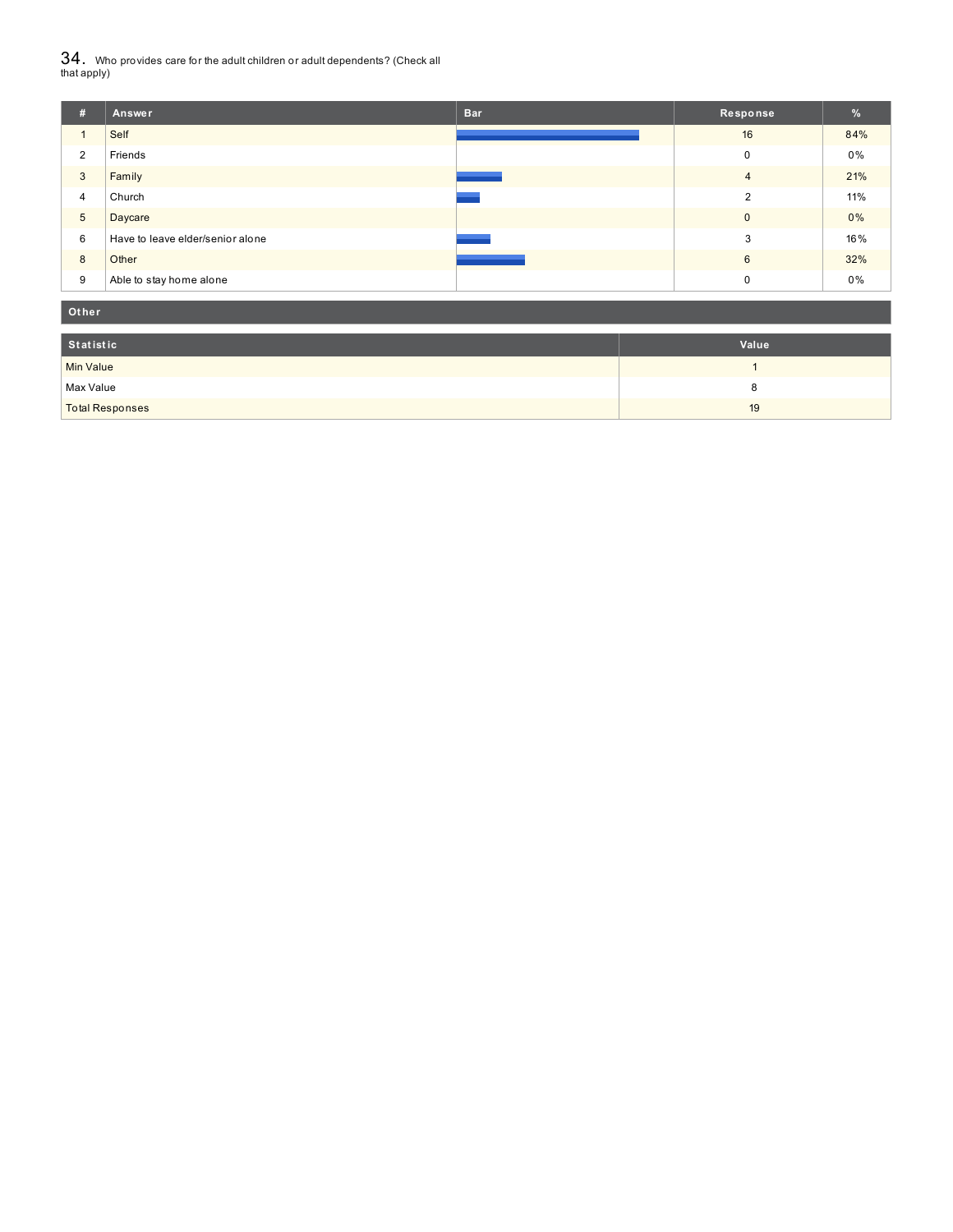## 34. Who provides care for the adult children or adult dependents? (Check all that apply)

| # | Answer | Bar | Response | % |
|---|---|---|---|---|
| 1 | Self | | 16 | 84% |
| 2 | Friends | | 0 | 0% |
| 3 | Family | | 4 | 21% |
| 4 | Church | | 2 | 11% |
| 5 | Daycare | | 0 | 0% |
| 6 | Have to leave elder/senior alone | | 3 | 16% |
| 8 | Other | | 6 | 32% |
| 9 | Able to stay home alone | | 0 | 0% |

| Other |
|---|

| Statistic | Value |
|---|---|
| Min Value | 1 |
| Max Value | 8 |
| Total Responses | 19 |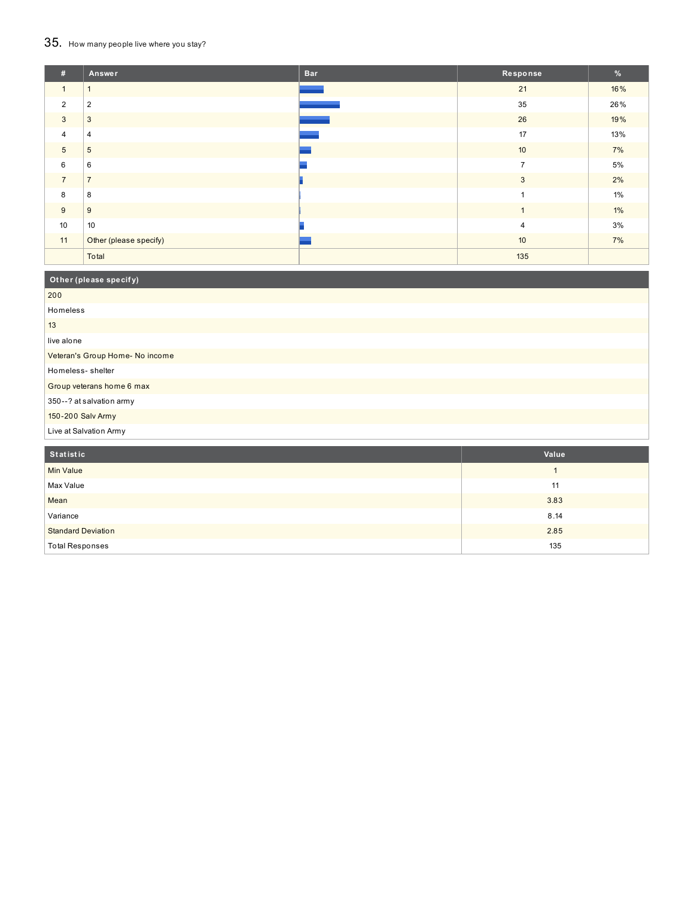## 35. How many people live where you stay?

| # | Answer | Bar | Response | % |
|---|---|---|---|---|
| 1 | 1 | | 21 | 16% |
| 2 | 2 | | 35 | 26% |
| 3 | 3 | | 26 | 19% |
| 4 | 4 | | 17 | 13% |
| 5 | 5 | | 10 | 7% |
| 6 | 6 | | 7 | 5% |
| 7 | 7 | | 3 | 2% |
| 8 | 8 | | 1 | 1% |
| 9 | 9 | | 1 | 1% |
| 10 | 10 | | 4 | 3% |
| 11 | Other (please specify) | | 10 | 7% |
| | Total | | 135 | |

| Other (please specify) |
|---|
| 200 |
| Homeless |
| 13 |
| live alone |
| Veteran's Group Home- No income |
| Homeless- shelter |
| Group veterans home 6 max |
| 350--? at salvation army |
| 150-200 Salv Army |
| Live at Salvation Army |

| Statistic | Value |
|---|---|
| Min Value | 1 |
| Max Value | 11 |
| Mean | 3.83 |
| Variance | 8.14 |
| Standard Deviation | 2.85 |
| Total Responses | 135 |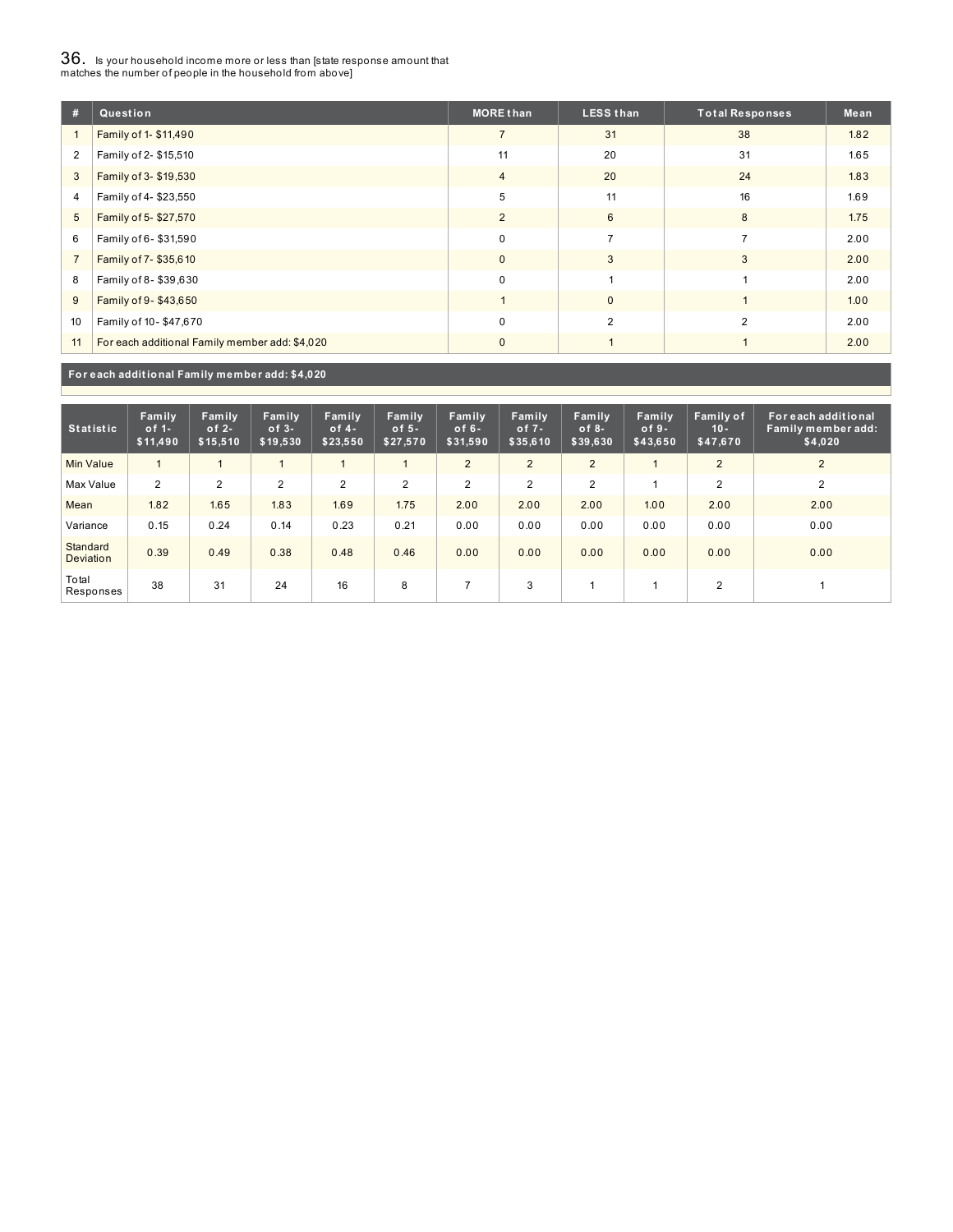## 36. Is your household income more or less than [state response amount that matches the number of people in the household from above]

| # | Question | MORE than | LESS than | Total Responses | Mean |
|---|---|---|---|---|---|
| 1 | Family of 1- $11,490 | 7 | 31 | 38 | 1.82 |
| 2 | Family of 2- $15,510 | 11 | 20 | 31 | 1.65 |
| 3 | Family of 3- $19,530 | 4 | 20 | 24 | 1.83 |
| 4 | Family of 4- $23,550 | 5 | 11 | 16 | 1.69 |
| 5 | Family of 5- $27,570 | 2 | 6 | 8 | 1.75 |
| 6 | Family of 6- $31,590 | 0 | 7 | 7 | 2.00 |
| 7 | Family of 7- $35,610 | 0 | 3 | 3 | 2.00 |
| 8 | Family of 8- $39,630 | 0 | 1 | 1 | 2.00 |
| 9 | Family of 9- $43,650 | 1 | 0 | 1 | 1.00 |
| 10 | Family of 10- $47,670 | 0 | 2 | 2 | 2.00 |
| 11 | For each additional Family member add: $4,020 | 0 | 1 | 1 | 2.00 |

**For each additional Family member add: $4,020**

| Statistic | Family of 1- $11,490 | Family of 2- $15,510 | Family of 3- $19,530 | Family of 4- $23,550 | Family of 5- $27,570 | Family of 6- $31,590 | Family of 7- $35,610 | Family of 8- $39,630 | Family of 9- $43,650 | Family of 10- $47,670 | For each additional Family member add: $4,020 |
|---|---|---|---|---|---|---|---|---|---|---|---|
| Min Value | 1 | 1 | 1 | 1 | 1 | 2 | 2 | 2 | 1 | 2 | 2 |
| Max Value | 2 | 2 | 2 | 2 | 2 | 2 | 2 | 2 | 1 | 2 | 2 |
| Mean | 1.82 | 1.65 | 1.83 | 1.69 | 1.75 | 2.00 | 2.00 | 2.00 | 1.00 | 2.00 | 2.00 |
| Variance | 0.15 | 0.24 | 0.14 | 0.23 | 0.21 | 0.00 | 0.00 | 0.00 | 0.00 | 0.00 | 0.00 |
| Standard Deviation | 0.39 | 0.49 | 0.38 | 0.48 | 0.46 | 0.00 | 0.00 | 0.00 | 0.00 | 0.00 | 0.00 |
| Total Responses | 38 | 31 | 24 | 16 | 8 | 7 | 3 | 1 | 1 | 2 | 1 |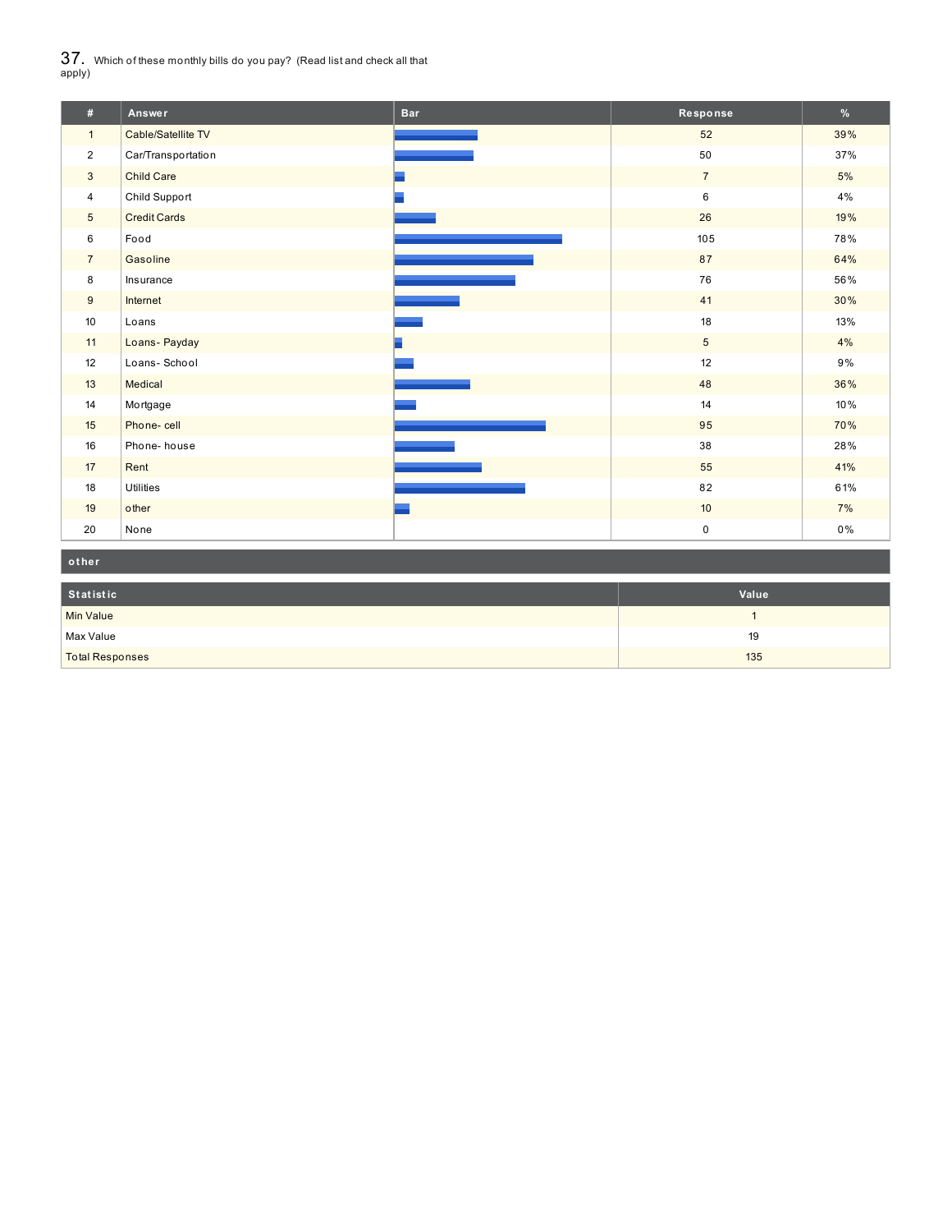## 37. Which of these monthly bills do you pay? (Read list and check all that apply)

| # | Answer | Bar | Response | % |
|---|---|---|---|---|
| 1 | Cable/Satellite TV | | 52 | 39% |
| 2 | Car/Transportation | | 50 | 37% |
| 3 | Child Care | | 7 | 5% |
| 4 | Child Support | | 6 | 4% |
| 5 | Credit Cards | | 26 | 19% |
| 6 | Food | | 105 | 78% |
| 7 | Gasoline | | 87 | 64% |
| 8 | Insurance | | 76 | 56% |
| 9 | Internet | | 41 | 30% |
| 10 | Loans | | 18 | 13% |
| 11 | Loans- Payday | | 5 | 4% |
| 12 | Loans- School | | 12 | 9% |
| 13 | Medical | | 48 | 36% |
| 14 | Mortgage | | 14 | 10% |
| 15 | Phone- cell | | 95 | 70% |
| 16 | Phone- house | | 38 | 28% |
| 17 | Rent | | 55 | 41% |
| 18 | Utilities | | 82 | 61% |
| 19 | other | | 10 | 7% |
| 20 | None | | 0 | 0% |

| other |
|---|

| Statistic | Value |
|---|---|
| Min Value | 1 |
| Max Value | 19 |
| Total Responses | 135 |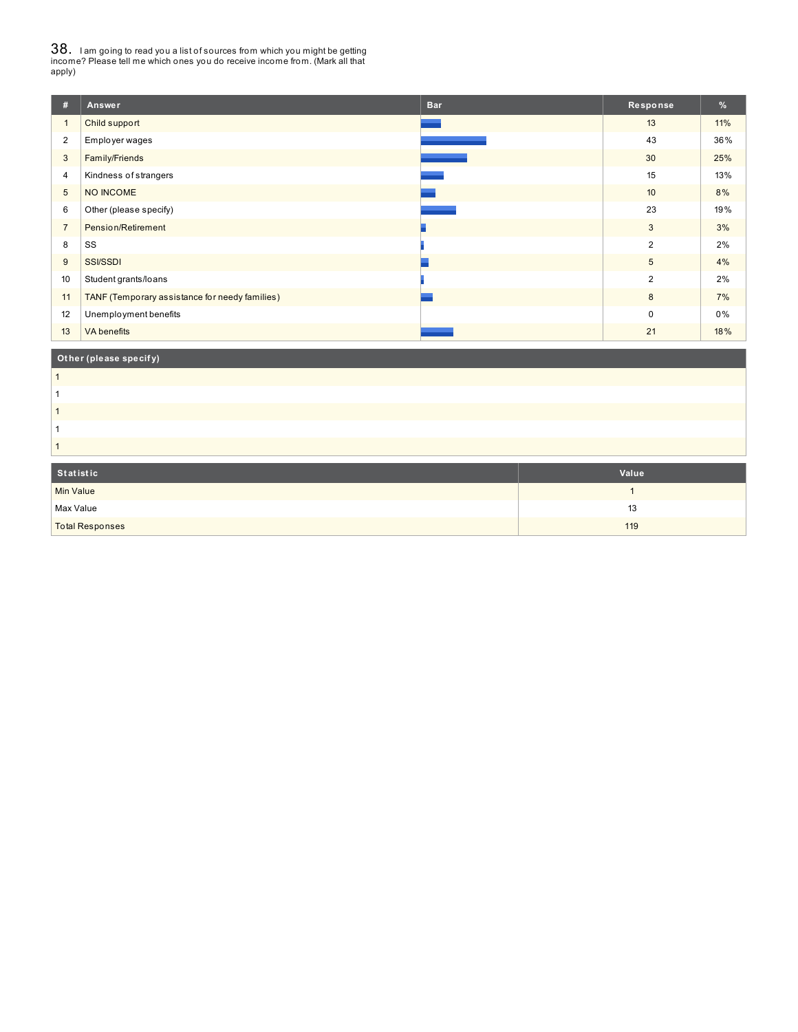## 38. I am going to read you a list of sources from which you might be getting income? Please tell me which ones you do receive income from. (Mark all that apply)

| # | Answer | Bar | Response | % |
|---|---|---|---|---|
| 1 | Child support | | 13 | 11% |
| 2 | Employer wages | | 43 | 36% |
| 3 | Family/Friends | | 30 | 25% |
| 4 | Kindness of strangers | | 15 | 13% |
| 5 | NO INCOME | | 10 | 8% |
| 6 | Other (please specify) | | 23 | 19% |
| 7 | Pension/Retirement | | 3 | 3% |
| 8 | SS | | 2 | 2% |
| 9 | SSI/SSDI | | 5 | 4% |
| 10 | Student grants/loans | | 2 | 2% |
| 11 | TANF (Temporary assistance for needy families) | | 8 | 7% |
| 12 | Unemployment benefits | | 0 | 0% |
| 13 | VA benefits | | 21 | 18% |

| Other (please specify) |
|---|
| 1 |
| 1 |
| 1 |
| 1 |
| 1 |

| Statistic | Value |
|---|---|
| Min Value | 1 |
| Max Value | 13 |
| Total Responses | 119 |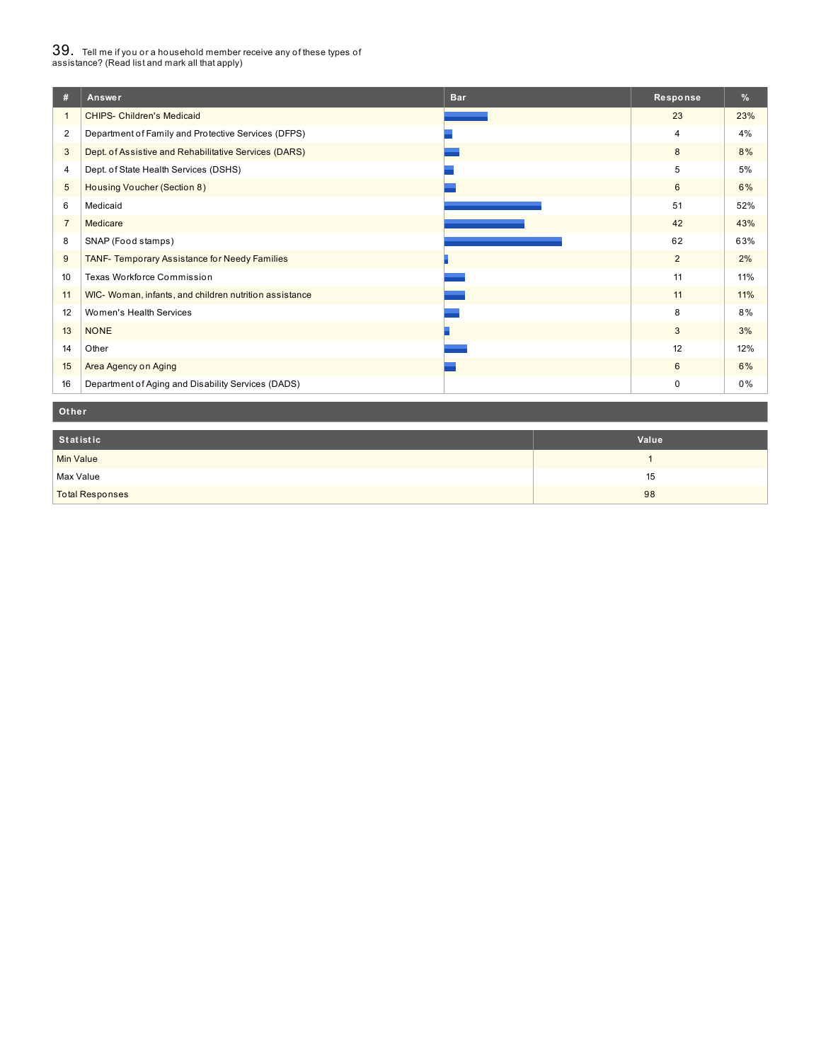## 39. Tell me if you or a household member receive any of these types of assistance? (Read list and mark all that apply)

| # | Answer | Bar | Response | % |
|---|---|---|---|---|
| 1 | CHIPS- Children's Medicaid | | 23 | 23% |
| 2 | Department of Family and Protective Services (DFPS) | | 4 | 4% |
| 3 | Dept. of Assistive and Rehabilitative Services (DARS) | | 8 | 8% |
| 4 | Dept. of State Health Services (DSHS) | | 5 | 5% |
| 5 | Housing Voucher (Section 8) | | 6 | 6% |
| 6 | Medicaid | | 51 | 52% |
| 7 | Medicare | | 42 | 43% |
| 8 | SNAP (Food stamps) | | 62 | 63% |
| 9 | TANF- Temporary Assistance for Needy Families | | 2 | 2% |
| 10 | Texas Workforce Commission | | 11 | 11% |
| 11 | WIC- Woman, infants, and children nutrition assistance | | 11 | 11% |
| 12 | Women's Health Services | | 8 | 8% |
| 13 | NONE | | 3 | 3% |
| 14 | Other | | 12 | 12% |
| 15 | Area Agency on Aging | | 6 | 6% |
| 16 | Department of Aging and Disability Services (DADS) | | 0 | 0% |

**Other**

| Statistic | Value |
|---|---|
| Min Value | 1 |
| Max Value | 15 |
| Total Responses | 98 |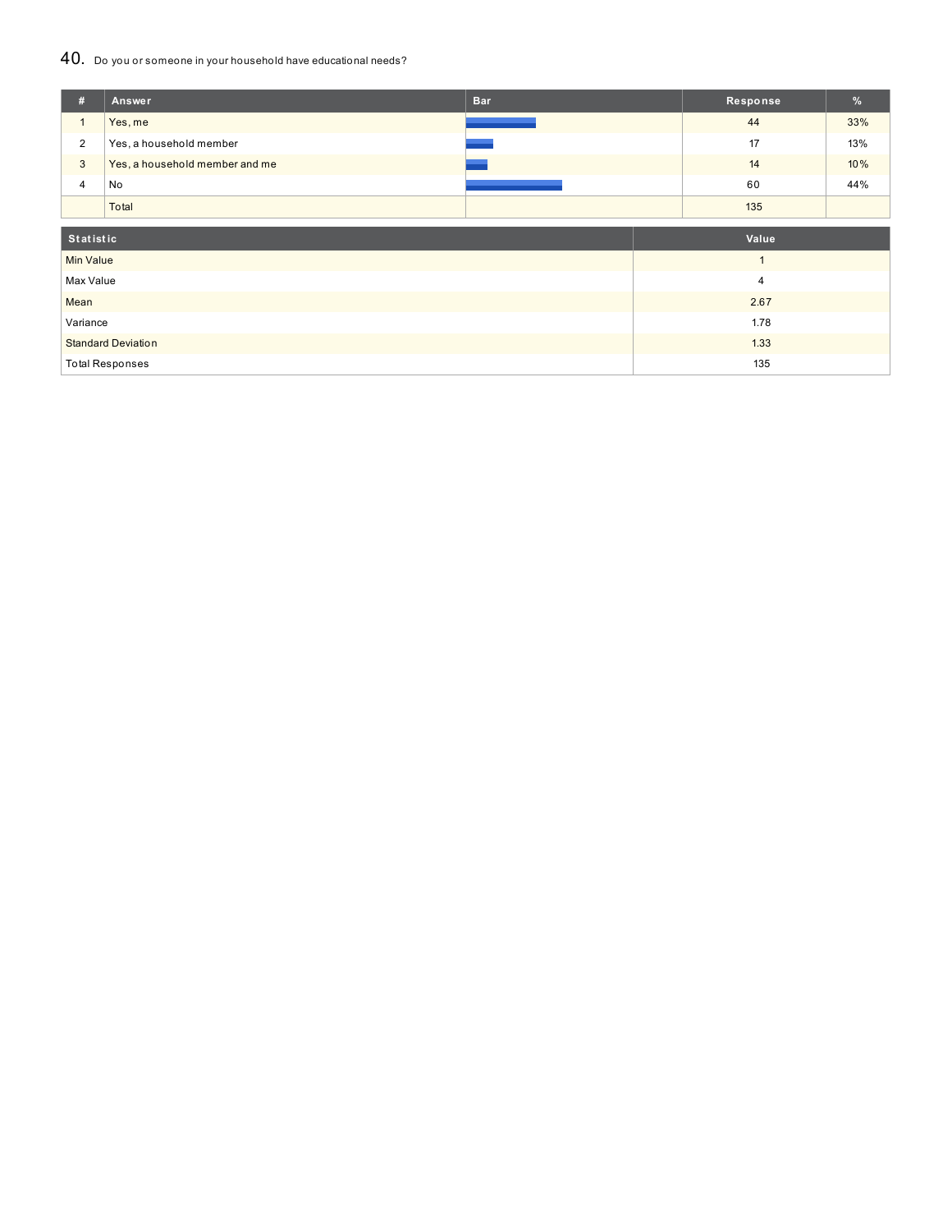## 40. Do you or someone in your household have educational needs?

| # | Answer | Bar | Response | % |
|---|---|---|---|---|
| 1 | Yes, me | | 44 | 33% |
| 2 | Yes, a household member | | 17 | 13% |
| 3 | Yes, a household member and me | | 14 | 10% |
| 4 | No | | 60 | 44% |
| | Total | | 135 | |

| Statistic | Value |
|---|---|
| Min Value | 1 |
| Max Value | 4 |
| Mean | 2.67 |
| Variance | 1.78 |
| Standard Deviation | 1.33 |
| Total Responses | 135 |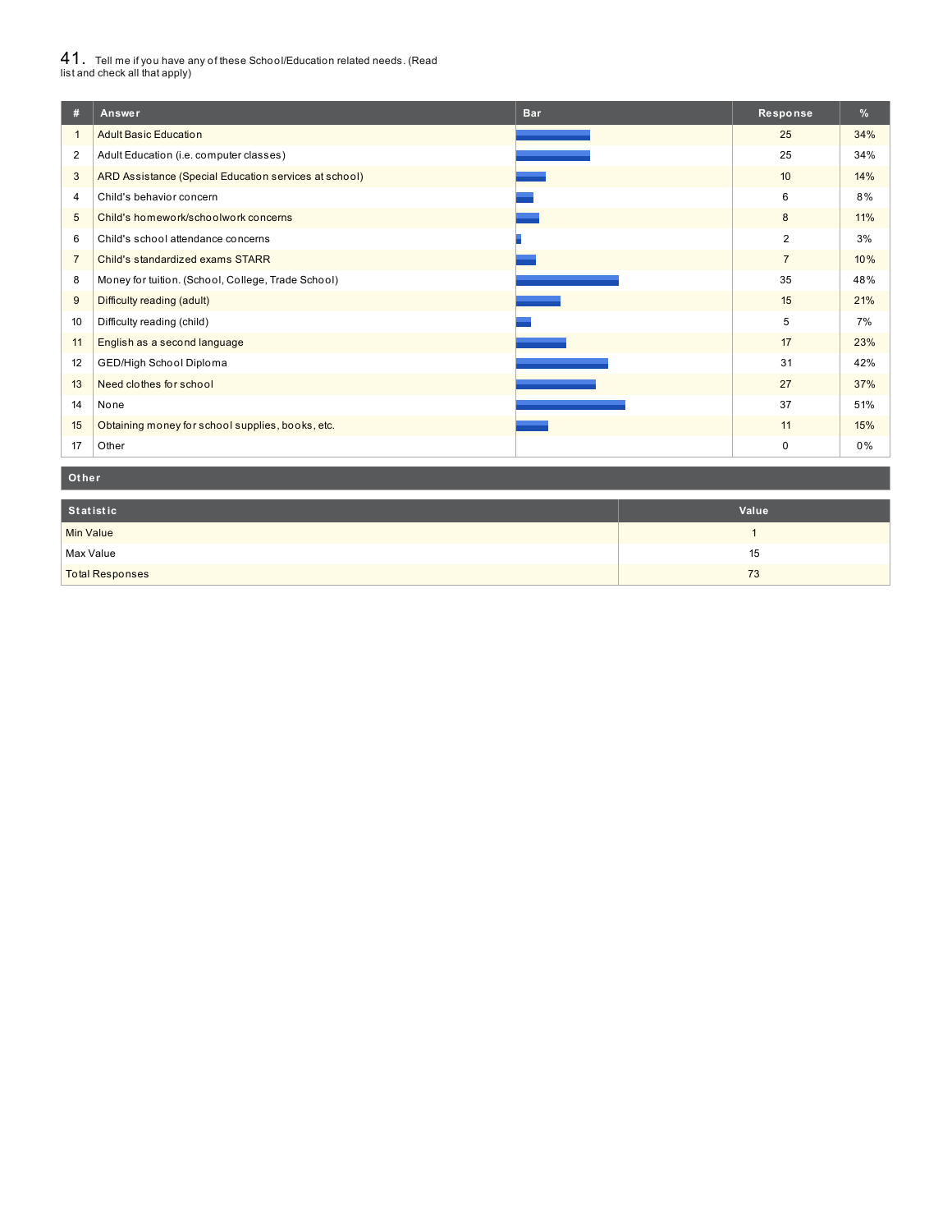41. Tell me if you have any of these School/Education related needs. (Read list and check all that apply)

| # | Answer | Bar | Response | % |
|---|---|---|---|---|
| 1 | Adult Basic Education | | 25 | 34% |
| 2 | Adult Education (i.e. computer classes) | | 25 | 34% |
| 3 | ARD Assistance (Special Education services at school) | | 10 | 14% |
| 4 | Child's behavior concern | | 6 | 8% |
| 5 | Child's homework/schoolwork concerns | | 8 | 11% |
| 6 | Child's school attendance concerns | | 2 | 3% |
| 7 | Child's standardized exams STARR | | 7 | 10% |
| 8 | Money for tuition. (School, College, Trade School) | | 35 | 48% |
| 9 | Difficulty reading (adult) | | 15 | 21% |
| 10 | Difficulty reading (child) | | 5 | 7% |
| 11 | English as a second language | | 17 | 23% |
| 12 | GED/High School Diploma | | 31 | 42% |
| 13 | Need clothes for school | | 27 | 37% |
| 14 | None | | 37 | 51% |
| 15 | Obtaining money for school supplies, books, etc. | | 11 | 15% |
| 17 | Other | | 0 | 0% |

**Other**

| Statistic | Value |
|---|---|
| Min Value | 1 |
| Max Value | 15 |
| Total Responses | 73 |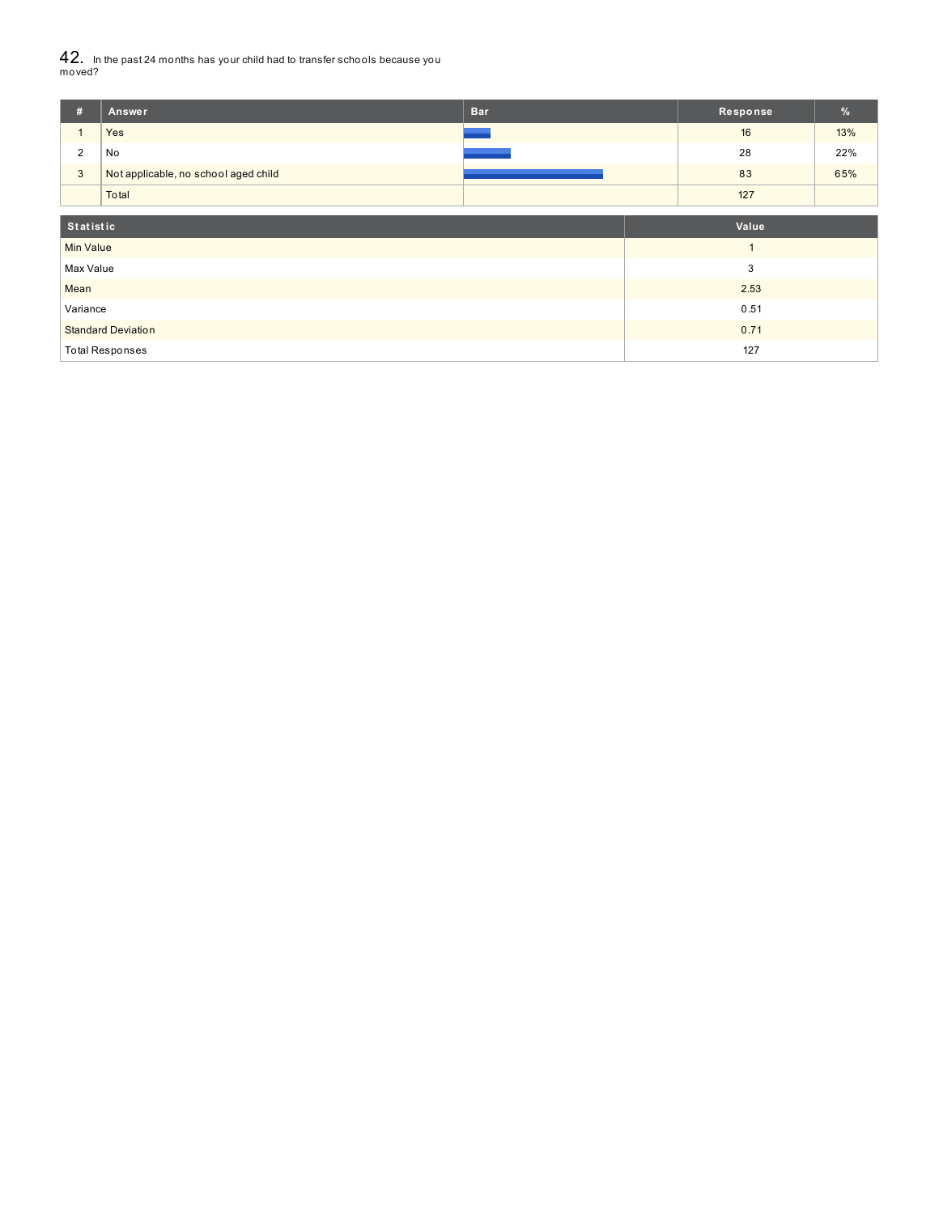## 42. In the past 24 months has your child had to transfer schools because you moved?

| # | Answer | Bar | Response | % |
|---|---|---|---|---|
| 1 | Yes | | 16 | 13% |
| 2 | No | | 28 | 22% |
| 3 | Not applicable, no school aged child | | 83 | 65% |
| | Total | | 127 | |

| Statistic | Value |
|---|---|
| Min Value | 1 |
| Max Value | 3 |
| Mean | 2.53 |
| Variance | 0.51 |
| Standard Deviation | 0.71 |
| Total Responses | 127 |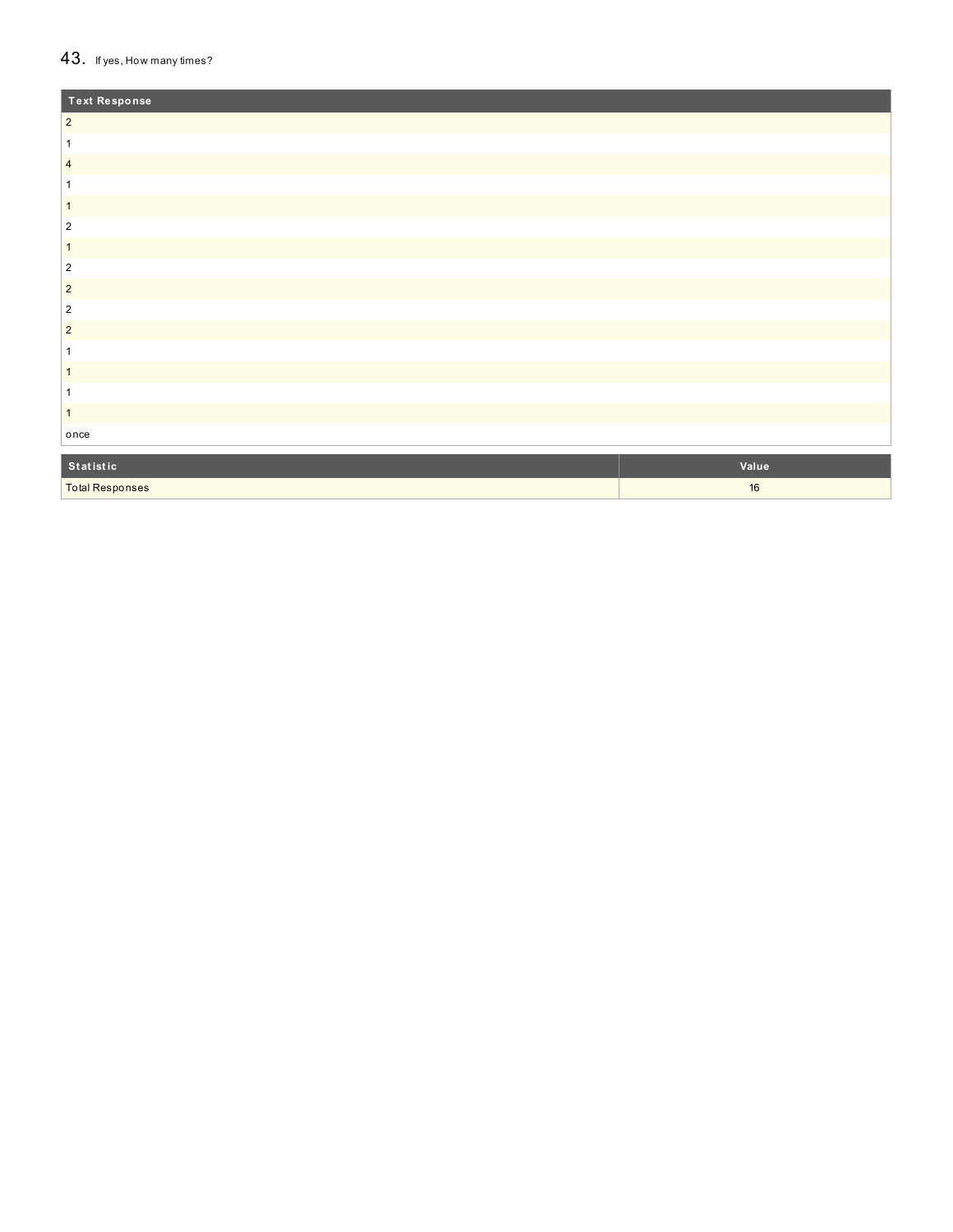## 43. If yes, How many times?

| Text Response |
| --- |
| 2 |
| 1 |
| 4 |
| 1 |
| 1 |
| 2 |
| 1 |
| 2 |
| 2 |
| 2 |
| 2 |
| 1 |
| 1 |
| 1 |
| 1 |
| once |

| Statistic | Value |
| --- | --- |
| Total Responses | 16 |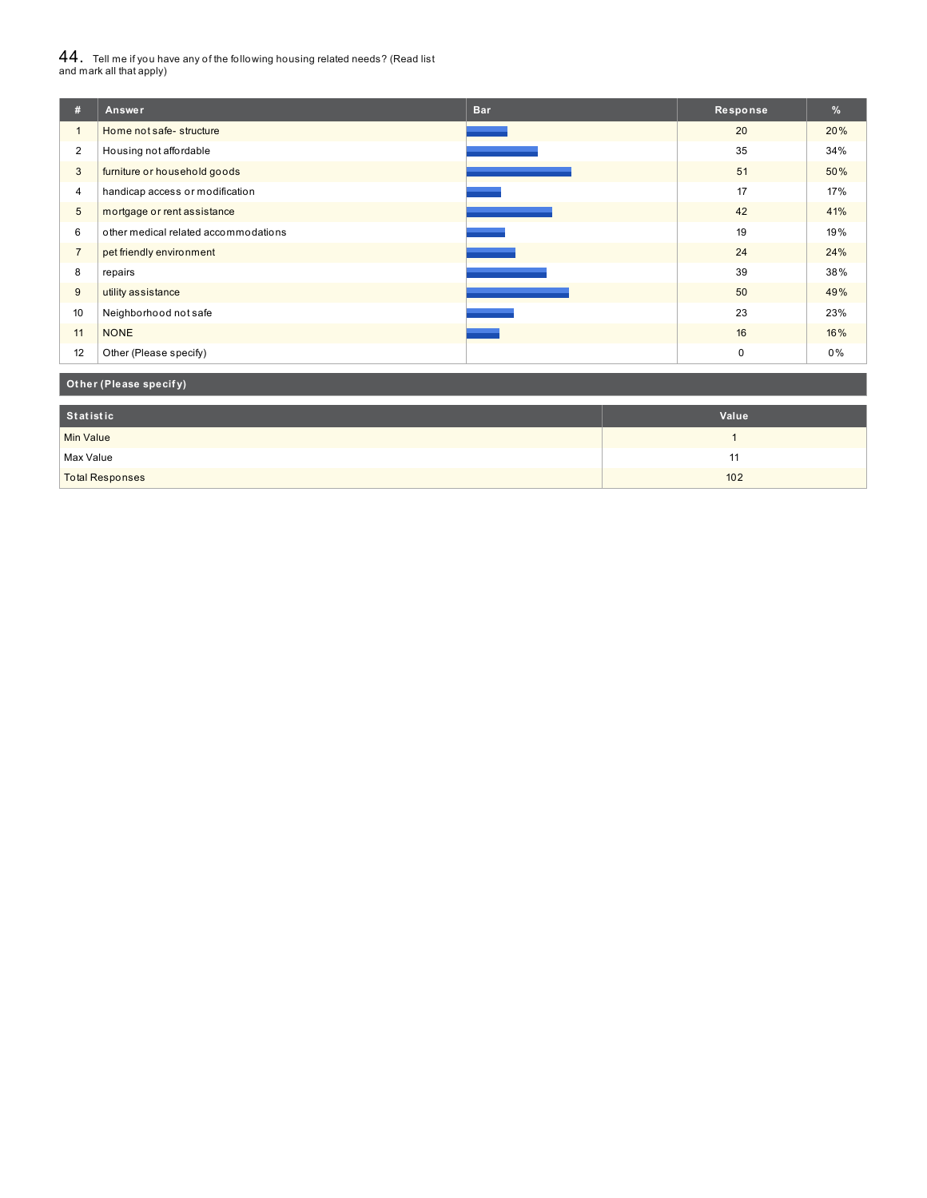44. Tell me if you have any of the following housing related needs? (Read list and mark all that apply)

| # | Answer | Bar | Response | % |
|---|---|---|---|---|
| 1 | Home not safe- structure | | 20 | 20% |
| 2 | Housing not affordable | | 35 | 34% |
| 3 | furniture or household goods | | 51 | 50% |
| 4 | handicap access or modification | | 17 | 17% |
| 5 | mortgage or rent assistance | | 42 | 41% |
| 6 | other medical related accommodations | | 19 | 19% |
| 7 | pet friendly environment | | 24 | 24% |
| 8 | repairs | | 39 | 38% |
| 9 | utility assistance | | 50 | 49% |
| 10 | Neighborhood not safe | | 23 | 23% |
| 11 | NONE | | 16 | 16% |
| 12 | Other (Please specify) | | 0 | 0% |

**Other (Please specify)**

| Statistic | Value |
|---|---|
| Min Value | 1 |
| Max Value | 11 |
| Total Responses | 102 |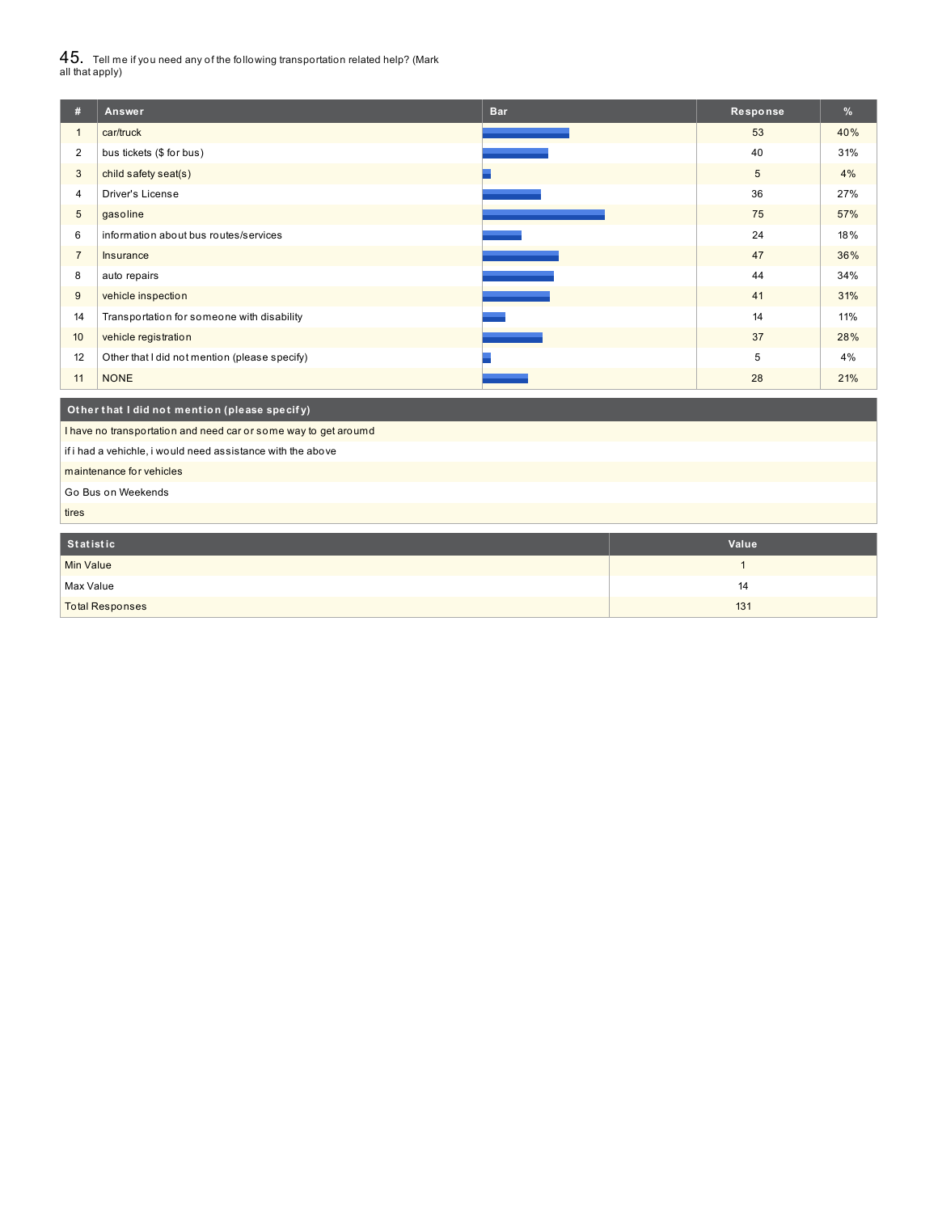## 45. Tell me if you need any of the following transportation related help? (Mark all that apply)

| # | Answer | Bar | Response | % |
|---|---|---|---|---|
| 1 | car/truck | | 53 | 40% |
| 2 | bus tickets ($ for bus) | | 40 | 31% |
| 3 | child safety seat(s) | | 5 | 4% |
| 4 | Driver's License | | 36 | 27% |
| 5 | gasoline | | 75 | 57% |
| 6 | information about bus routes/services | | 24 | 18% |
| 7 | Insurance | | 47 | 36% |
| 8 | auto repairs | | 44 | 34% |
| 9 | vehicle inspection | | 41 | 31% |
| 14 | Transportation for someone with disability | | 14 | 11% |
| 10 | vehicle registration | | 37 | 28% |
| 12 | Other that I did not mention (please specify) | | 5 | 4% |
| 11 | NONE | | 28 | 21% |

| Other that I did not mention (please specify) |
|---|
| I have no transportation and need car or some way to get aroumd |
| if i had a vehichle, i would need assistance with the above |
| maintenance for vehicles |
| Go Bus on Weekends |
| tires |

| Statistic | Value |
|---|---|
| Min Value | 1 |
| Max Value | 14 |
| Total Responses | 131 |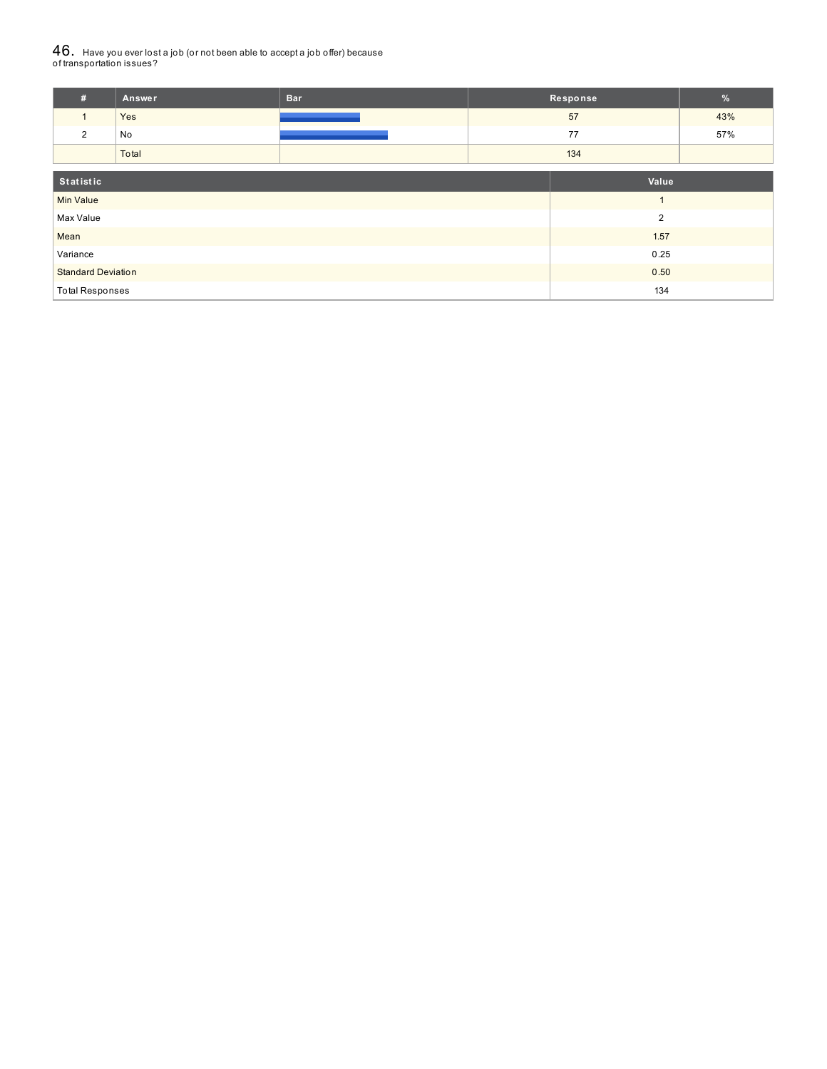## 46. Have you ever lost a job (or not been able to accept a job offer) because of transportation issues?

| # | Answer | Bar | Response | % |
|---|---|---|---|---|
| 1 | Yes | | 57 | 43% |
| 2 | No | | 77 | 57% |
| | Total | | 134 | |

| Statistic | Value |
|---|---|
| Min Value | 1 |
| Max Value | 2 |
| Mean | 1.57 |
| Variance | 0.25 |
| Standard Deviation | 0.50 |
| Total Responses | 134 |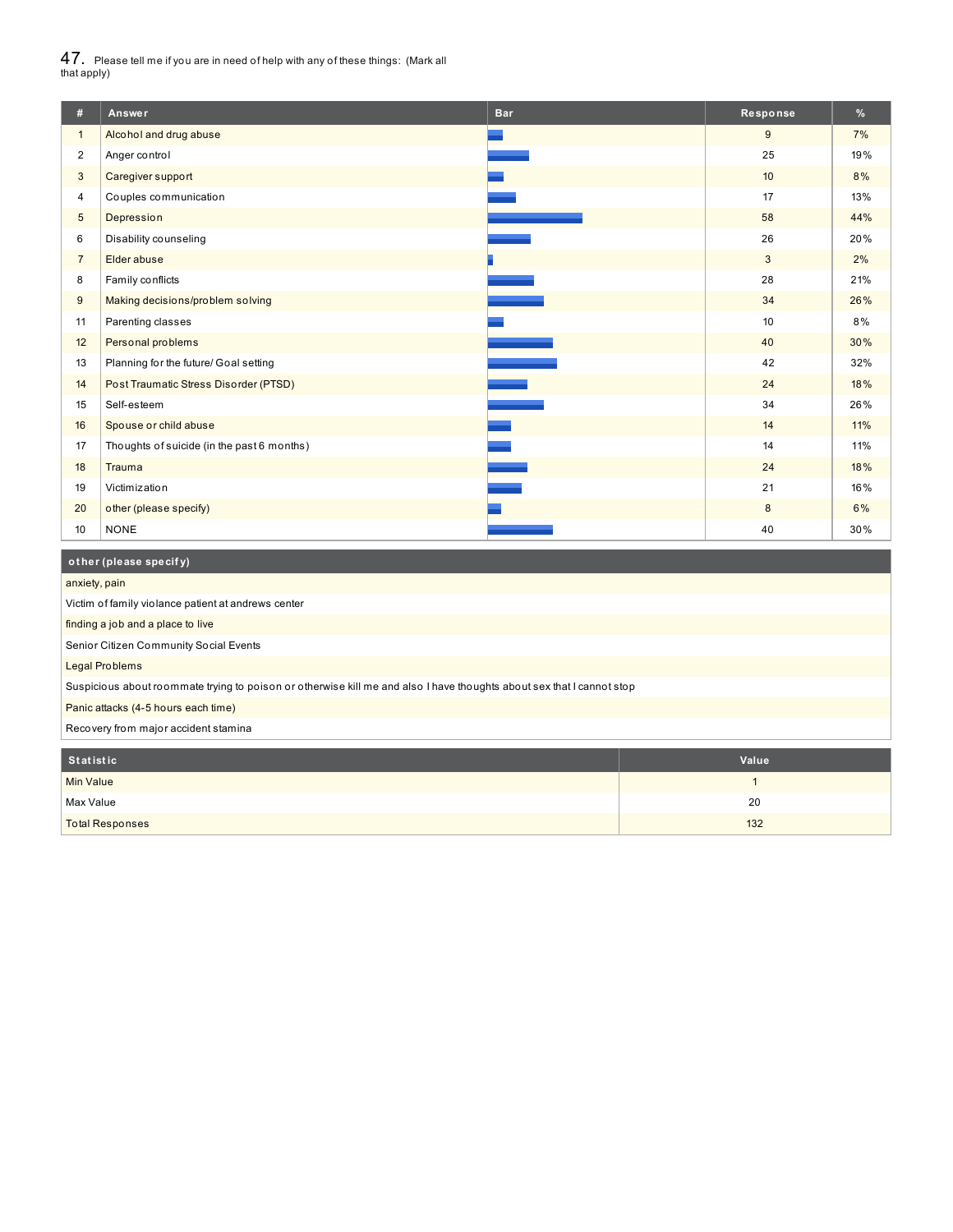47. Please tell me if you are in need of help with any of these things: (Mark all that apply)

| # | Answer | Bar | Response | % |
|---|---|---|---|---|
| 1 | Alcohol and drug abuse | | 9 | 7% |
| 2 | Anger control | | 25 | 19% |
| 3 | Caregiver support | | 10 | 8% |
| 4 | Couples communication | | 17 | 13% |
| 5 | Depression | | 58 | 44% |
| 6 | Disability counseling | | 26 | 20% |
| 7 | Elder abuse | | 3 | 2% |
| 8 | Family conflicts | | 28 | 21% |
| 9 | Making decisions/problem solving | | 34 | 26% |
| 11 | Parenting classes | | 10 | 8% |
| 12 | Personal problems | | 40 | 30% |
| 13 | Planning for the future/ Goal setting | | 42 | 32% |
| 14 | Post Traumatic Stress Disorder (PTSD) | | 24 | 18% |
| 15 | Self-esteem | | 34 | 26% |
| 16 | Spouse or child abuse | | 14 | 11% |
| 17 | Thoughts of suicide (in the past 6 months) | | 14 | 11% |
| 18 | Trauma | | 24 | 18% |
| 19 | Victimization | | 21 | 16% |
| 20 | other (please specify) | | 8 | 6% |
| 10 | NONE | | 40 | 30% |

| other (please specify) |
|---|
| anxiety, pain |
| Victim of family violance patient at andrews center |
| finding a job and a place to live |
| Senior Citizen Community Social Events |
| Legal Problems |
| Suspicious about roommate trying to poison or otherwise kill me and also I have thoughts about sex that I cannot stop |
| Panic attacks (4-5 hours each time) |
| Recovery from major accident stamina |

| Statistic | Value |
|---|---|
| Min Value | 1 |
| Max Value | 20 |
| Total Responses | 132 |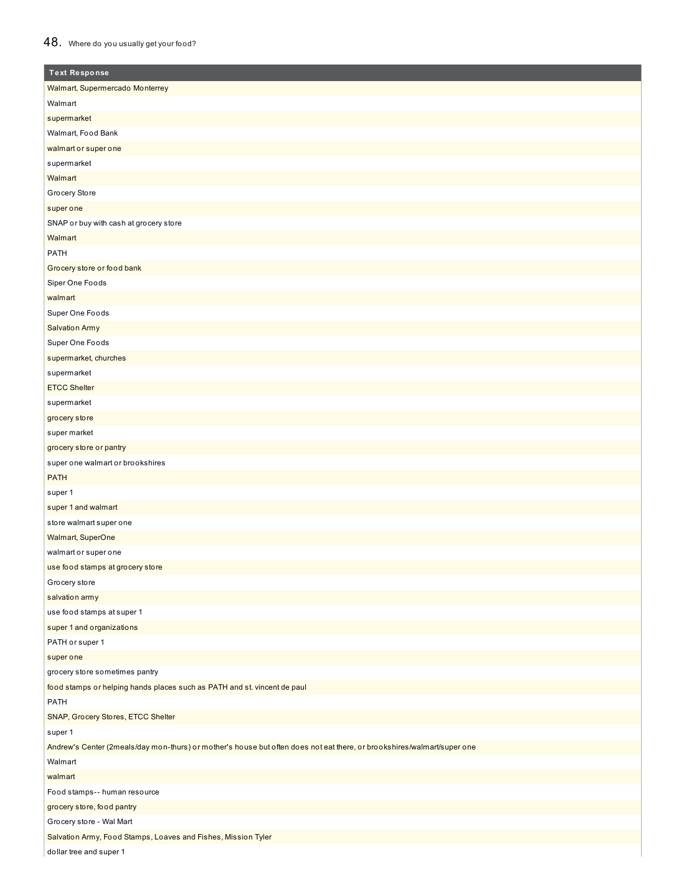## 48. Where do you usually get your food?

| Text Response |
|---|
| Walmart, Supermercado Monterrey |
| Walmart |
| supermarket |
| Walmart, Food Bank |
| walmart or super one |
| supermarket |
| Walmart |
| Grocery Store |
| super one |
| SNAP or buy with cash at grocery store |
| Walmart |
| PATH |
| Grocery store or food bank |
| Siper One Foods |
| walmart |
| Super One Foods |
| Salvation Army |
| Super One Foods |
| supermarket, churches |
| supermarket |
| ETCC Shelter |
| supermarket |
| grocery store |
| super market |
| grocery store or pantry |
| super one walmart or brookshires |
| PATH |
| super 1 |
| super 1 and walmart |
| store walmart super one |
| Walmart, SuperOne |
| walmart or super one |
| use food stamps at grocery store |
| Grocery store |
| salvation army |
| use food stamps at super 1 |
| super 1 and organizations |
| PATH or super 1 |
| super one |
| grocery store sometimes pantry |
| food stamps or helping hands places such as PATH and st. vincent de paul |
| PATH |
| SNAP, Grocery Stores, ETCC Shelter |
| super 1 |
| Andrew's Center (2meals/day mon-thurs) or mother's house but often does not eat there, or brookshires/walmart/super one |
| Walmart |
| walmart |
| Food stamps-- human resource |
| grocery store, food pantry |
| Grocery store - Wal Mart |
| Salvation Army, Food Stamps, Loaves and Fishes, Mission Tyler |
| dollar tree and super 1 |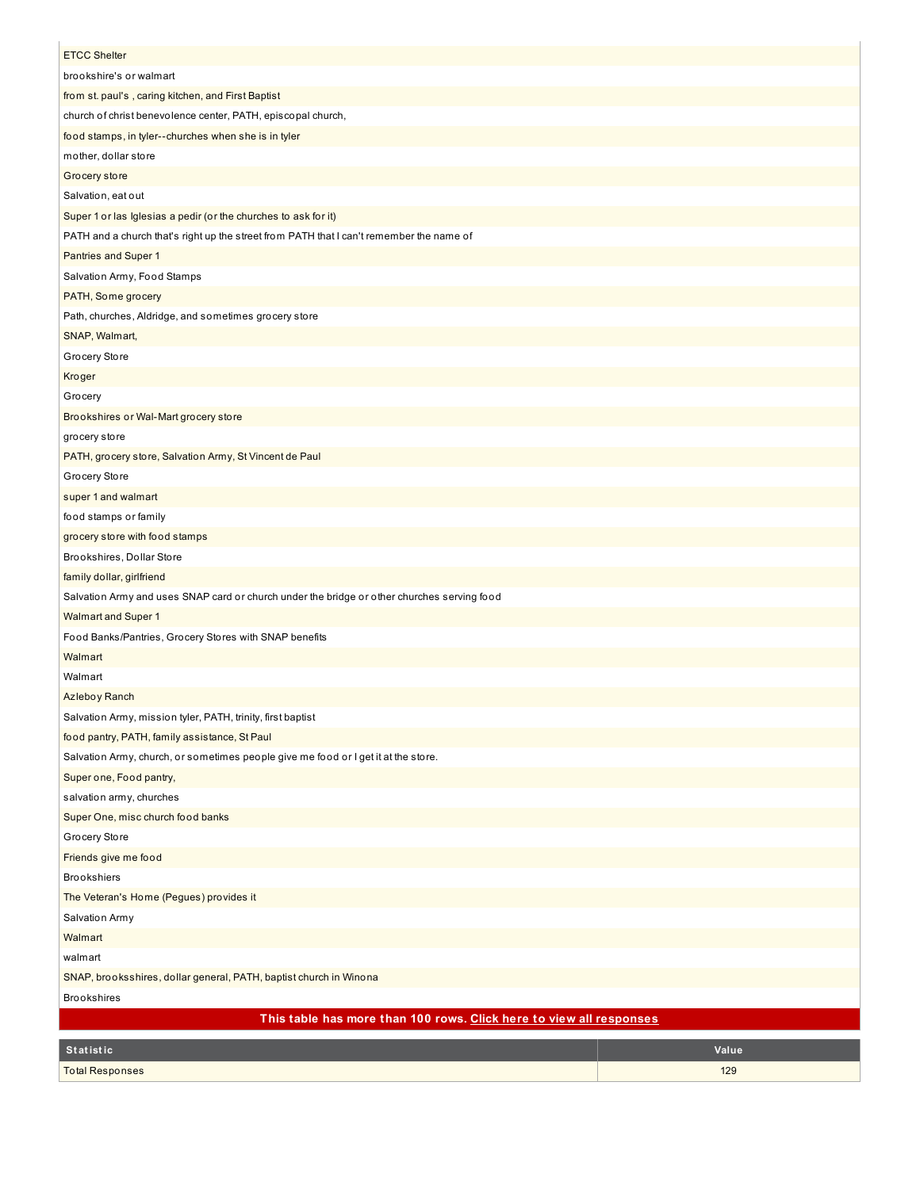| |
|---|
| ETCC Shelter |
| brookshire's or walmart |
| from st. paul's , caring kitchen, and First Baptist |
| church of christ benevolence center, PATH, episcopal church, |
| food stamps, in tyler--churches when she is in tyler |
| mother, dollar store |
| Grocery store |
| Salvation, eat out |
| Super 1 or las Iglesias a pedir (or the churches to ask for it) |
| PATH and a church that's right up the street from PATH that I can't remember the name of |
| Pantries and Super 1 |
| Salvation Army, Food Stamps |
| PATH, Some grocery |
| Path, churches, Aldridge, and sometimes grocery store |
| SNAP, Walmart, |
| Grocery Store |
| Kroger |
| Grocery |
| Brookshires or Wal-Mart grocery store |
| grocery store |
| PATH, grocery store, Salvation Army, St Vincent de Paul |
| Grocery Store |
| super 1 and walmart |
| food stamps or family |
| grocery store with food stamps |
| Brookshires, Dollar Store |
| family dollar, girlfriend |
| Salvation Army and uses SNAP card or church under the bridge or other churches serving food |
| Walmart and Super 1 |
| Food Banks/Pantries, Grocery Stores with SNAP benefits |
| Walmart |
| Walmart |
| Azleboy Ranch |
| Salvation Army, mission tyler, PATH, trinity, first baptist |
| food pantry, PATH, family assistance, St Paul |
| Salvation Army, church, or sometimes people give me food or I get it at the store. |
| Super one, Food pantry, |
| salvation army, churches |
| Super One, misc church food banks |
| Grocery Store |
| Friends give me food |
| Brookshiers |
| The Veteran's Home (Pegues) provides it |
| Salvation Army |
| Walmart |
| walmart |
| SNAP, brooksshires, dollar general, PATH, baptist church in Winona |
| Brookshires |
| **This table has more than 100 rows. Click here to view all responses** |

| Statistic | Value |
|---|---|
| Total Responses | 129 |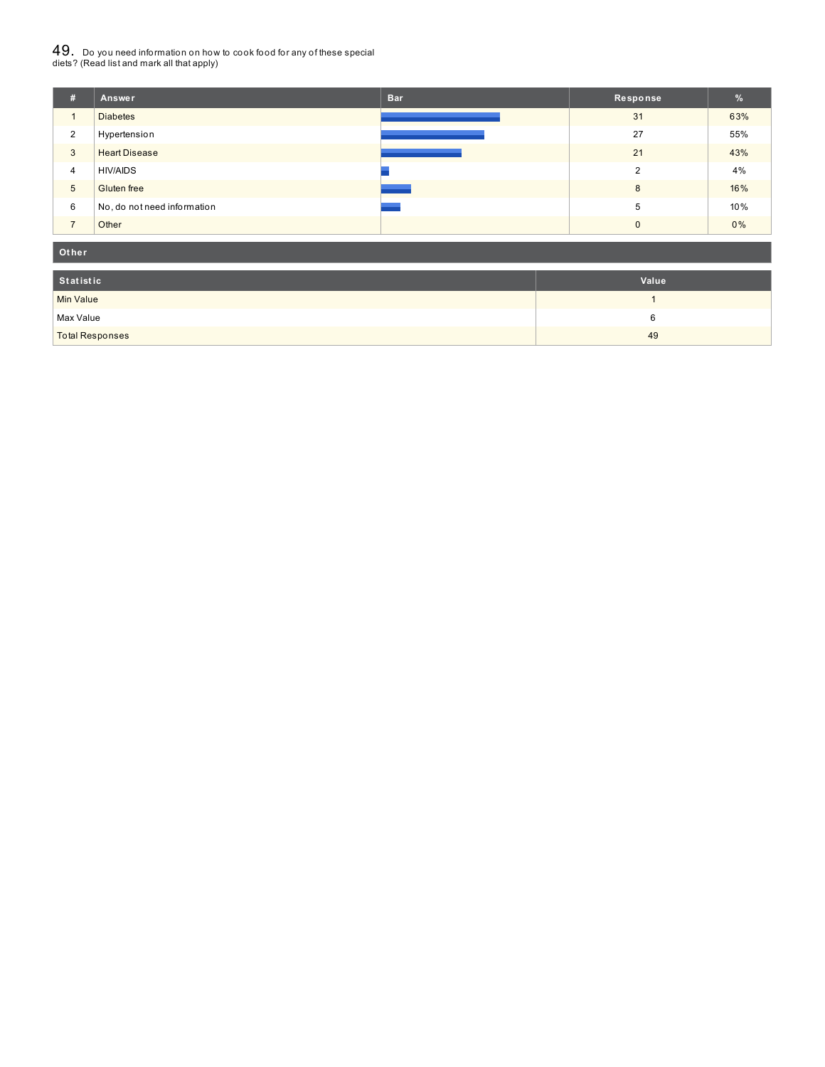## 49. Do you need information on how to cook food for any of these special diets? (Read list and mark all that apply)

| # | Answer | Bar | Response | % |
|---|---|---|---|---|
| 1 | Diabetes | | 31 | 63% |
| 2 | Hypertension | | 27 | 55% |
| 3 | Heart Disease | | 21 | 43% |
| 4 | HIV/AIDS | | 2 | 4% |
| 5 | Gluten free | | 8 | 16% |
| 6 | No, do not need information | | 5 | 10% |
| 7 | Other | | 0 | 0% |

| Other |
|---|

| Statistic | Value |
|---|---|
| Min Value | 1 |
| Max Value | 6 |
| Total Responses | 49 |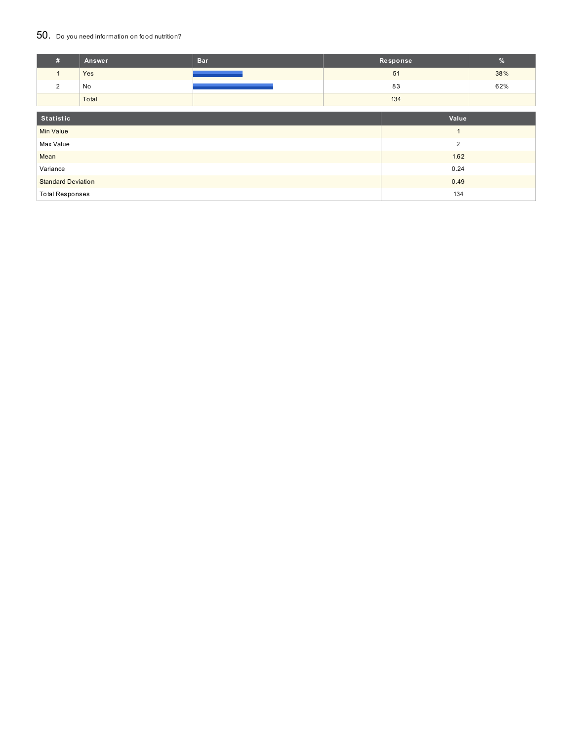## 50. Do you need information on food nutrition?

| # | Answer | Bar | Response | % |
|---|---|---|---|---|
| 1 | Yes | | 51 | 38% |
| 2 | No | | 83 | 62% |
| | Total | | 134 | |

| Statistic | Value |
|---|---|
| Min Value | 1 |
| Max Value | 2 |
| Mean | 1.62 |
| Variance | 0.24 |
| Standard Deviation | 0.49 |
| Total Responses | 134 |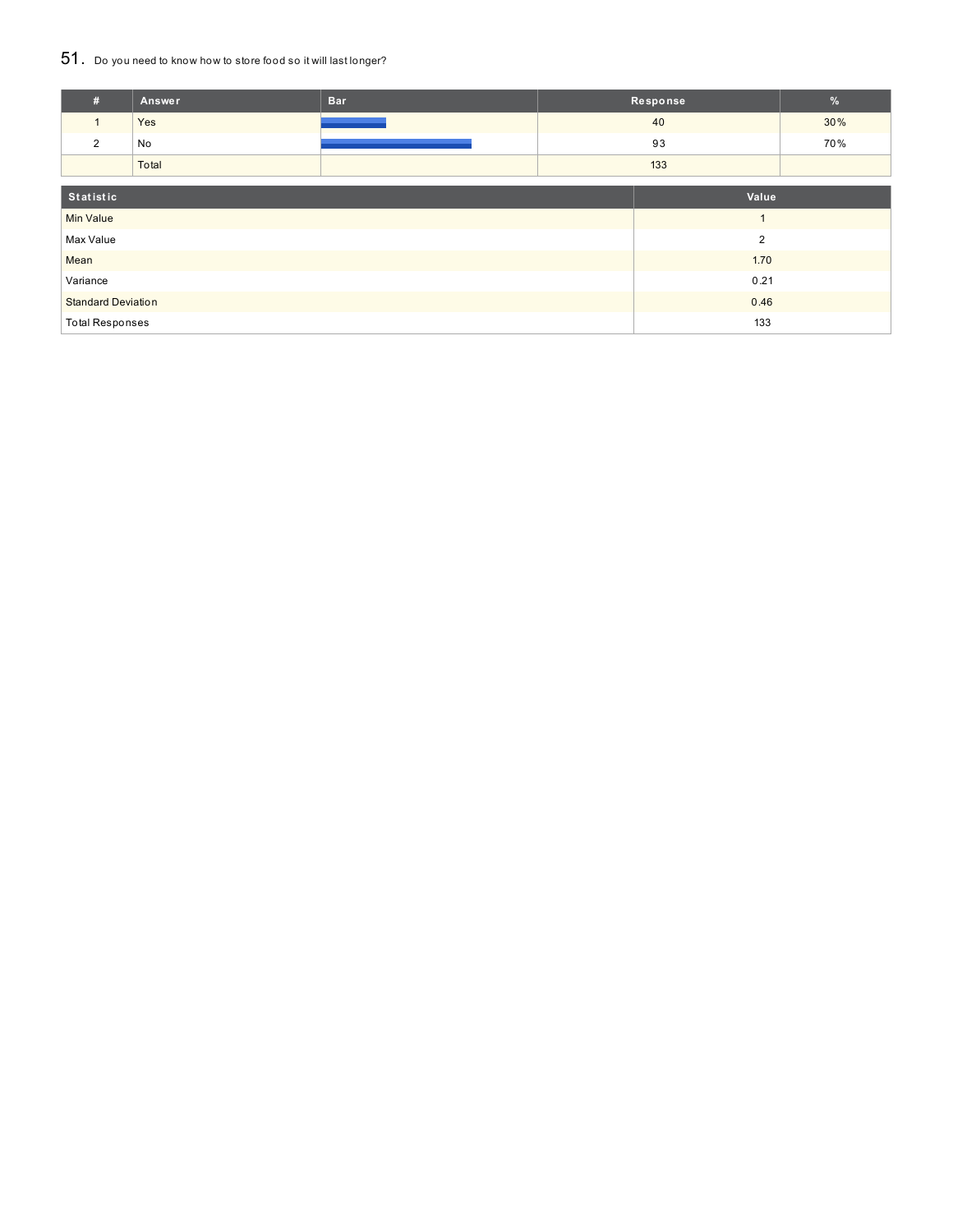## 51. Do you need to know how to store food so it will last longer?

| # | Answer | Bar | Response | % |
|---|---|---|---|---|
| 1 | Yes | | 40 | 30% |
| 2 | No | | 93 | 70% |
| | Total | | 133 | |

| Statistic | Value |
|---|---|
| Min Value | 1 |
| Max Value | 2 |
| Mean | 1.70 |
| Variance | 0.21 |
| Standard Deviation | 0.46 |
| Total Responses | 133 |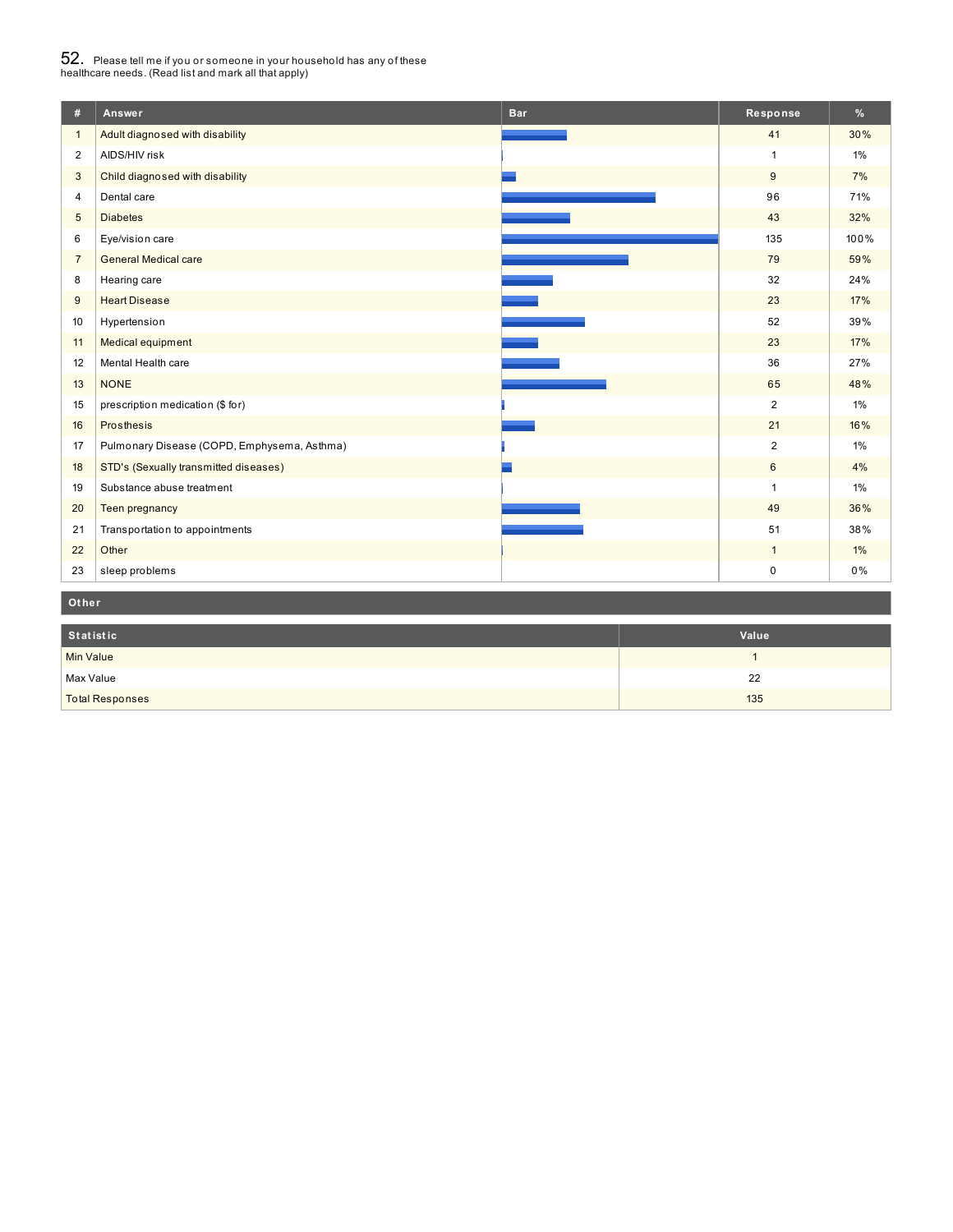## 52. Please tell me if you or someone in your household has any of these healthcare needs. (Read list and mark all that apply)

| # | Answer | Bar | Response | % |
|---|---|---|---|---|
| 1 | Adult diagnosed with disability | | 41 | 30% |
| 2 | AIDS/HIV risk | | 1 | 1% |
| 3 | Child diagnosed with disability | | 9 | 7% |
| 4 | Dental care | | 96 | 71% |
| 5 | Diabetes | | 43 | 32% |
| 6 | Eye/vision care | | 135 | 100% |
| 7 | General Medical care | | 79 | 59% |
| 8 | Hearing care | | 32 | 24% |
| 9 | Heart Disease | | 23 | 17% |
| 10 | Hypertension | | 52 | 39% |
| 11 | Medical equipment | | 23 | 17% |
| 12 | Mental Health care | | 36 | 27% |
| 13 | NONE | | 65 | 48% |
| 15 | prescription medication ($ for) | | 2 | 1% |
| 16 | Prosthesis | | 21 | 16% |
| 17 | Pulmonary Disease (COPD, Emphysema, Asthma) | | 2 | 1% |
| 18 | STD's (Sexually transmitted diseases) | | 6 | 4% |
| 19 | Substance abuse treatment | | 1 | 1% |
| 20 | Teen pregnancy | | 49 | 36% |
| 21 | Transportation to appointments | | 51 | 38% |
| 22 | Other | | 1 | 1% |
| 23 | sleep problems | | 0 | 0% |

**Other**

| Statistic | Value |
|---|---|
| Min Value | 1 |
| Max Value | 22 |
| Total Responses | 135 |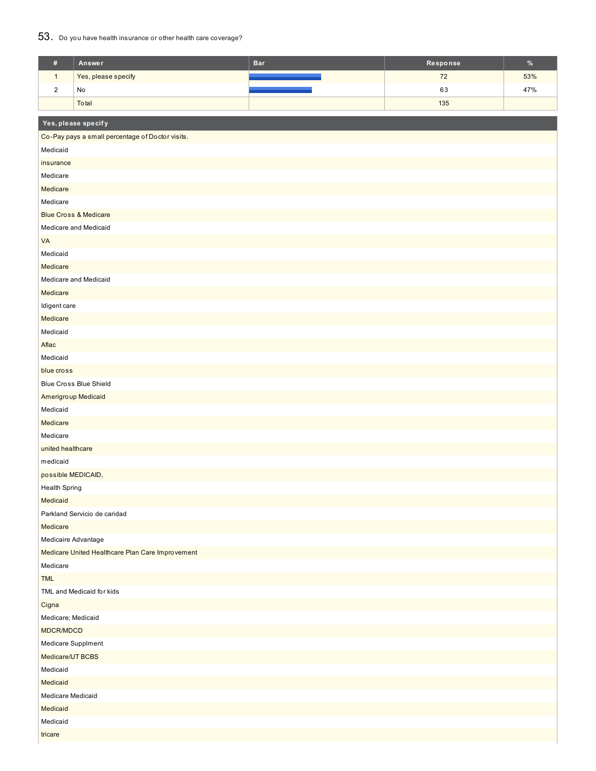## 53. Do you have health insurance or other health care coverage?

| # | Answer | Bar | Response | % |
|---|---|---|---|---|
| 1 | Yes, please specify | | 72 | 53% |
| 2 | No | | 63 | 47% |
| | Total | | 135 | |

| Yes, please specify |
|---|
| Co-Pay pays a small percentage of Doctor visits. |
| Medicaid |
| insurance |
| Medicare |
| Medicare |
| Medicare |
| Blue Cross & Medicare |
| Medicare and Medicaid |
| VA |
| Medicaid |
| Medicare |
| Medicare and Medicaid |
| Medicare |
| Idigent care |
| Medicare |
| Medicaid |
| Aflac |
| Medicaid |
| blue cross |
| Blue Cross Blue Shield |
| Amerigroup Medicaid |
| Medicaid |
| Medicare |
| Medicare |
| united healthcare |
| medicaid |
| possible MEDICAID, |
| Health Spring |
| Medicaid |
| Parkland Servicio de caridad |
| Medicare |
| Medicaire Advantage |
| Medicare United Healthcare Plan Care Improvement |
| Medicare |
| TML |
| TML and Medicaid for kids |
| Cigna |
| Medicare; Medicaid |
| MDCR/MDCD |
| Medicare Supplment |
| Medicare/UT BCBS |
| Medicaid |
| Medicaid |
| Medicare Medicaid |
| Medicaid |
| Medicaid |
| tricare |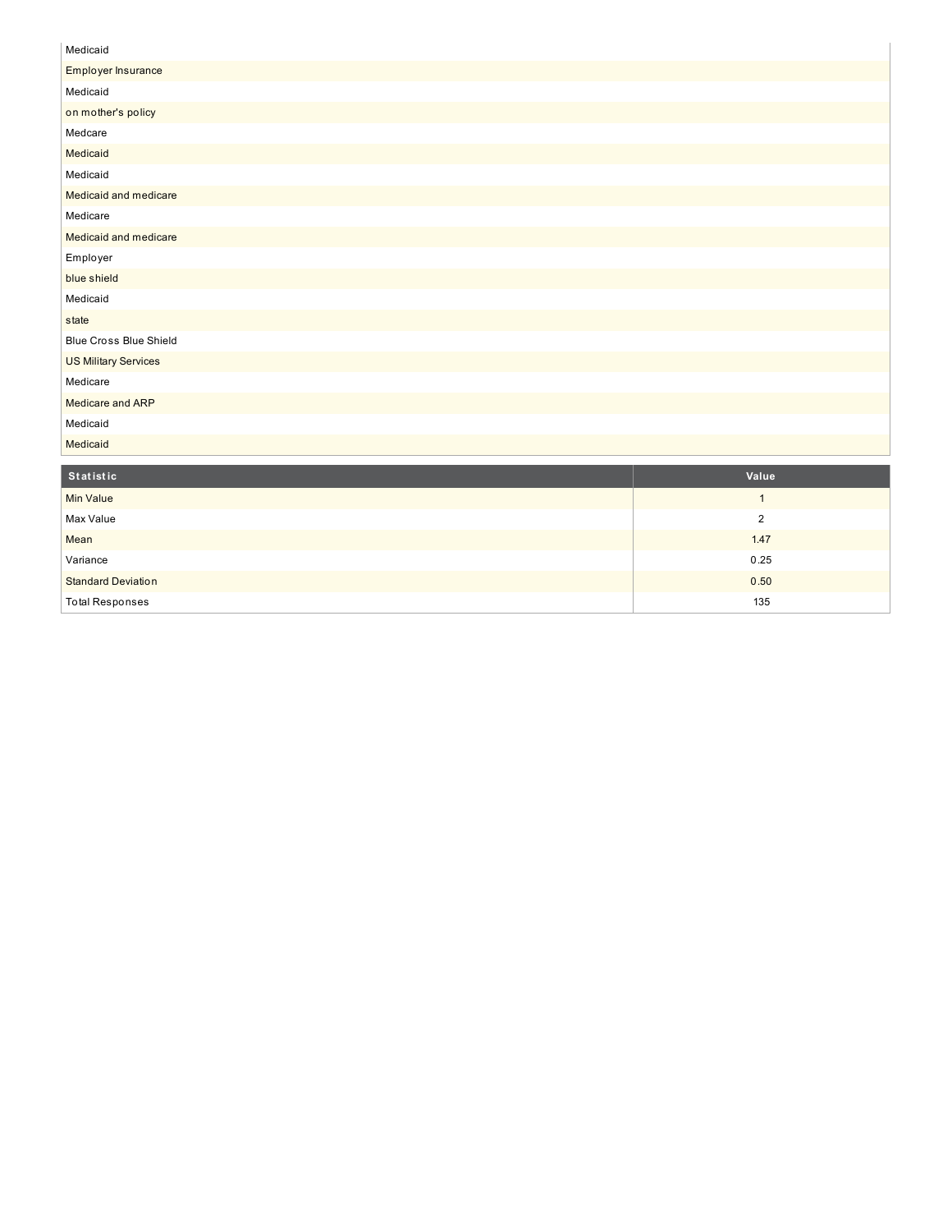| |
|---|
| Medicaid |
| Employer Insurance |
| Medicaid |
| on mother's policy |
| Medcare |
| Medicaid |
| Medicaid |
| Medicaid and medicare |
| Medicare |
| Medicaid and medicare |
| Employer |
| blue shield |
| Medicaid |
| state |
| Blue Cross Blue Shield |
| US Military Services |
| Medicare |
| Medicare and ARP |
| Medicaid |
| Medicaid |

| Statistic | Value |
|---|---|
| Min Value | 1 |
| Max Value | 2 |
| Mean | 1.47 |
| Variance | 0.25 |
| Standard Deviation | 0.50 |
| Total Responses | 135 |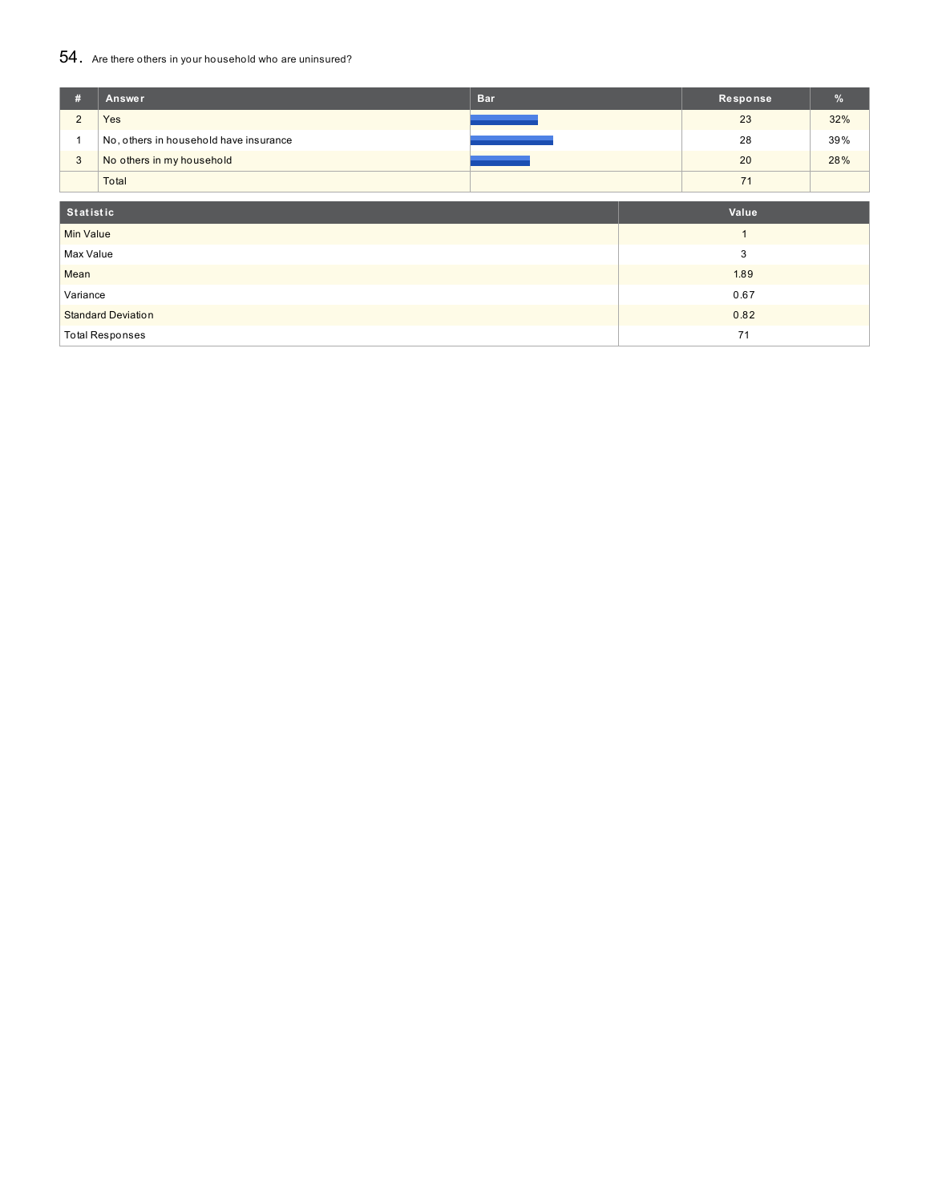## 54. Are there others in your household who are uninsured?

| # | Answer | Bar | Response | % |
|---|---|---|---|---|
| 2 | Yes | | 23 | 32% |
| 1 | No, others in household have insurance | | 28 | 39% |
| 3 | No others in my household | | 20 | 28% |
| | Total | | 71 | |

| Statistic | Value |
|---|---|
| Min Value | 1 |
| Max Value | 3 |
| Mean | 1.89 |
| Variance | 0.67 |
| Standard Deviation | 0.82 |
| Total Responses | 71 |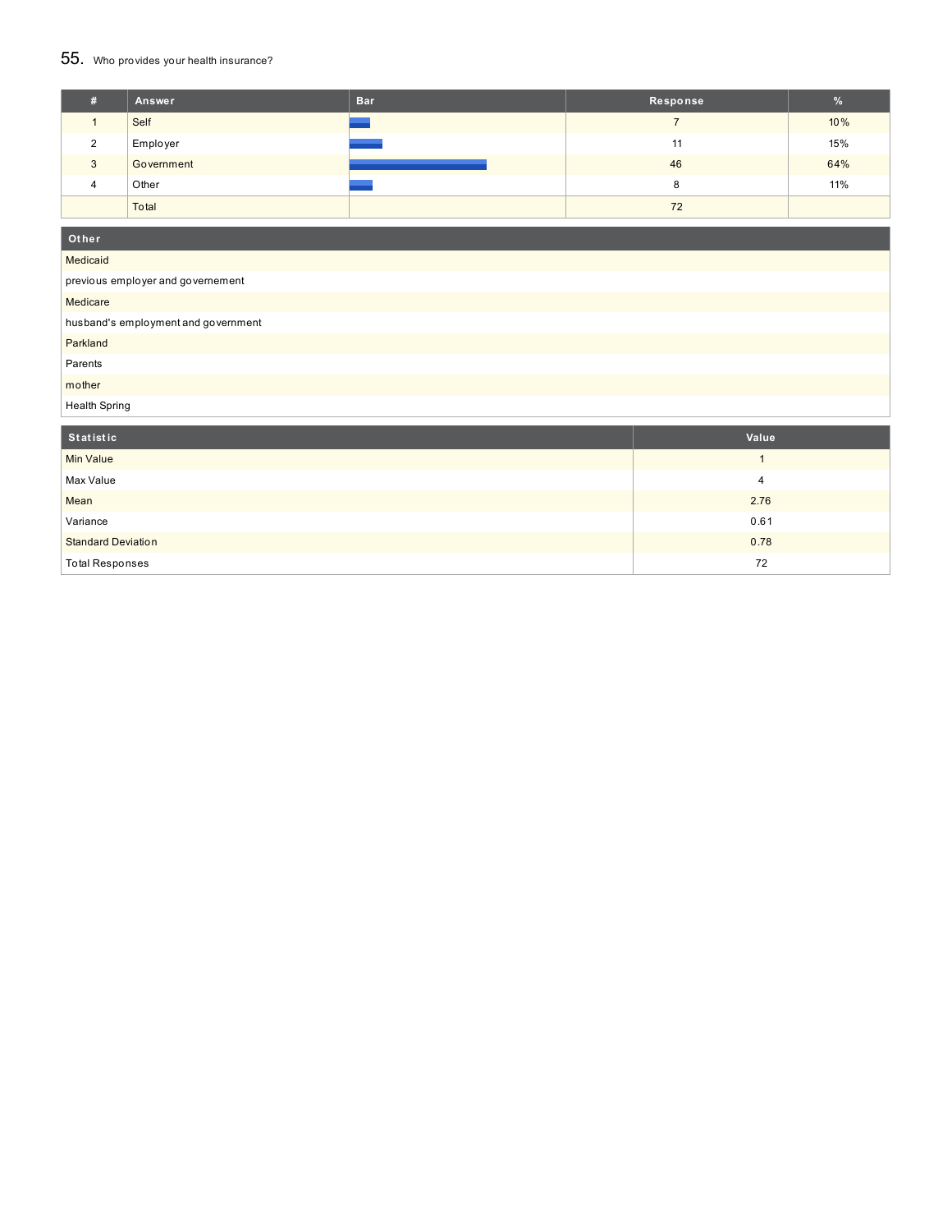## 55. Who provides your health insurance?

| # | Answer | Bar | Response | % |
|---|---|---|---|---|
| 1 | Self | | 7 | 10% |
| 2 | Employer | | 11 | 15% |
| 3 | Government | | 46 | 64% |
| 4 | Other | | 8 | 11% |
| | Total | | 72 | |

| Other |
|---|
| Medicaid |
| previous employer and governement |
| Medicare |
| husband's employment and government |
| Parkland |
| Parents |
| mother |
| Health Spring |

| Statistic | Value |
|---|---|
| Min Value | 1 |
| Max Value | 4 |
| Mean | 2.76 |
| Variance | 0.61 |
| Standard Deviation | 0.78 |
| Total Responses | 72 |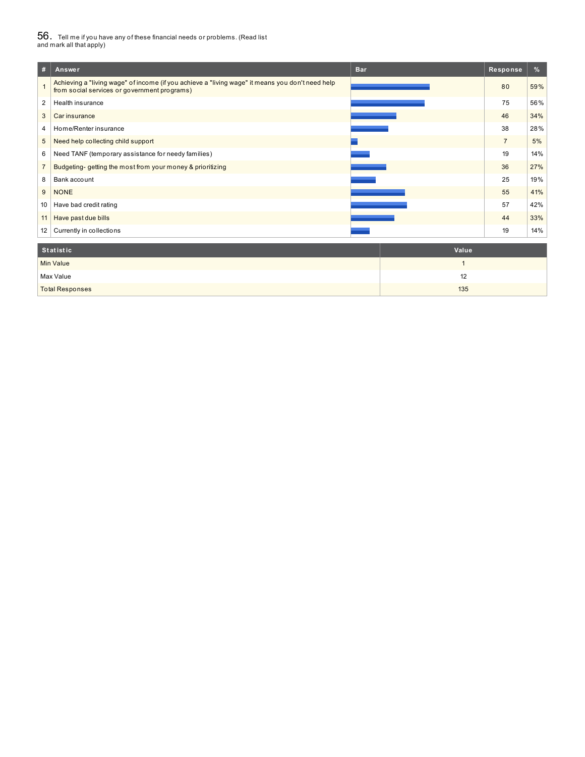## 56. Tell me if you have any of these financial needs or problems. (Read list and mark all that apply)

| # | Answer | Bar | Response | % |
|---|---|---|---|---|
| 1 | Achieving a "living wage" of income (if you achieve a "living wage" it means you don't need help from social services or government programs) | | 80 | 59% |
| 2 | Health insurance | | 75 | 56% |
| 3 | Car insurance | | 46 | 34% |
| 4 | Home/Renter insurance | | 38 | 28% |
| 5 | Need help collecting child support | | 7 | 5% |
| 6 | Need TANF (temporary assistance for needy families) | | 19 | 14% |
| 7 | Budgeting- getting the most from your money & prioritizing | | 36 | 27% |
| 8 | Bank account | | 25 | 19% |
| 9 | NONE | | 55 | 41% |
| 10 | Have bad credit rating | | 57 | 42% |
| 11 | Have past due bills | | 44 | 33% |
| 12 | Currently in collections | | 19 | 14% |

| Statistic | Value |
|---|---|
| Min Value | 1 |
| Max Value | 12 |
| Total Responses | 135 |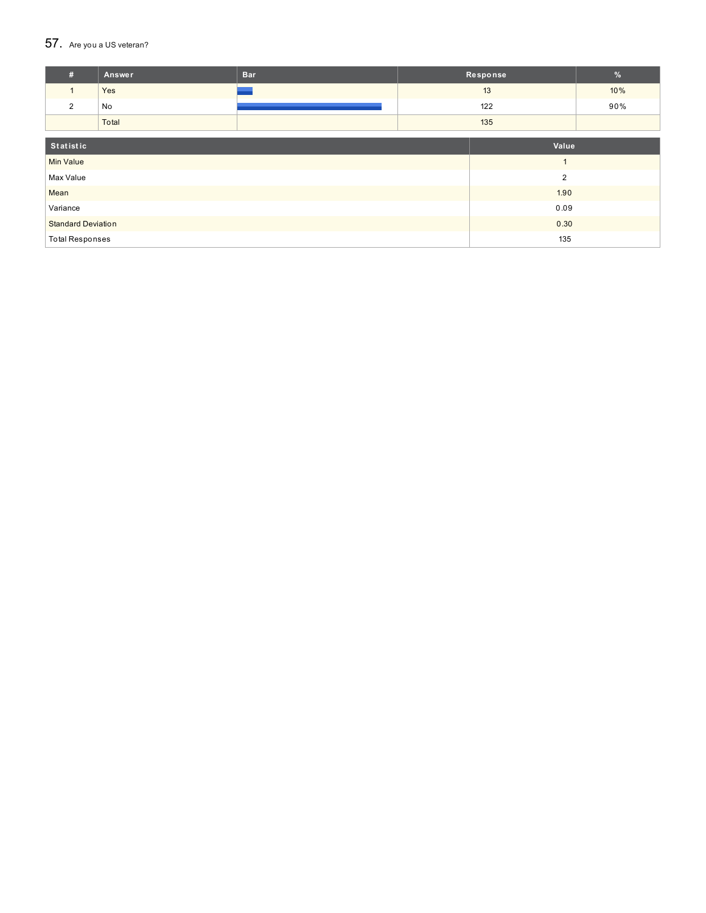## 57. Are you a US veteran?

| # | Answer | Bar | Response | % |
|---|---|---|---|---|
| 1 | Yes | | 13 | 10% |
| 2 | No | | 122 | 90% |
| | Total | | 135 | |

| Statistic | Value |
|---|---|
| Min Value | 1 |
| Max Value | 2 |
| Mean | 1.90 |
| Variance | 0.09 |
| Standard Deviation | 0.30 |
| Total Responses | 135 |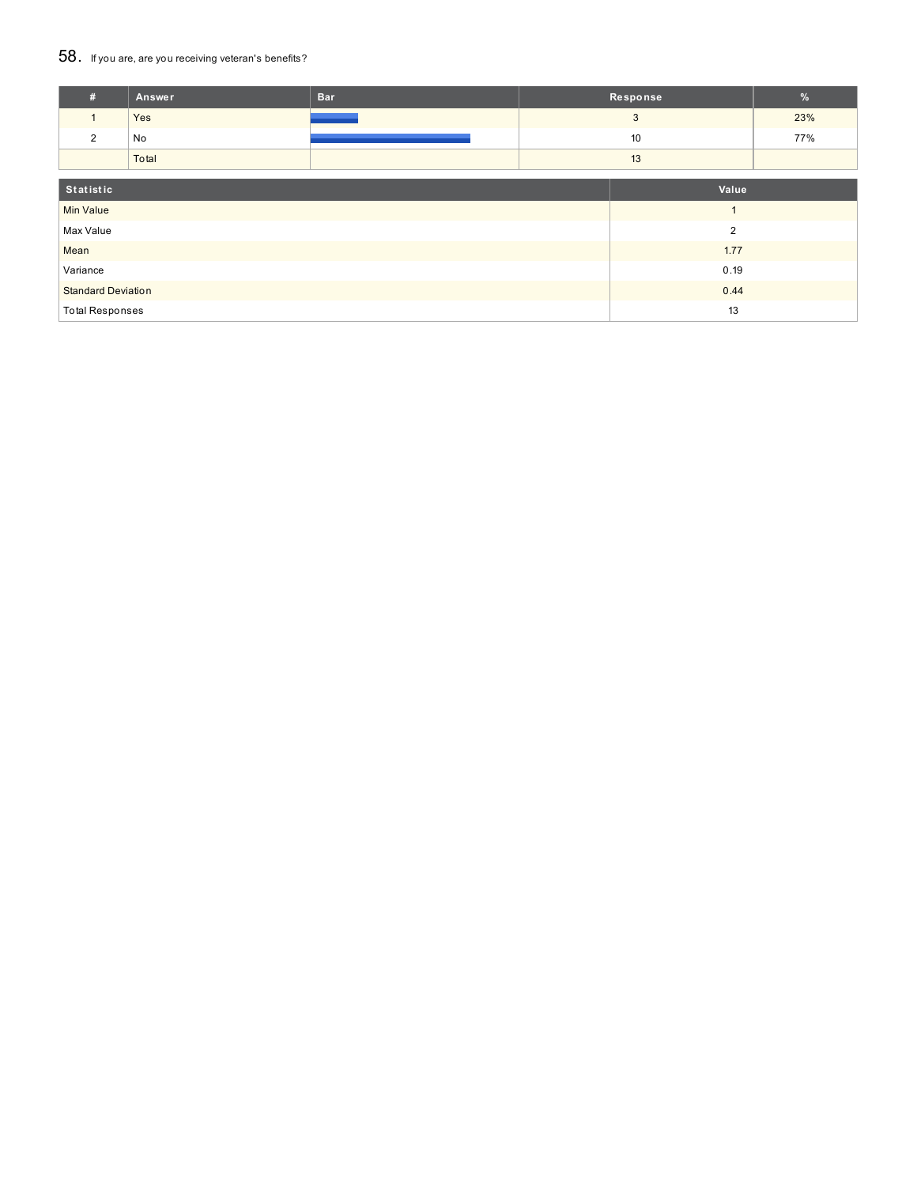## 58. If you are, are you receiving veteran's benefits?

| # | Answer | Bar | Response | % |
|---|---|---|---|---|
| 1 | Yes | | 3 | 23% |
| 2 | No | | 10 | 77% |
| | Total | | 13 | |

| Statistic | Value |
|---|---|
| Min Value | 1 |
| Max Value | 2 |
| Mean | 1.77 |
| Variance | 0.19 |
| Standard Deviation | 0.44 |
| Total Responses | 13 |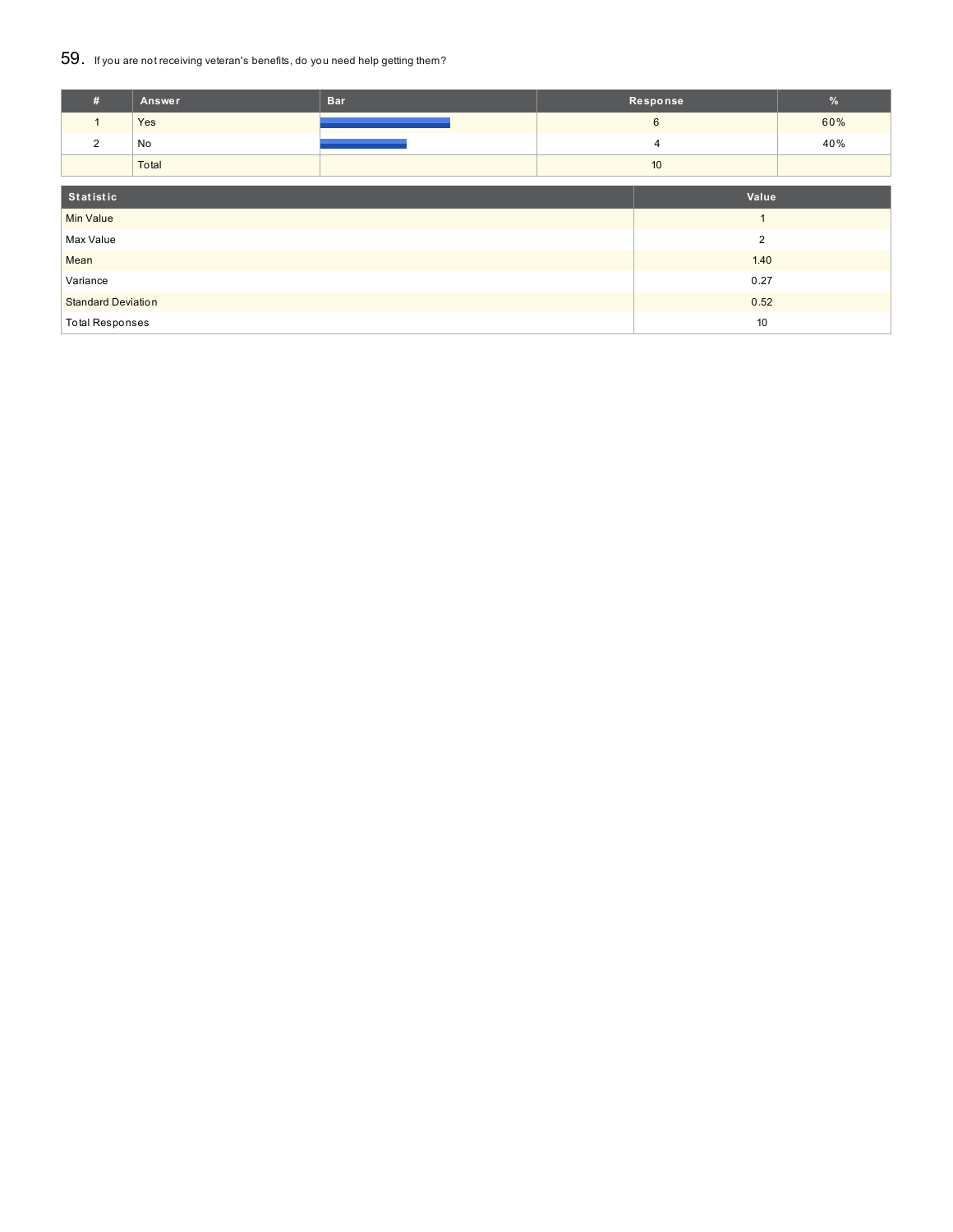## 59. If you are not receiving veteran's benefits, do you need help getting them?

| # | Answer | Bar | Response | % |
|---|---|---|---|---|
| 1 | Yes | | 6 | 60% |
| 2 | No | | 4 | 40% |
| | Total | | 10 | |

| Statistic | Value |
|---|---|
| Min Value | 1 |
| Max Value | 2 |
| Mean | 1.40 |
| Variance | 0.27 |
| Standard Deviation | 0.52 |
| Total Responses | 10 |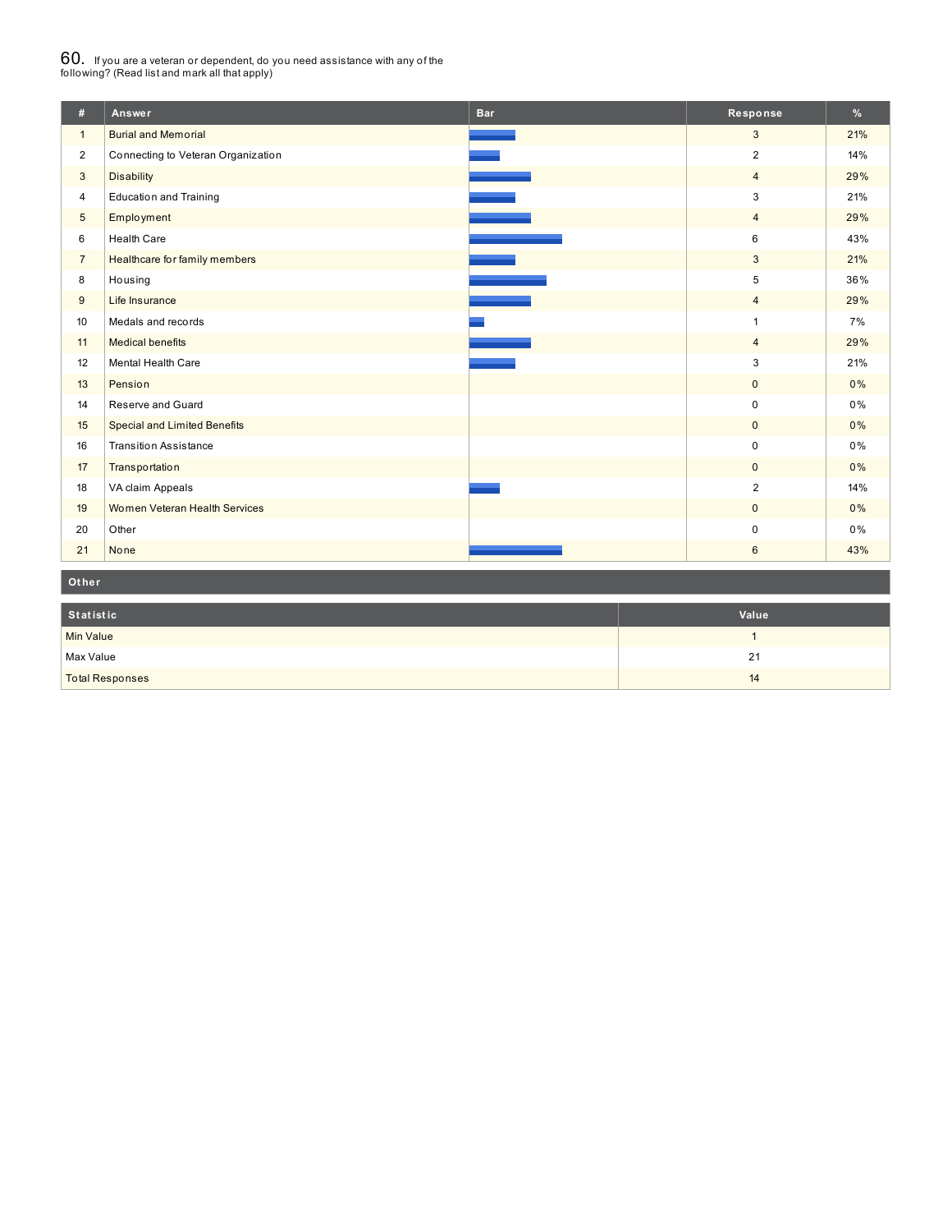## 60. If you are a veteran or dependent, do you need assistance with any of the following? (Read list and mark all that apply)

| # | Answer | Bar | Response | % |
|---|---|---|---|---|
| 1 | Burial and Memorial | | 3 | 21% |
| 2 | Connecting to Veteran Organization | | 2 | 14% |
| 3 | Disability | | 4 | 29% |
| 4 | Education and Training | | 3 | 21% |
| 5 | Employment | | 4 | 29% |
| 6 | Health Care | | 6 | 43% |
| 7 | Healthcare for family members | | 3 | 21% |
| 8 | Housing | | 5 | 36% |
| 9 | Life Insurance | | 4 | 29% |
| 10 | Medals and records | | 1 | 7% |
| 11 | Medical benefits | | 4 | 29% |
| 12 | Mental Health Care | | 3 | 21% |
| 13 | Pension | | 0 | 0% |
| 14 | Reserve and Guard | | 0 | 0% |
| 15 | Special and Limited Benefits | | 0 | 0% |
| 16 | Transition Assistance | | 0 | 0% |
| 17 | Transportation | | 0 | 0% |
| 18 | VA claim Appeals | | 2 | 14% |
| 19 | Women Veteran Health Services | | 0 | 0% |
| 20 | Other | | 0 | 0% |
| 21 | None | | 6 | 43% |

| Other |
|---|

| Statistic | Value |
|---|---|
| Min Value | 1 |
| Max Value | 21 |
| Total Responses | 14 |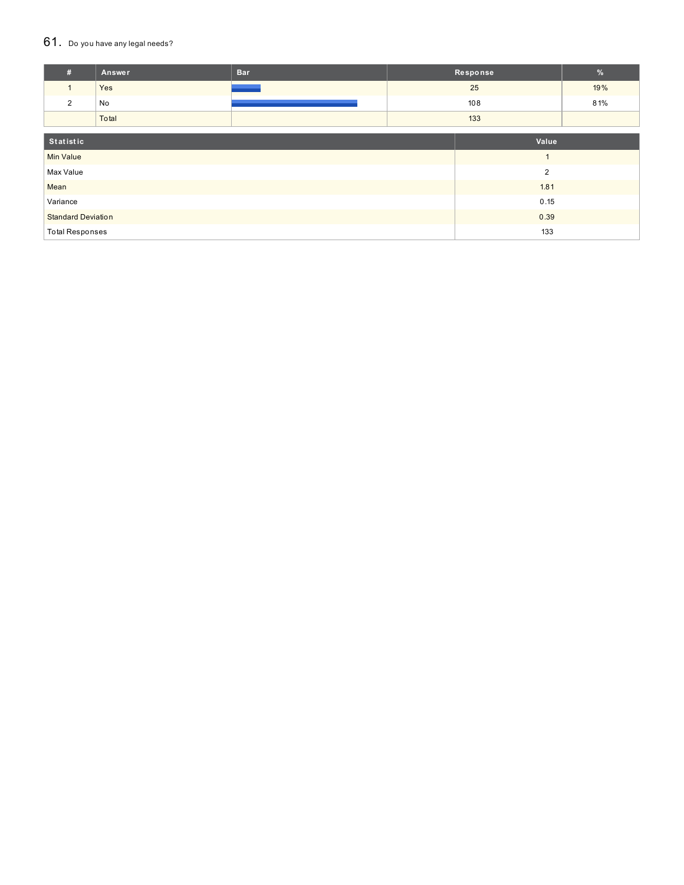## 61. Do you have any legal needs?

| # | Answer | Bar | Response | % |
|---|---|---|---|---|
| 1 | Yes | | 25 | 19% |
| 2 | No | | 108 | 81% |
| | Total | | 133 | |

| Statistic | Value |
|---|---|
| Min Value | 1 |
| Max Value | 2 |
| Mean | 1.81 |
| Variance | 0.15 |
| Standard Deviation | 0.39 |
| Total Responses | 133 |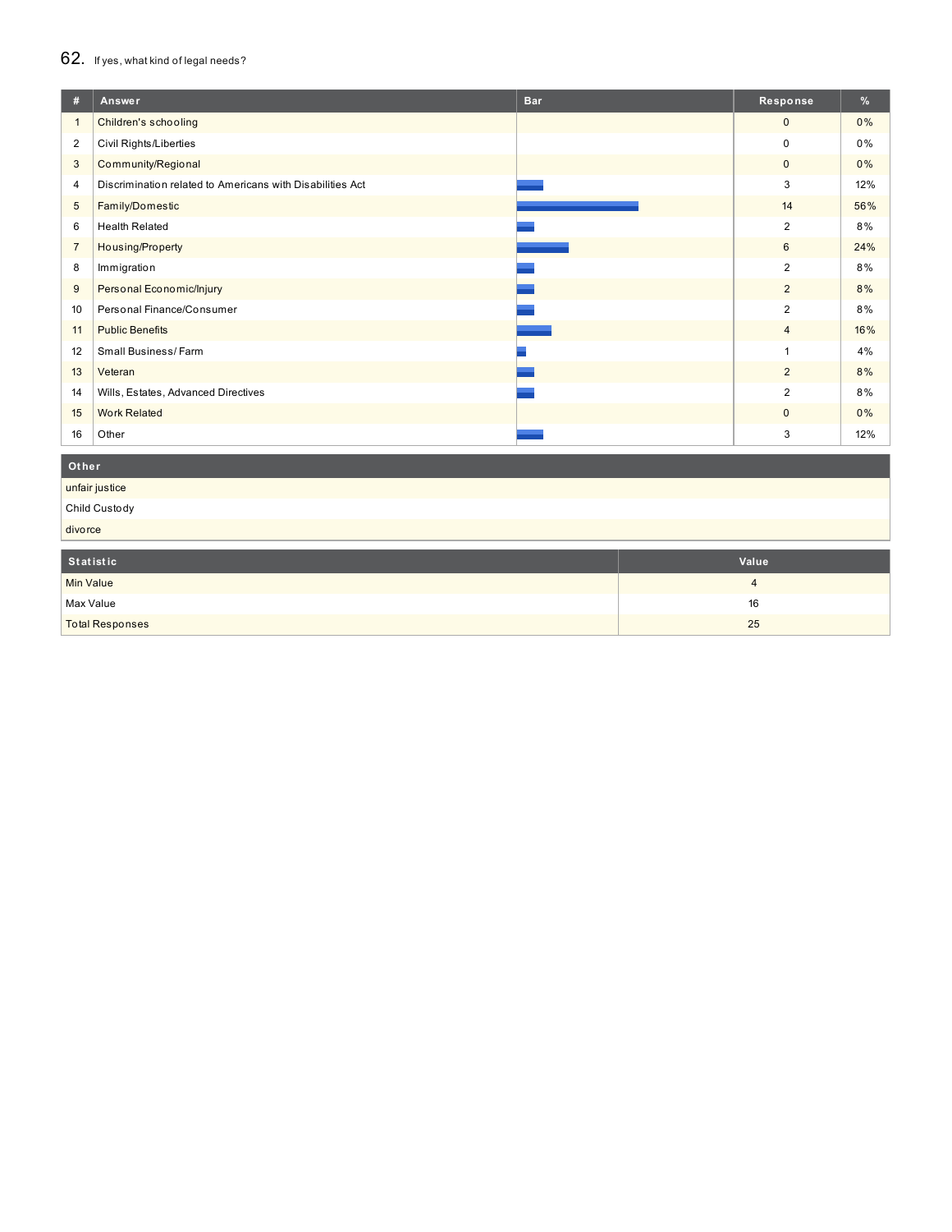## 62. If yes, what kind of legal needs?

| # | Answer | Bar | Response | % |
|---|---|---|---|---|
| 1 | Children's schooling | | 0 | 0% |
| 2 | Civil Rights/Liberties | | 0 | 0% |
| 3 | Community/Regional | | 0 | 0% |
| 4 | Discrimination related to Americans with Disabilities Act | | 3 | 12% |
| 5 | Family/Domestic | | 14 | 56% |
| 6 | Health Related | | 2 | 8% |
| 7 | Housing/Property | | 6 | 24% |
| 8 | Immigration | | 2 | 8% |
| 9 | Personal Economic/Injury | | 2 | 8% |
| 10 | Personal Finance/Consumer | | 2 | 8% |
| 11 | Public Benefits | | 4 | 16% |
| 12 | Small Business/ Farm | | 1 | 4% |
| 13 | Veteran | | 2 | 8% |
| 14 | Wills, Estates, Advanced Directives | | 2 | 8% |
| 15 | Work Related | | 0 | 0% |
| 16 | Other | | 3 | 12% |

| Other |
|---|
| unfair justice |
| Child Custody |
| divorce |

| Statistic | Value |
|---|---|
| Min Value | 4 |
| Max Value | 16 |
| Total Responses | 25 |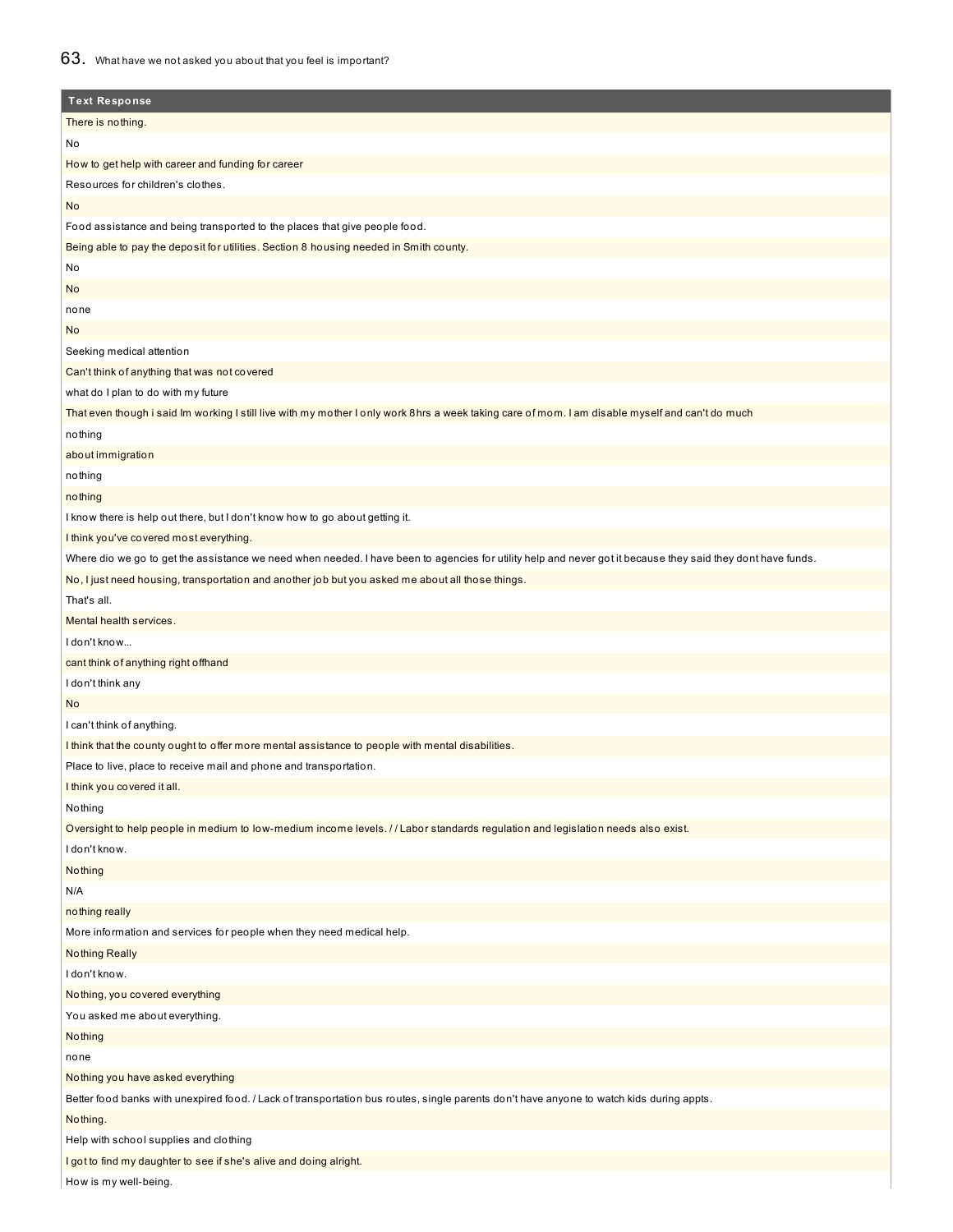## 63. What have we not asked you about that you feel is important?

| Text Response |
|---|
| There is nothing. |
| No |
| How to get help with career and funding for career |
| Resources for children's clothes. |
| No |
| Food assistance and being transported to the places that give people food. |
| Being able to pay the deposit for utilities. Section 8 housing needed in Smith county. |
| No |
| No |
| none |
| No |
| Seeking medical attention |
| Can't think of anything that was not covered |
| what do I plan to do with my future |
| That even though i said Im working I still live with my mother I only work 8hrs a week taking care of mom. I am disable myself and can't do much |
| nothing |
| about immigration |
| nothing |
| nothing |
| I know there is help out there, but I don't know how to go about getting it. |
| I think you've covered most everything. |
| Where dio we go to get the assistance we need when needed. I have been to agencies for utility help and never got it because they said they dont have funds. |
| No, I just need housing, transportation and another job but you asked me about all those things. |
| That's all. |
| Mental health services. |
| I don't know... |
| cant think of anything right offhand |
| I don't think any |
| No |
| I can't think of anything. |
| I think that the county ought to offer more mental assistance to people with mental disabilities. |
| Place to live, place to receive mail and phone and transportation. |
| I think you covered it all. |
| Nothing |
| Oversight to help people in medium to low-medium income levels. / / Labor standards regulation and legislation needs also exist. |
| I don't know. |
| Nothing |
| N/A |
| nothing really |
| More information and services for people when they need medical help. |
| Nothing Really |
| I don't know. |
| Nothing, you covered everything |
| You asked me about everything. |
| Nothing |
| none |
| Nothing you have asked everything |
| Better food banks with unexpired food. / Lack of transportation bus routes, single parents don't have anyone to watch kids during appts. |
| Nothing. |
| Help with school supplies and clothing |
| I got to find my daughter to see if she's alive and doing alright. |
| How is my well-being. |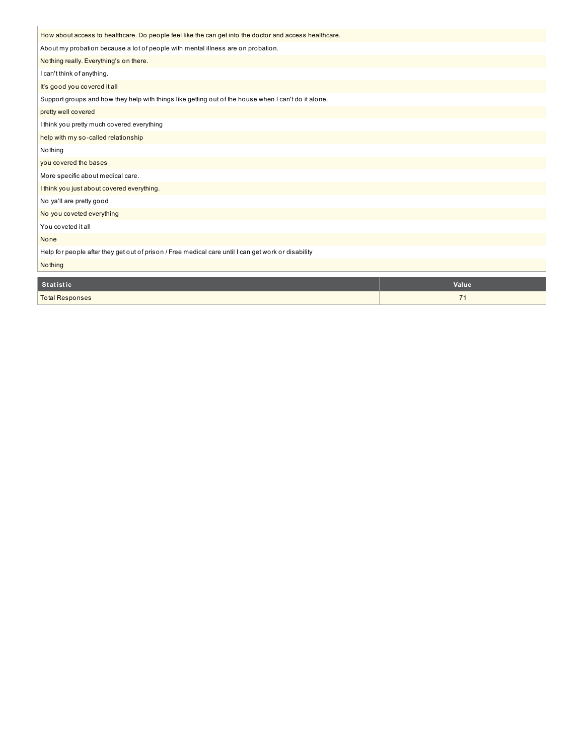| |
|---|
| How about access to healthcare. Do people feel like the can get into the doctor and access healthcare. |
| About my probation because a lot of people with mental illness are on probation. |
| Nothing really. Everything's on there. |
| I can't think of anything. |
| It's good you covered it all |
| Support groups and how they help with things like getting out of the house when I can't do it alone. |
| pretty well covered |
| I think you pretty much covered everything |
| help with my so-called relationship |
| Nothing |
| you covered the bases |
| More specific about medical care. |
| I think you just about covered everything. |
| No ya'll are pretty good |
| No you coveted everything |
| You coveted it all |
| None |
| Help for people after they get out of prison / Free medical care until I can get work or disability |
| Nothing |

| Statistic | Value |
|---|---|
| Total Responses | 71 |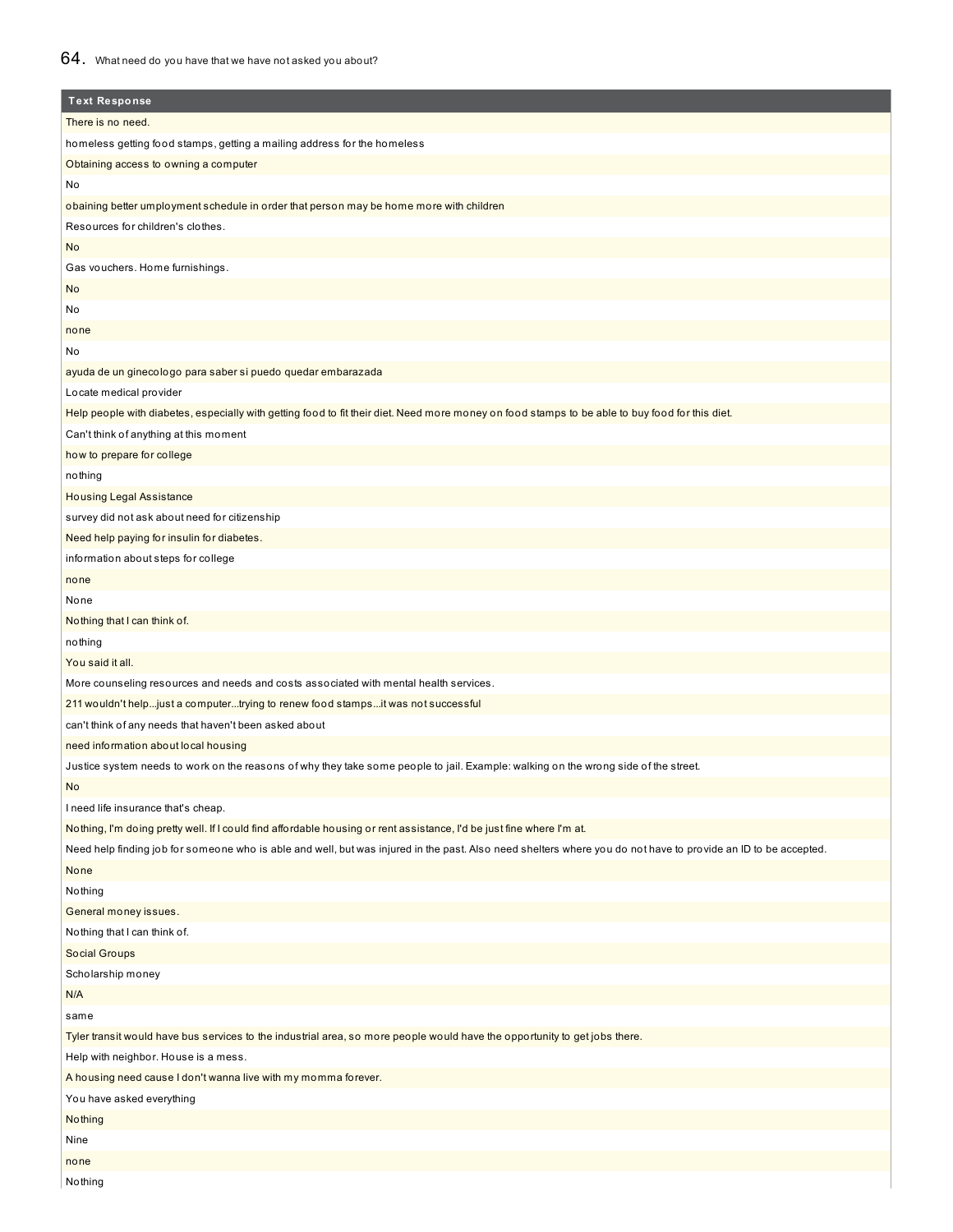64. What need do you have that we have not asked you about?

| Text Response |
|---|
| There is no need. |
| homeless getting food stamps, getting a mailing address for the homeless |
| Obtaining access to owning a computer |
| No |
| obaining better umployment schedule in order that person may be home more with children |
| Resources for children's clothes. |
| No |
| Gas vouchers. Home furnishings. |
| No |
| No |
| none |
| No |
| ayuda de un ginecologo para saber si puedo quedar embarazada |
| Locate medical provider |
| Help people with diabetes, especially with getting food to fit their diet. Need more money on food stamps to be able to buy food for this diet. |
| Can't think of anything at this moment |
| how to prepare for college |
| nothing |
| Housing Legal Assistance |
| survey did not ask about need for citizenship |
| Need help paying for insulin for diabetes. |
| information about steps for college |
| none |
| None |
| Nothing that I can think of. |
| nothing |
| You said it all. |
| More counseling resources and needs and costs associated with mental health services. |
| 211 wouldn't help...just a computer...trying to renew food stamps...it was not successful |
| can't think of any needs that haven't been asked about |
| need information about local housing |
| Justice system needs to work on the reasons of why they take some people to jail. Example: walking on the wrong side of the street. |
| No |
| I need life insurance that's cheap. |
| Nothing, I'm doing pretty well. If I could find affordable housing or rent assistance, I'd be just fine where I'm at. |
| Need help finding job for someone who is able and well, but was injured in the past. Also need shelters where you do not have to provide an ID to be accepted. |
| None |
| Nothing |
| General money issues. |
| Nothing that I can think of. |
| Social Groups |
| Scholarship money |
| N/A |
| same |
| Tyler transit would have bus services to the industrial area, so more people would have the opportunity to get jobs there. |
| Help with neighbor. House is a mess. |
| A housing need cause I don't wanna live with my momma forever. |
| You have asked everything |
| Nothing |
| Nine |
| none |
| Nothing |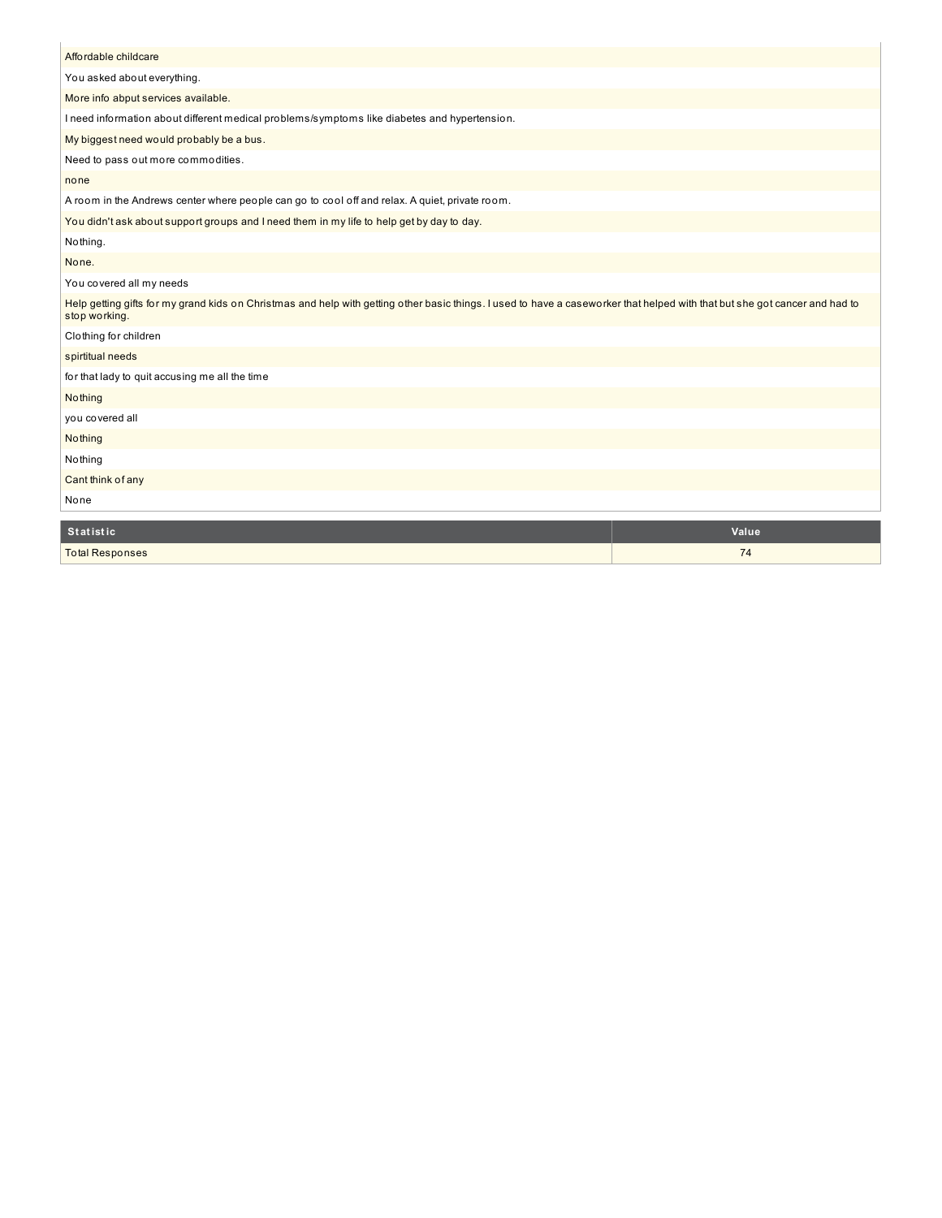| |
|---|
| Affordable childcare |
| You asked about everything. |
| More info abput services available. |
| I need information about different medical problems/symptoms like diabetes and hypertension. |
| My biggest need would probably be a bus. |
| Need to pass out more commodities. |
| none |
| A room in the Andrews center where people can go to cool off and relax. A quiet, private room. |
| You didn't ask about support groups and I need them in my life to help get by day to day. |
| Nothing. |
| None. |
| You covered all my needs |
| Help getting gifts for my grand kids on Christmas and help with getting other basic things. I used to have a caseworker that helped with that but she got cancer and had to stop working. |
| Clothing for children |
| spirtitual needs |
| for that lady to quit accusing me all the time |
| Nothing |
| you covered all |
| Nothing |
| Nothing |
| Cant think of any |
| None |

| Statistic | Value |
|---|---|
| Total Responses | 74 |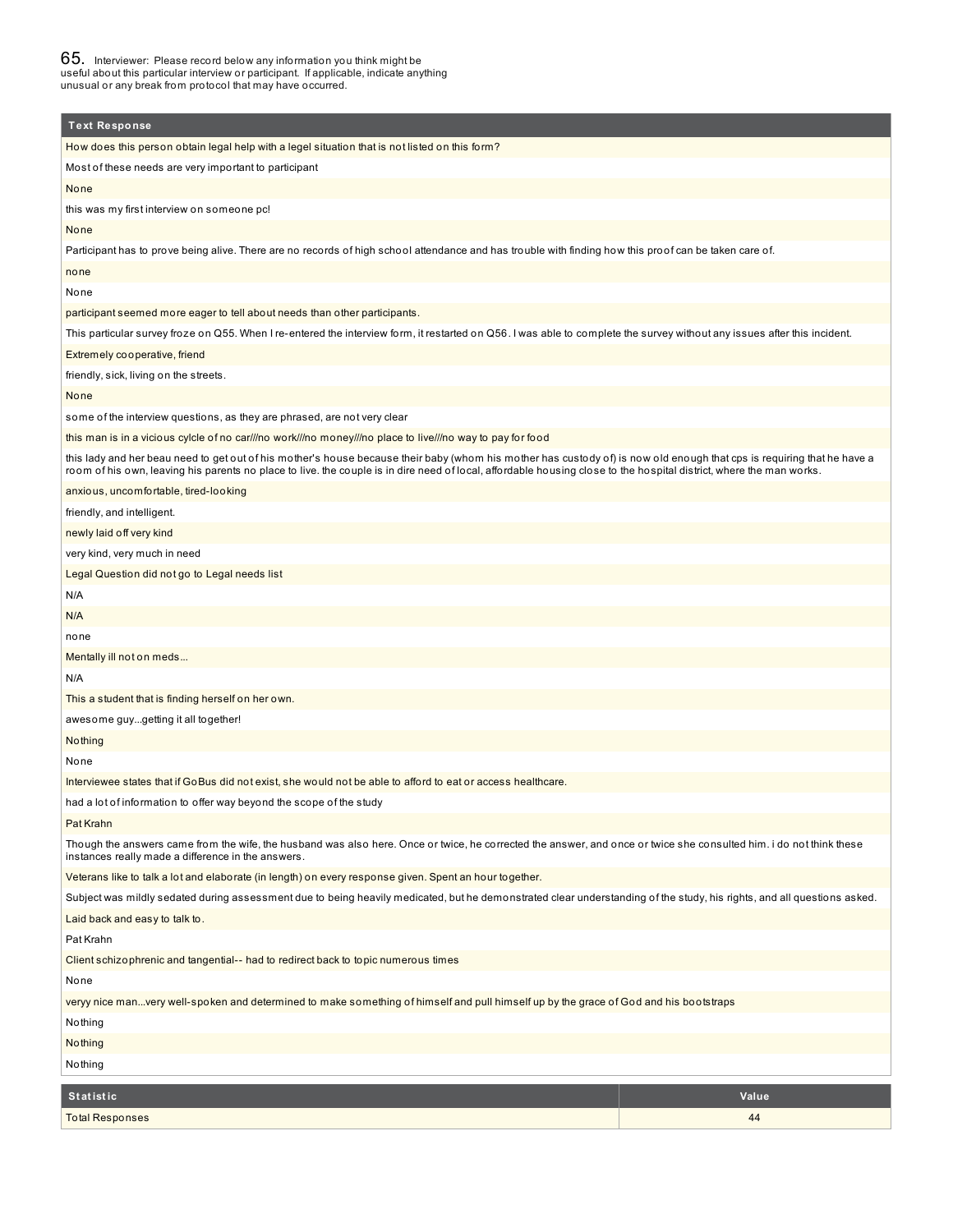65. Interviewer: Please record below any information you think might be useful about this particular interview or participant. If applicable, indicate anything unusual or any break from protocol that may have occurred.

| Text Response |
|---|
| How does this person obtain legal help with a legel situation that is not listed on this form? |
| Most of these needs are very important to participant |
| None |
| this was my first interview on someone pc! |
| None |
| Participant has to prove being alive. There are no records of high school attendance and has trouble with finding how this proof can be taken care of. |
| none |
| None |
| participant seemed more eager to tell about needs than other participants. |
| This particular survey froze on Q55. When I re-entered the interview form, it restarted on Q56. I was able to complete the survey without any issues after this incident. |
| Extremely cooperative, friend |
| friendly, sick, living on the streets. |
| None |
| some of the interview questions, as they are phrased, are not very clear |
| this man is in a vicious cylcle of no car///no work///no money///no place to live///no way to pay for food |
| this lady and her beau need to get out of his mother's house because their baby (whom his mother has custody of) is now old enough that cps is requiring that he have a room of his own, leaving his parents no place to live. the couple is in dire need of local, affordable housing close to the hospital district, where the man works. |
| anxious, uncomfortable, tired-looking |
| friendly, and intelligent. |
| newly laid off very kind |
| very kind, very much in need |
| Legal Question did not go to Legal needs list |
| N/A |
| N/A |
| none |
| Mentally ill not on meds... |
| N/A |
| This a student that is finding herself on her own. |
| awesome guy...getting it all together! |
| Nothing |
| None |
| Interviewee states that if GoBus did not exist, she would not be able to afford to eat or access healthcare. |
| had a lot of information to offer way beyond the scope of the study |
| Pat Krahn |
| Though the answers came from the wife, the husband was also here. Once or twice, he corrected the answer, and once or twice she consulted him. i do not think these instances really made a difference in the answers. |
| Veterans like to talk a lot and elaborate (in length) on every response given. Spent an hour together. |
| Subject was mildly sedated during assessment due to being heavily medicated, but he demonstrated clear understanding of the study, his rights, and all questions asked. |
| Laid back and easy to talk to. |
| Pat Krahn |
| Client schizophrenic and tangential-- had to redirect back to topic numerous times |
| None |
| veryy nice man...very well-spoken and determined to make something of himself and pull himself up by the grace of God and his bootstraps |
| Nothing |
| Nothing |
| Nothing |

| Statistic | Value |
|---|---|
| Total Responses | 44 |